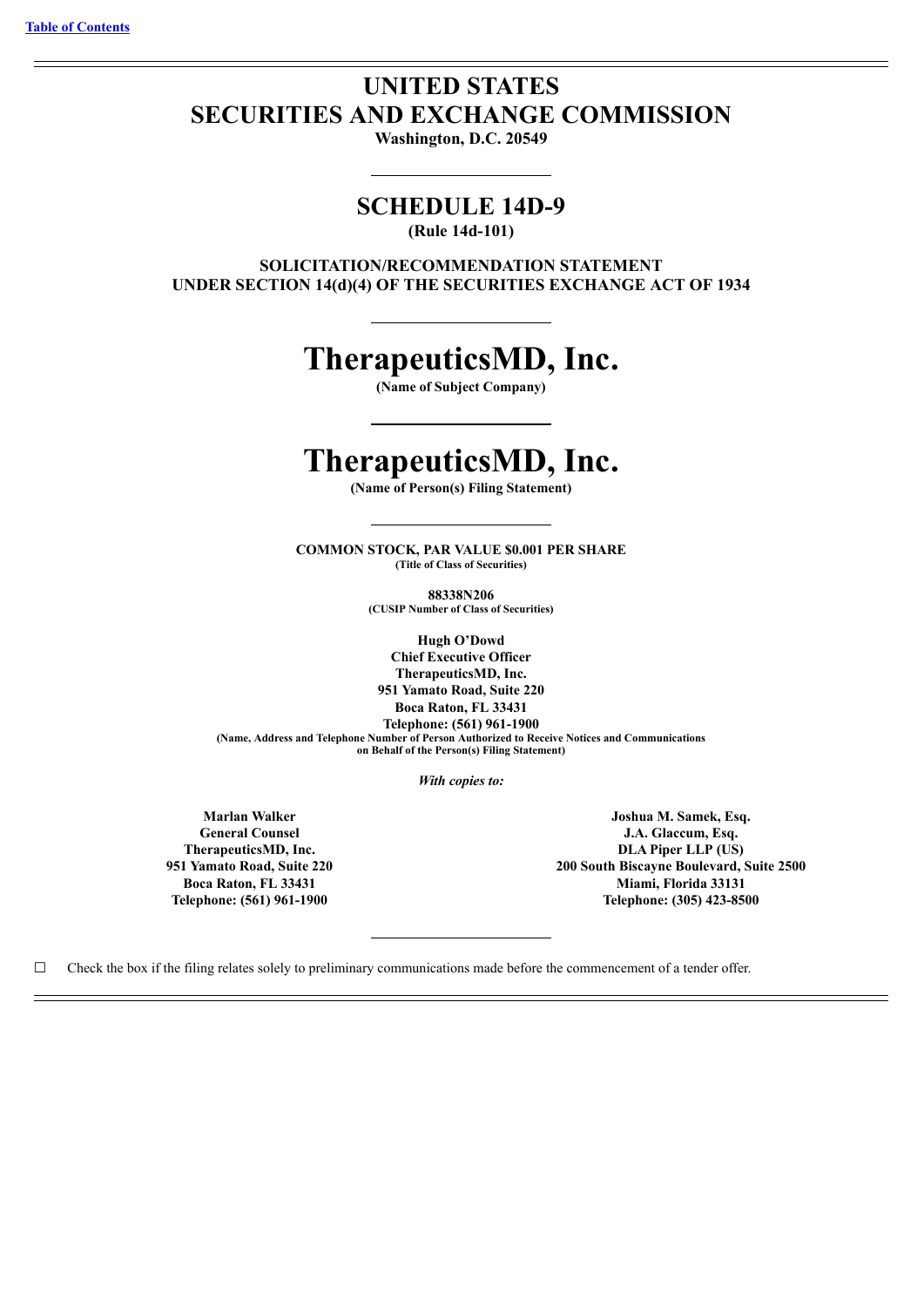[Table of Contents](#)

# UNITED STATES
# SECURITIES AND EXCHANGE COMMISSION

**Washington, D.C. 20549**

## SCHEDULE 14D-9

**(Rule 14d-101)**

**SOLICITATION/RECOMMENDATION STATEMENT**
**UNDER SECTION 14(d)(4) OF THE SECURITIES EXCHANGE ACT OF 1934**

# TherapeuticsMD, Inc.

**(Name of Subject Company)**

# TherapeuticsMD, Inc.

**(Name of Person(s) Filing Statement)**

**COMMON STOCK, PAR VALUE $0.001 PER SHARE**
**(Title of Class of Securities)**

**88338N206**
**(CUSIP Number of Class of Securities)**

**Hugh O'Dowd**
**Chief Executive Officer**
**TherapeuticsMD, Inc.**
**951 Yamato Road, Suite 220**
**Boca Raton, FL 33431**
**Telephone: (561) 961-1900**
**(Name, Address and Telephone Number of Person Authorized to Receive Notices and Communications on Behalf of the Person(s) Filing Statement)**

***With copies to:***

**Marlan Walker**
**General Counsel**
**TherapeuticsMD, Inc.**
**951 Yamato Road, Suite 220**
**Boca Raton, FL 33431**
**Telephone: (561) 961-1900**

**Joshua M. Samek, Esq.**
**J.A. Glaccum, Esq.**
**DLA Piper LLP (US)**
**200 South Biscayne Boulevard, Suite 2500**
**Miami, Florida 33131**
**Telephone: (305) 423-8500**

☐ Check the box if the filing relates solely to preliminary communications made before the commencement of a tender offer.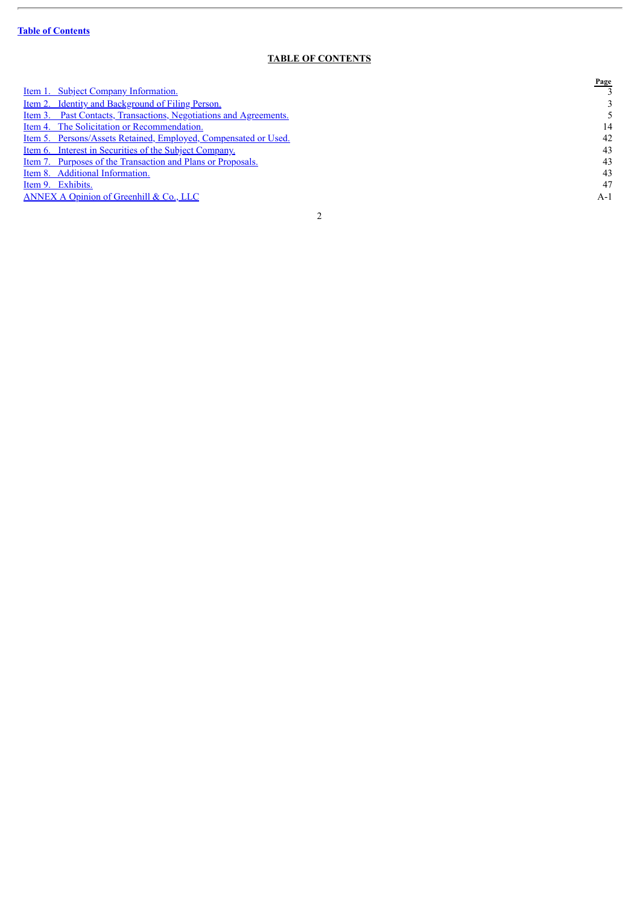Table of Contents

## TABLE OF CONTENTS

| | Page |
|---|---|
| Item 1. Subject Company Information. | 3 |
| Item 2. Identity and Background of Filing Person. | 3 |
| Item 3. Past Contacts, Transactions, Negotiations and Agreements. | 5 |
| Item 4. The Solicitation or Recommendation. | 14 |
| Item 5. Persons/Assets Retained, Employed, Compensated or Used. | 42 |
| Item 6. Interest in Securities of the Subject Company. | 43 |
| Item 7. Purposes of the Transaction and Plans or Proposals. | 43 |
| Item 8. Additional Information. | 43 |
| Item 9. Exhibits. | 47 |
| ANNEX A Opinion of Greenhill & Co., LLC | A-1 |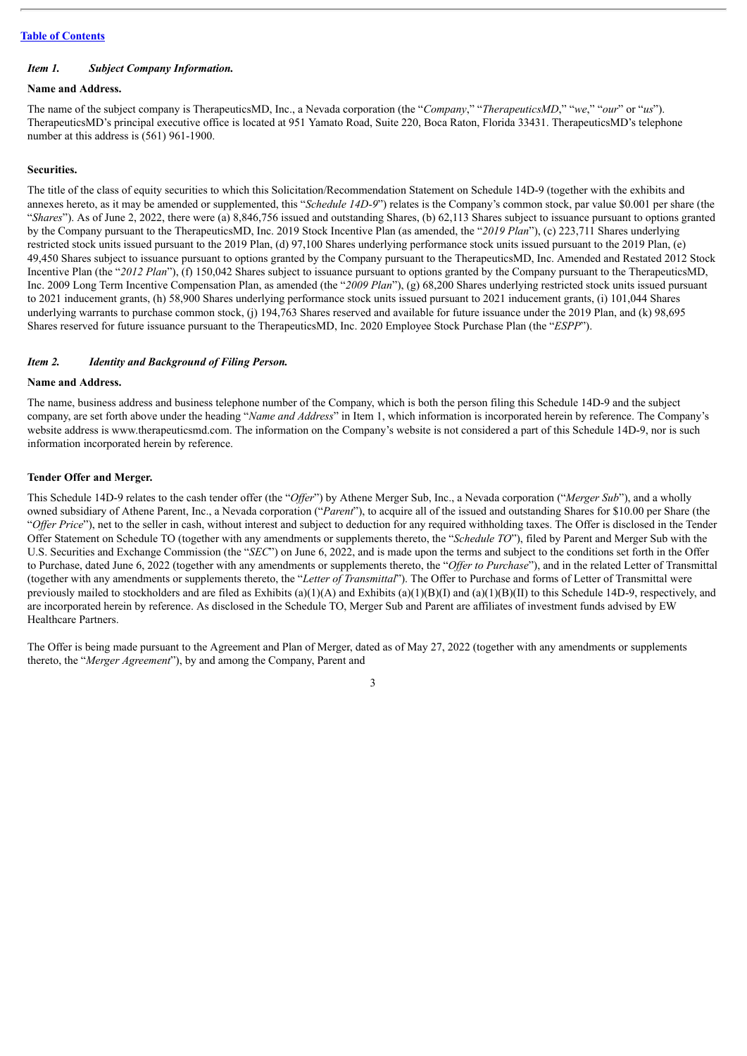Table of Contents

### *Item 1. Subject Company Information.*

**Name and Address.**

The name of the subject company is TherapeuticsMD, Inc., a Nevada corporation (the "*Company*," "*TherapeuticsMD*," "*we*," "*our*" or "*us*"). TherapeuticsMD's principal executive office is located at 951 Yamato Road, Suite 220, Boca Raton, Florida 33431. TherapeuticsMD's telephone number at this address is (561) 961-1900.

**Securities.**

The title of the class of equity securities to which this Solicitation/Recommendation Statement on Schedule 14D-9 (together with the exhibits and annexes hereto, as it may be amended or supplemented, this "*Schedule 14D-9*") relates is the Company's common stock, par value $0.001 per share (the "*Shares*"). As of June 2, 2022, there were (a) 8,846,756 issued and outstanding Shares, (b) 62,113 Shares subject to issuance pursuant to options granted by the Company pursuant to the TherapeuticsMD, Inc. 2019 Stock Incentive Plan (as amended, the "*2019 Plan*"), (c) 223,711 Shares underlying restricted stock units issued pursuant to the 2019 Plan, (d) 97,100 Shares underlying performance stock units issued pursuant to the 2019 Plan, (e) 49,450 Shares subject to issuance pursuant to options granted by the Company pursuant to the TherapeuticsMD, Inc. Amended and Restated 2012 Stock Incentive Plan (the "*2012 Plan*"), (f) 150,042 Shares subject to issuance pursuant to options granted by the Company pursuant to the TherapeuticsMD, Inc. 2009 Long Term Incentive Compensation Plan, as amended (the "*2009 Plan*"), (g) 68,200 Shares underlying restricted stock units issued pursuant to 2021 inducement grants, (h) 58,900 Shares underlying performance stock units issued pursuant to 2021 inducement grants, (i) 101,044 Shares underlying warrants to purchase common stock, (j) 194,763 Shares reserved and available for future issuance under the 2019 Plan, and (k) 98,695 Shares reserved for future issuance pursuant to the TherapeuticsMD, Inc. 2020 Employee Stock Purchase Plan (the "*ESPP*").

### *Item 2. Identity and Background of Filing Person.*

**Name and Address.**

The name, business address and business telephone number of the Company, which is both the person filing this Schedule 14D-9 and the subject company, are set forth above under the heading "*Name and Address*" in Item 1, which information is incorporated herein by reference. The Company's website address is www.therapeuticsmd.com. The information on the Company's website is not considered a part of this Schedule 14D-9, nor is such information incorporated herein by reference.

**Tender Offer and Merger.**

This Schedule 14D-9 relates to the cash tender offer (the "*Offer*") by Athene Merger Sub, Inc., a Nevada corporation ("*Merger Sub*"), and a wholly owned subsidiary of Athene Parent, Inc., a Nevada corporation ("*Parent*"), to acquire all of the issued and outstanding Shares for $10.00 per Share (the "*Offer Price*"), net to the seller in cash, without interest and subject to deduction for any required withholding taxes. The Offer is disclosed in the Tender Offer Statement on Schedule TO (together with any amendments or supplements thereto, the "*Schedule TO*"), filed by Parent and Merger Sub with the U.S. Securities and Exchange Commission (the "*SEC*") on June 6, 2022, and is made upon the terms and subject to the conditions set forth in the Offer to Purchase, dated June 6, 2022 (together with any amendments or supplements thereto, the "*Offer to Purchase*"), and in the related Letter of Transmittal (together with any amendments or supplements thereto, the "*Letter of Transmittal*"). The Offer to Purchase and forms of Letter of Transmittal were previously mailed to stockholders and are filed as Exhibits (a)(1)(A) and Exhibits (a)(1)(B)(I) and (a)(1)(B)(II) to this Schedule 14D-9, respectively, and are incorporated herein by reference. As disclosed in the Schedule TO, Merger Sub and Parent are affiliates of investment funds advised by EW Healthcare Partners.

The Offer is being made pursuant to the Agreement and Plan of Merger, dated as of May 27, 2022 (together with any amendments or supplements thereto, the "*Merger Agreement*"), by and among the Company, Parent and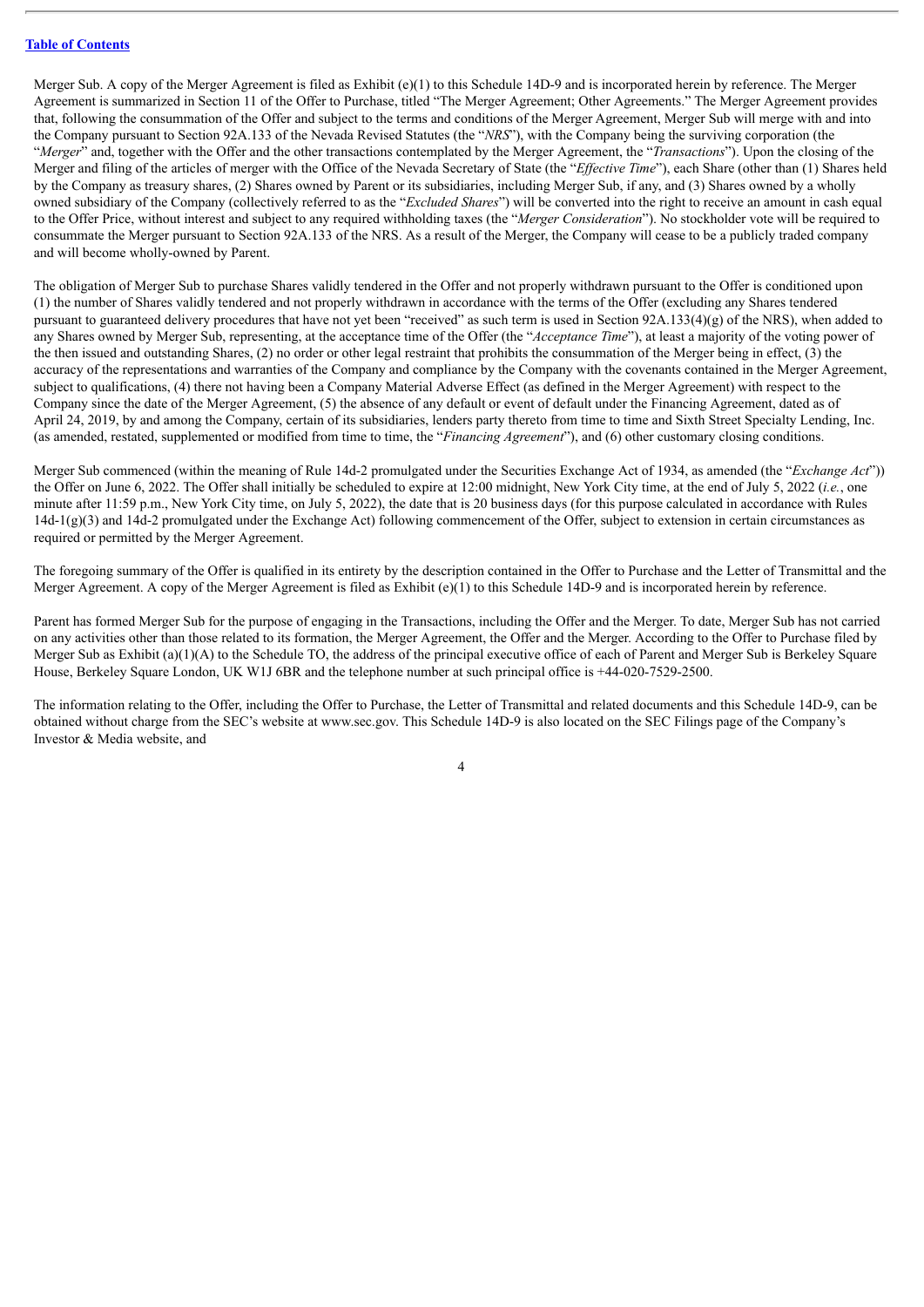Merger Sub. A copy of the Merger Agreement is filed as Exhibit (e)(1) to this Schedule 14D-9 and is incorporated herein by reference. The Merger Agreement is summarized in Section 11 of the Offer to Purchase, titled "The Merger Agreement; Other Agreements." The Merger Agreement provides that, following the consummation of the Offer and subject to the terms and conditions of the Merger Agreement, Merger Sub will merge with and into the Company pursuant to Section 92A.133 of the Nevada Revised Statutes (the "*NRS*"), with the Company being the surviving corporation (the "*Merger*" and, together with the Offer and the other transactions contemplated by the Merger Agreement, the "*Transactions*"). Upon the closing of the Merger and filing of the articles of merger with the Office of the Nevada Secretary of State (the "*Effective Time*"), each Share (other than (1) Shares held by the Company as treasury shares, (2) Shares owned by Parent or its subsidiaries, including Merger Sub, if any, and (3) Shares owned by a wholly owned subsidiary of the Company (collectively referred to as the "*Excluded Shares*") will be converted into the right to receive an amount in cash equal to the Offer Price, without interest and subject to any required withholding taxes (the "*Merger Consideration*"). No stockholder vote will be required to consummate the Merger pursuant to Section 92A.133 of the NRS. As a result of the Merger, the Company will cease to be a publicly traded company and will become wholly-owned by Parent.

The obligation of Merger Sub to purchase Shares validly tendered in the Offer and not properly withdrawn pursuant to the Offer is conditioned upon (1) the number of Shares validly tendered and not properly withdrawn in accordance with the terms of the Offer (excluding any Shares tendered pursuant to guaranteed delivery procedures that have not yet been "received" as such term is used in Section 92A.133(4)(g) of the NRS), when added to any Shares owned by Merger Sub, representing, at the acceptance time of the Offer (the "*Acceptance Time*"), at least a majority of the voting power of the then issued and outstanding Shares, (2) no order or other legal restraint that prohibits the consummation of the Merger being in effect, (3) the accuracy of the representations and warranties of the Company and compliance by the Company with the covenants contained in the Merger Agreement, subject to qualifications, (4) there not having been a Company Material Adverse Effect (as defined in the Merger Agreement) with respect to the Company since the date of the Merger Agreement, (5) the absence of any default or event of default under the Financing Agreement, dated as of April 24, 2019, by and among the Company, certain of its subsidiaries, lenders party thereto from time to time and Sixth Street Specialty Lending, Inc. (as amended, restated, supplemented or modified from time to time, the "*Financing Agreement*"), and (6) other customary closing conditions.

Merger Sub commenced (within the meaning of Rule 14d-2 promulgated under the Securities Exchange Act of 1934, as amended (the "*Exchange Act*")) the Offer on June 6, 2022. The Offer shall initially be scheduled to expire at 12:00 midnight, New York City time, at the end of July 5, 2022 (*i.e.*, one minute after 11:59 p.m., New York City time, on July 5, 2022), the date that is 20 business days (for this purpose calculated in accordance with Rules 14d-1(g)(3) and 14d-2 promulgated under the Exchange Act) following commencement of the Offer, subject to extension in certain circumstances as required or permitted by the Merger Agreement.

The foregoing summary of the Offer is qualified in its entirety by the description contained in the Offer to Purchase and the Letter of Transmittal and the Merger Agreement. A copy of the Merger Agreement is filed as Exhibit (e)(1) to this Schedule 14D-9 and is incorporated herein by reference.

Parent has formed Merger Sub for the purpose of engaging in the Transactions, including the Offer and the Merger. To date, Merger Sub has not carried on any activities other than those related to its formation, the Merger Agreement, the Offer and the Merger. According to the Offer to Purchase filed by Merger Sub as Exhibit (a)(1)(A) to the Schedule TO, the address of the principal executive office of each of Parent and Merger Sub is Berkeley Square House, Berkeley Square London, UK W1J 6BR and the telephone number at such principal office is +44-020-7529-2500.

The information relating to the Offer, including the Offer to Purchase, the Letter of Transmittal and related documents and this Schedule 14D-9, can be obtained without charge from the SEC's website at www.sec.gov. This Schedule 14D-9 is also located on the SEC Filings page of the Company's Investor & Media website, and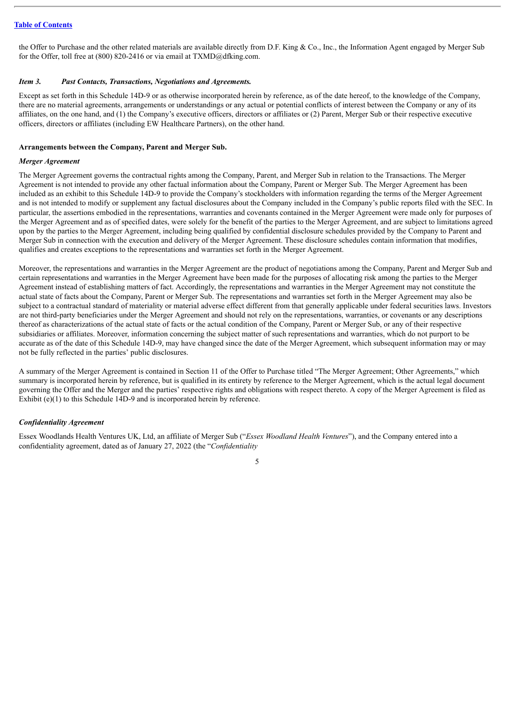the Offer to Purchase and the other related materials are available directly from D.F. King & Co., Inc., the Information Agent engaged by Merger Sub for the Offer, toll free at (800) 820-2416 or via email at TXMD@dfking.com.

### *Item 3. Past Contacts, Transactions, Negotiations and Agreements.*

Except as set forth in this Schedule 14D-9 or as otherwise incorporated herein by reference, as of the date hereof, to the knowledge of the Company, there are no material agreements, arrangements or understandings or any actual or potential conflicts of interest between the Company or any of its affiliates, on the one hand, and (1) the Company's executive officers, directors or affiliates or (2) Parent, Merger Sub or their respective executive officers, directors or affiliates (including EW Healthcare Partners), on the other hand.

**Arrangements between the Company, Parent and Merger Sub.**

*Merger Agreement*

The Merger Agreement governs the contractual rights among the Company, Parent, and Merger Sub in relation to the Transactions. The Merger Agreement is not intended to provide any other factual information about the Company, Parent or Merger Sub. The Merger Agreement has been included as an exhibit to this Schedule 14D-9 to provide the Company's stockholders with information regarding the terms of the Merger Agreement and is not intended to modify or supplement any factual disclosures about the Company included in the Company's public reports filed with the SEC. In particular, the assertions embodied in the representations, warranties and covenants contained in the Merger Agreement were made only for purposes of the Merger Agreement and as of specified dates, were solely for the benefit of the parties to the Merger Agreement, and are subject to limitations agreed upon by the parties to the Merger Agreement, including being qualified by confidential disclosure schedules provided by the Company to Parent and Merger Sub in connection with the execution and delivery of the Merger Agreement. These disclosure schedules contain information that modifies, qualifies and creates exceptions to the representations and warranties set forth in the Merger Agreement.

Moreover, the representations and warranties in the Merger Agreement are the product of negotiations among the Company, Parent and Merger Sub and certain representations and warranties in the Merger Agreement have been made for the purposes of allocating risk among the parties to the Merger Agreement instead of establishing matters of fact. Accordingly, the representations and warranties in the Merger Agreement may not constitute the actual state of facts about the Company, Parent or Merger Sub. The representations and warranties set forth in the Merger Agreement may also be subject to a contractual standard of materiality or material adverse effect different from that generally applicable under federal securities laws. Investors are not third-party beneficiaries under the Merger Agreement and should not rely on the representations, warranties, or covenants or any descriptions thereof as characterizations of the actual state of facts or the actual condition of the Company, Parent or Merger Sub, or any of their respective subsidiaries or affiliates. Moreover, information concerning the subject matter of such representations and warranties, which do not purport to be accurate as of the date of this Schedule 14D-9, may have changed since the date of the Merger Agreement, which subsequent information may or may not be fully reflected in the parties' public disclosures.

A summary of the Merger Agreement is contained in Section 11 of the Offer to Purchase titled "The Merger Agreement; Other Agreements," which summary is incorporated herein by reference, but is qualified in its entirety by reference to the Merger Agreement, which is the actual legal document governing the Offer and the Merger and the parties' respective rights and obligations with respect thereto. A copy of the Merger Agreement is filed as Exhibit (e)(1) to this Schedule 14D-9 and is incorporated herein by reference.

*Confidentiality Agreement*

Essex Woodlands Health Ventures UK, Ltd, an affiliate of Merger Sub ("*Essex Woodland Health Ventures*"), and the Company entered into a confidentiality agreement, dated as of January 27, 2022 (the "*Confidentiality*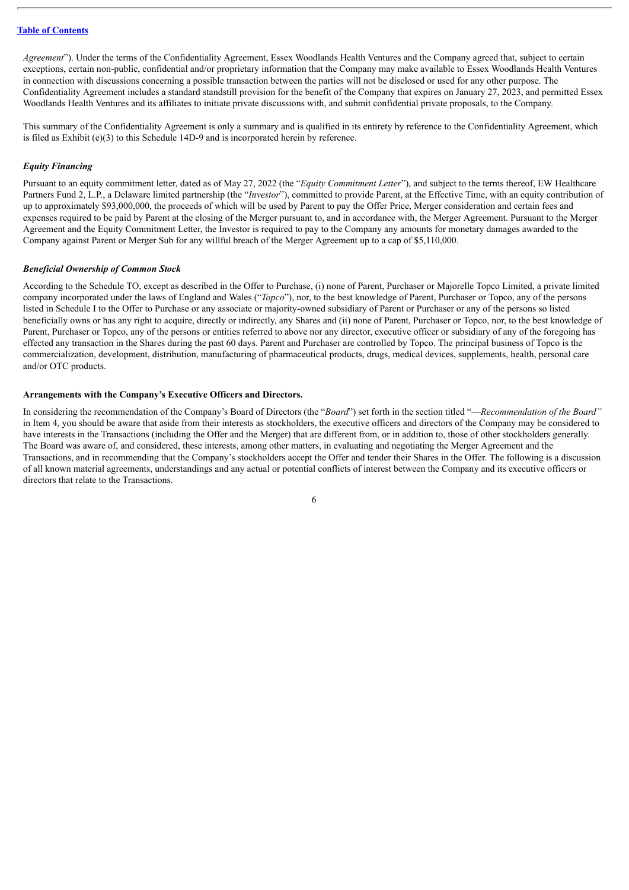*Agreement*”). Under the terms of the Confidentiality Agreement, Essex Woodlands Health Ventures and the Company agreed that, subject to certain exceptions, certain non-public, confidential and/or proprietary information that the Company may make available to Essex Woodlands Health Ventures in connection with discussions concerning a possible transaction between the parties will not be disclosed or used for any other purpose. The Confidentiality Agreement includes a standard standstill provision for the benefit of the Company that expires on January 27, 2023, and permitted Essex Woodlands Health Ventures and its affiliates to initiate private discussions with, and submit confidential private proposals, to the Company.

This summary of the Confidentiality Agreement is only a summary and is qualified in its entirety by reference to the Confidentiality Agreement, which is filed as Exhibit (e)(3) to this Schedule 14D-9 and is incorporated herein by reference.

***Equity Financing***

Pursuant to an equity commitment letter, dated as of May 27, 2022 (the “*Equity Commitment Letter*”), and subject to the terms thereof, EW Healthcare Partners Fund 2, L.P., a Delaware limited partnership (the “*Investor*”), committed to provide Parent, at the Effective Time, with an equity contribution of up to approximately $93,000,000, the proceeds of which will be used by Parent to pay the Offer Price, Merger consideration and certain fees and expenses required to be paid by Parent at the closing of the Merger pursuant to, and in accordance with, the Merger Agreement. Pursuant to the Merger Agreement and the Equity Commitment Letter, the Investor is required to pay to the Company any amounts for monetary damages awarded to the Company against Parent or Merger Sub for any willful breach of the Merger Agreement up to a cap of $5,110,000.

***Beneficial Ownership of Common Stock***

According to the Schedule TO, except as described in the Offer to Purchase, (i) none of Parent, Purchaser or Majorelle Topco Limited, a private limited company incorporated under the laws of England and Wales (“*Topco*”), nor, to the best knowledge of Parent, Purchaser or Topco, any of the persons listed in Schedule I to the Offer to Purchase or any associate or majority-owned subsidiary of Parent or Purchaser or any of the persons so listed beneficially owns or has any right to acquire, directly or indirectly, any Shares and (ii) none of Parent, Purchaser or Topco, nor, to the best knowledge of Parent, Purchaser or Topco, any of the persons or entities referred to above nor any director, executive officer or subsidiary of any of the foregoing has effected any transaction in the Shares during the past 60 days. Parent and Purchaser are controlled by Topco. The principal business of Topco is the commercialization, development, distribution, manufacturing of pharmaceutical products, drugs, medical devices, supplements, health, personal care and/or OTC products.

**Arrangements with the Company’s Executive Officers and Directors.**

In considering the recommendation of the Company’s Board of Directors (the “*Board*”) set forth in the section titled “—*Recommendation of the Board”* in Item 4, you should be aware that aside from their interests as stockholders, the executive officers and directors of the Company may be considered to have interests in the Transactions (including the Offer and the Merger) that are different from, or in addition to, those of other stockholders generally. The Board was aware of, and considered, these interests, among other matters, in evaluating and negotiating the Merger Agreement and the Transactions, and in recommending that the Company’s stockholders accept the Offer and tender their Shares in the Offer. The following is a discussion of all known material agreements, understandings and any actual or potential conflicts of interest between the Company and its executive officers or directors that relate to the Transactions.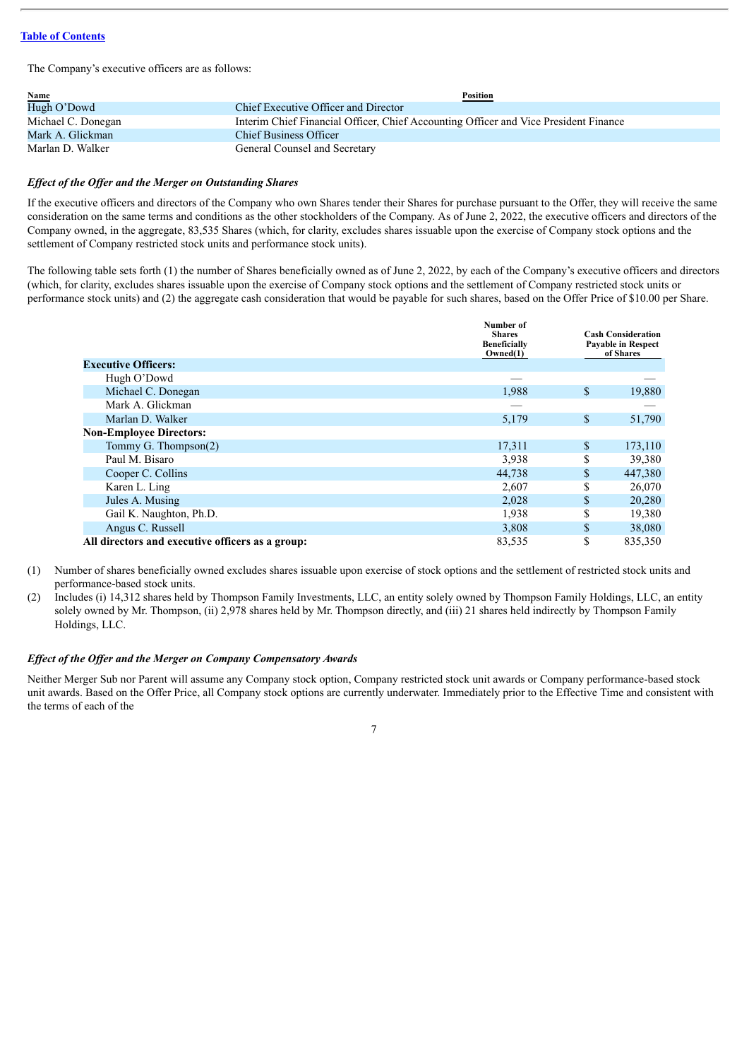[Table of Contents](#)

The Company's executive officers are as follows:

| Name | Position |
|---|---|
| Hugh O'Dowd | Chief Executive Officer and Director |
| Michael C. Donegan | Interim Chief Financial Officer, Chief Accounting Officer and Vice President Finance |
| Mark A. Glickman | Chief Business Officer |
| Marlan D. Walker | General Counsel and Secretary |

***Effect of the Offer and the Merger on Outstanding Shares***

If the executive officers and directors of the Company who own Shares tender their Shares for purchase pursuant to the Offer, they will receive the same consideration on the same terms and conditions as the other stockholders of the Company. As of June 2, 2022, the executive officers and directors of the Company owned, in the aggregate, 83,535 Shares (which, for clarity, excludes shares issuable upon the exercise of Company stock options and the settlement of Company restricted stock units and performance stock units).

The following table sets forth (1) the number of Shares beneficially owned as of June 2, 2022, by each of the Company's executive officers and directors (which, for clarity, excludes shares issuable upon the exercise of Company stock options and the settlement of Company restricted stock units or performance stock units) and (2) the aggregate cash consideration that would be payable for such shares, based on the Offer Price of $10.00 per Share.

| | Number of Shares Beneficially Owned(1) | Cash Consideration Payable in Respect of Shares |
|---|---|---|
| **Executive Officers:** | | |
| Hugh O'Dowd | — | — |
| Michael C. Donegan | 1,988 | $ 19,880 |
| Mark A. Glickman | — | — |
| Marlan D. Walker | 5,179 | $ 51,790 |
| **Non-Employee Directors:** | | |
| Tommy G. Thompson(2) | 17,311 | $ 173,110 |
| Paul M. Bisaro | 3,938 | $ 39,380 |
| Cooper C. Collins | 44,738 | $ 447,380 |
| Karen L. Ling | 2,607 | $ 26,070 |
| Jules A. Musing | 2,028 | $ 20,280 |
| Gail K. Naughton, Ph.D. | 1,938 | $ 19,380 |
| Angus C. Russell | 3,808 | $ 38,080 |
| **All directors and executive officers as a group:** | 83,535 | $ 835,350 |

(1) Number of shares beneficially owned excludes shares issuable upon exercise of stock options and the settlement of restricted stock units and performance-based stock units.

(2) Includes (i) 14,312 shares held by Thompson Family Investments, LLC, an entity solely owned by Thompson Family Holdings, LLC, an entity solely owned by Mr. Thompson, (ii) 2,978 shares held by Mr. Thompson directly, and (iii) 21 shares held indirectly by Thompson Family Holdings, LLC.

***Effect of the Offer and the Merger on Company Compensatory Awards***

Neither Merger Sub nor Parent will assume any Company stock option, Company restricted stock unit awards or Company performance-based stock unit awards. Based on the Offer Price, all Company stock options are currently underwater. Immediately prior to the Effective Time and consistent with the terms of each of the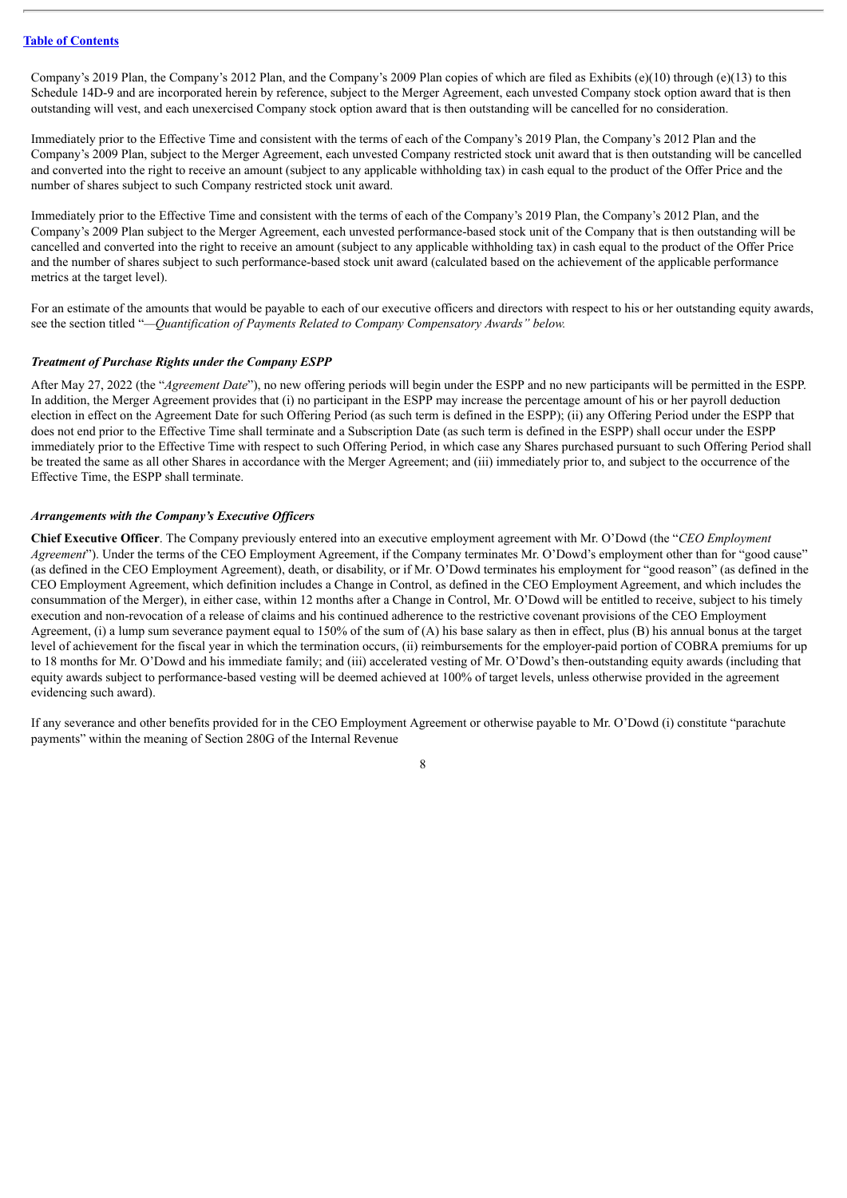Company's 2019 Plan, the Company's 2012 Plan, and the Company's 2009 Plan copies of which are filed as Exhibits (e)(10) through (e)(13) to this Schedule 14D-9 and are incorporated herein by reference, subject to the Merger Agreement, each unvested Company stock option award that is then outstanding will vest, and each unexercised Company stock option award that is then outstanding will be cancelled for no consideration.

Immediately prior to the Effective Time and consistent with the terms of each of the Company's 2019 Plan, the Company's 2012 Plan and the Company's 2009 Plan, subject to the Merger Agreement, each unvested Company restricted stock unit award that is then outstanding will be cancelled and converted into the right to receive an amount (subject to any applicable withholding tax) in cash equal to the product of the Offer Price and the number of shares subject to such Company restricted stock unit award.

Immediately prior to the Effective Time and consistent with the terms of each of the Company's 2019 Plan, the Company's 2012 Plan, and the Company's 2009 Plan subject to the Merger Agreement, each unvested performance-based stock unit of the Company that is then outstanding will be cancelled and converted into the right to receive an amount (subject to any applicable withholding tax) in cash equal to the product of the Offer Price and the number of shares subject to such performance-based stock unit award (calculated based on the achievement of the applicable performance metrics at the target level).

For an estimate of the amounts that would be payable to each of our executive officers and directors with respect to his or her outstanding equity awards, see the section titled "*—Quantification of Payments Related to Company Compensatory Awards" below.*

***Treatment of Purchase Rights under the Company ESPP***

After May 27, 2022 (the "*Agreement Date*"), no new offering periods will begin under the ESPP and no new participants will be permitted in the ESPP. In addition, the Merger Agreement provides that (i) no participant in the ESPP may increase the percentage amount of his or her payroll deduction election in effect on the Agreement Date for such Offering Period (as such term is defined in the ESPP); (ii) any Offering Period under the ESPP that does not end prior to the Effective Time shall terminate and a Subscription Date (as such term is defined in the ESPP) shall occur under the ESPP immediately prior to the Effective Time with respect to such Offering Period, in which case any Shares purchased pursuant to such Offering Period shall be treated the same as all other Shares in accordance with the Merger Agreement; and (iii) immediately prior to, and subject to the occurrence of the Effective Time, the ESPP shall terminate.

***Arrangements with the Company's Executive Officers***

**Chief Executive Officer**. The Company previously entered into an executive employment agreement with Mr. O'Dowd (the "*CEO Employment Agreement*"). Under the terms of the CEO Employment Agreement, if the Company terminates Mr. O'Dowd's employment other than for "good cause" (as defined in the CEO Employment Agreement), death, or disability, or if Mr. O'Dowd terminates his employment for "good reason" (as defined in the CEO Employment Agreement, which definition includes a Change in Control, as defined in the CEO Employment Agreement, and which includes the consummation of the Merger), in either case, within 12 months after a Change in Control, Mr. O'Dowd will be entitled to receive, subject to his timely execution and non-revocation of a release of claims and his continued adherence to the restrictive covenant provisions of the CEO Employment Agreement, (i) a lump sum severance payment equal to 150% of the sum of (A) his base salary as then in effect, plus (B) his annual bonus at the target level of achievement for the fiscal year in which the termination occurs, (ii) reimbursements for the employer-paid portion of COBRA premiums for up to 18 months for Mr. O'Dowd and his immediate family; and (iii) accelerated vesting of Mr. O'Dowd's then-outstanding equity awards (including that equity awards subject to performance-based vesting will be deemed achieved at 100% of target levels, unless otherwise provided in the agreement evidencing such award).

If any severance and other benefits provided for in the CEO Employment Agreement or otherwise payable to Mr. O'Dowd (i) constitute "parachute payments" within the meaning of Section 280G of the Internal Revenue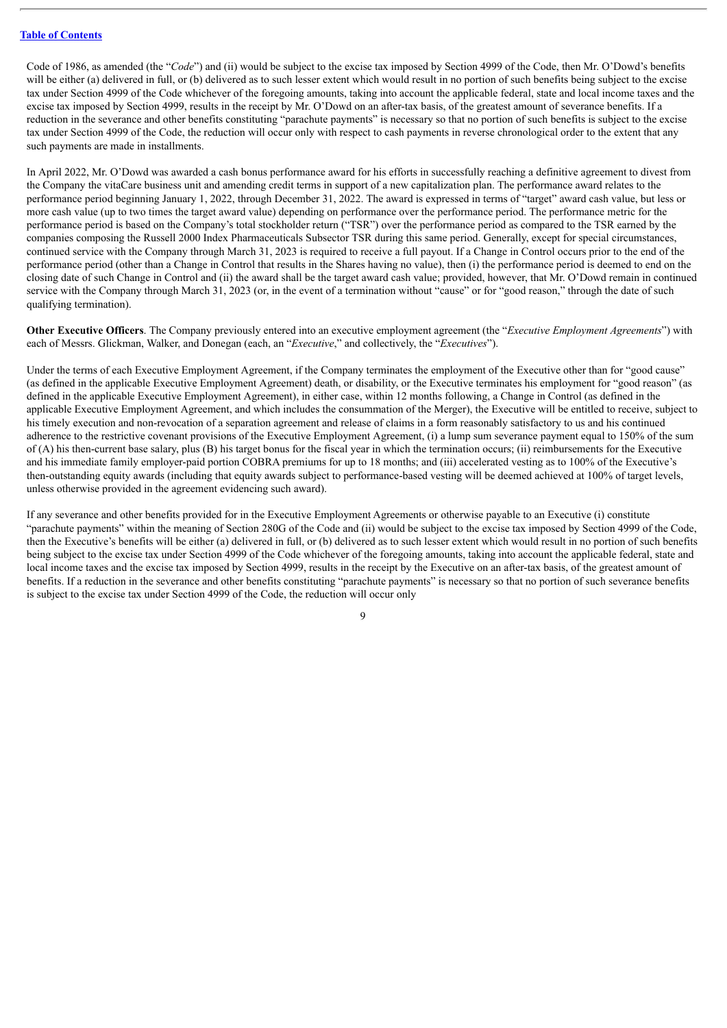Code of 1986, as amended (the "*Code*") and (ii) would be subject to the excise tax imposed by Section 4999 of the Code, then Mr. O'Dowd's benefits will be either (a) delivered in full, or (b) delivered as to such lesser extent which would result in no portion of such benefits being subject to the excise tax under Section 4999 of the Code whichever of the foregoing amounts, taking into account the applicable federal, state and local income taxes and the excise tax imposed by Section 4999, results in the receipt by Mr. O'Dowd on an after-tax basis, of the greatest amount of severance benefits. If a reduction in the severance and other benefits constituting "parachute payments" is necessary so that no portion of such benefits is subject to the excise tax under Section 4999 of the Code, the reduction will occur only with respect to cash payments in reverse chronological order to the extent that any such payments are made in installments.

In April 2022, Mr. O'Dowd was awarded a cash bonus performance award for his efforts in successfully reaching a definitive agreement to divest from the Company the vitaCare business unit and amending credit terms in support of a new capitalization plan. The performance award relates to the performance period beginning January 1, 2022, through December 31, 2022. The award is expressed in terms of "target" award cash value, but less or more cash value (up to two times the target award value) depending on performance over the performance period. The performance metric for the performance period is based on the Company's total stockholder return ("TSR") over the performance period as compared to the TSR earned by the companies composing the Russell 2000 Index Pharmaceuticals Subsector TSR during this same period. Generally, except for special circumstances, continued service with the Company through March 31, 2023 is required to receive a full payout. If a Change in Control occurs prior to the end of the performance period (other than a Change in Control that results in the Shares having no value), then (i) the performance period is deemed to end on the closing date of such Change in Control and (ii) the award shall be the target award cash value; provided, however, that Mr. O'Dowd remain in continued service with the Company through March 31, 2023 (or, in the event of a termination without "cause" or for "good reason," through the date of such qualifying termination).

**Other Executive Officers**. The Company previously entered into an executive employment agreement (the "*Executive Employment Agreements*") with each of Messrs. Glickman, Walker, and Donegan (each, an "*Executive*," and collectively, the "*Executives*").

Under the terms of each Executive Employment Agreement, if the Company terminates the employment of the Executive other than for "good cause" (as defined in the applicable Executive Employment Agreement) death, or disability, or the Executive terminates his employment for "good reason" (as defined in the applicable Executive Employment Agreement), in either case, within 12 months following, a Change in Control (as defined in the applicable Executive Employment Agreement, and which includes the consummation of the Merger), the Executive will be entitled to receive, subject to his timely execution and non-revocation of a separation agreement and release of claims in a form reasonably satisfactory to us and his continued adherence to the restrictive covenant provisions of the Executive Employment Agreement, (i) a lump sum severance payment equal to 150% of the sum of (A) his then-current base salary, plus (B) his target bonus for the fiscal year in which the termination occurs; (ii) reimbursements for the Executive and his immediate family employer-paid portion COBRA premiums for up to 18 months; and (iii) accelerated vesting as to 100% of the Executive's then-outstanding equity awards (including that equity awards subject to performance-based vesting will be deemed achieved at 100% of target levels, unless otherwise provided in the agreement evidencing such award).

If any severance and other benefits provided for in the Executive Employment Agreements or otherwise payable to an Executive (i) constitute "parachute payments" within the meaning of Section 280G of the Code and (ii) would be subject to the excise tax imposed by Section 4999 of the Code, then the Executive's benefits will be either (a) delivered in full, or (b) delivered as to such lesser extent which would result in no portion of such benefits being subject to the excise tax under Section 4999 of the Code whichever of the foregoing amounts, taking into account the applicable federal, state and local income taxes and the excise tax imposed by Section 4999, results in the receipt by the Executive on an after-tax basis, of the greatest amount of benefits. If a reduction in the severance and other benefits constituting "parachute payments" is necessary so that no portion of such severance benefits is subject to the excise tax under Section 4999 of the Code, the reduction will occur only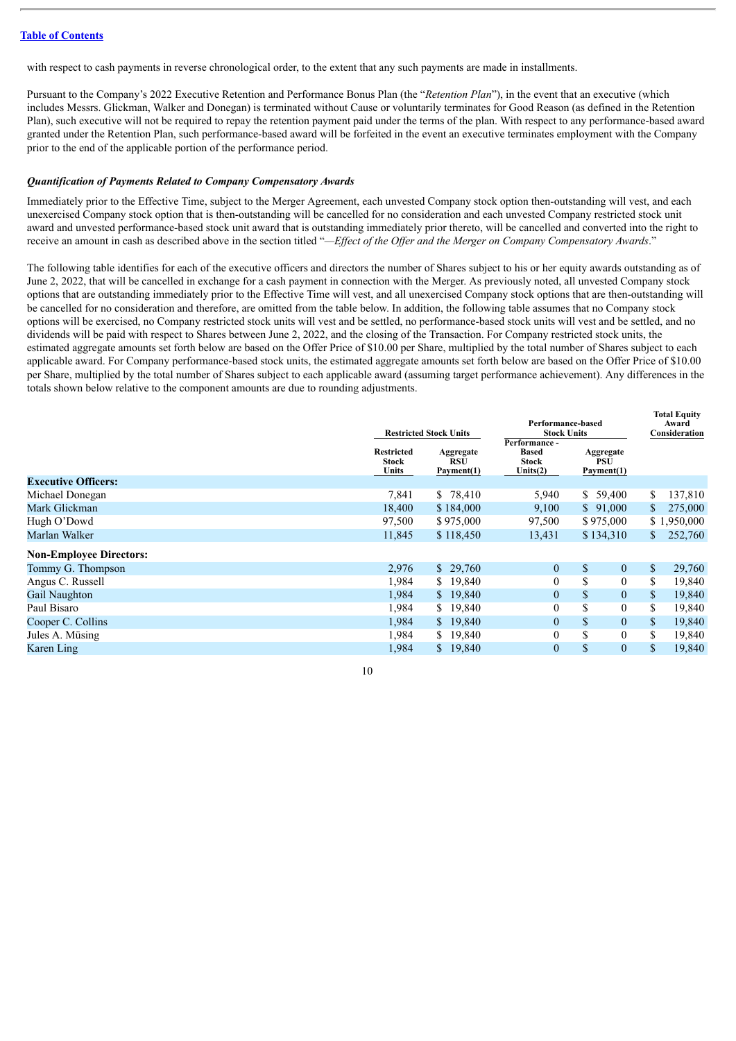with respect to cash payments in reverse chronological order, to the extent that any such payments are made in installments.

Pursuant to the Company's 2022 Executive Retention and Performance Bonus Plan (the "*Retention Plan*"), in the event that an executive (which includes Messrs. Glickman, Walker and Donegan) is terminated without Cause or voluntarily terminates for Good Reason (as defined in the Retention Plan), such executive will not be required to repay the retention payment paid under the terms of the plan. With respect to any performance-based award granted under the Retention Plan, such performance-based award will be forfeited in the event an executive terminates employment with the Company prior to the end of the applicable portion of the performance period.

***Quantification of Payments Related to Company Compensatory Awards***

Immediately prior to the Effective Time, subject to the Merger Agreement, each unvested Company stock option then-outstanding will vest, and each unexercised Company stock option that is then-outstanding will be cancelled for no consideration and each unvested Company restricted stock unit award and unvested performance-based stock unit award that is outstanding immediately prior thereto, will be cancelled and converted into the right to receive an amount in cash as described above in the section titled "*—Effect of the Offer and the Merger on Company Compensatory Awards*."

The following table identifies for each of the executive officers and directors the number of Shares subject to his or her equity awards outstanding as of June 2, 2022, that will be cancelled in exchange for a cash payment in connection with the Merger. As previously noted, all unvested Company stock options that are outstanding immediately prior to the Effective Time will vest, and all unexercised Company stock options that are then-outstanding will be cancelled for no consideration and therefore, are omitted from the table below. In addition, the following table assumes that no Company stock options will be exercised, no Company restricted stock units will vest and be settled, no performance-based stock units will vest and be settled, and no dividends will be paid with respect to Shares between June 2, 2022, and the closing of the Transaction. For Company restricted stock units, the estimated aggregate amounts set forth below are based on the Offer Price of $10.00 per Share, multiplied by the total number of Shares subject to each applicable award. For Company performance-based stock units, the estimated aggregate amounts set forth below are based on the Offer Price of $10.00 per Share, multiplied by the total number of Shares subject to each applicable award (assuming target performance achievement). Any differences in the totals shown below relative to the component amounts are due to rounding adjustments.

| | Restricted Stock Units | | Performance-based Stock Units | | Total Equity Award Consideration |
|---|---|---|---|---|---|
| | Restricted Stock Units | Aggregate RSU Payment(1) | Performance - Based Stock Units(2) | Aggregate PSU Payment(1) | |
| **Executive Officers:** | | | | | |
| Michael Donegan | 7,841 | $ 78,410 | 5,940 | $ 59,400 | $ 137,810 |
| Mark Glickman | 18,400 | $ 184,000 | 9,100 | $ 91,000 | $ 275,000 |
| Hugh O'Dowd | 97,500 | $ 975,000 | 97,500 | $ 975,000 | $ 1,950,000 |
| Marlan Walker | 11,845 | $ 118,450 | 13,431 | $ 134,310 | $ 252,760 |
| **Non-Employee Directors:** | | | | | |
| Tommy G. Thompson | 2,976 | $ 29,760 | 0 | $ 0 | $ 29,760 |
| Angus C. Russell | 1,984 | $ 19,840 | 0 | $ 0 | $ 19,840 |
| Gail Naughton | 1,984 | $ 19,840 | 0 | $ 0 | $ 19,840 |
| Paul Bisaro | 1,984 | $ 19,840 | 0 | $ 0 | $ 19,840 |
| Cooper C. Collins | 1,984 | $ 19,840 | 0 | $ 0 | $ 19,840 |
| Jules A. Müsing | 1,984 | $ 19,840 | 0 | $ 0 | $ 19,840 |
| Karen Ling | 1,984 | $ 19,840 | 0 | $ 0 | $ 19,840 |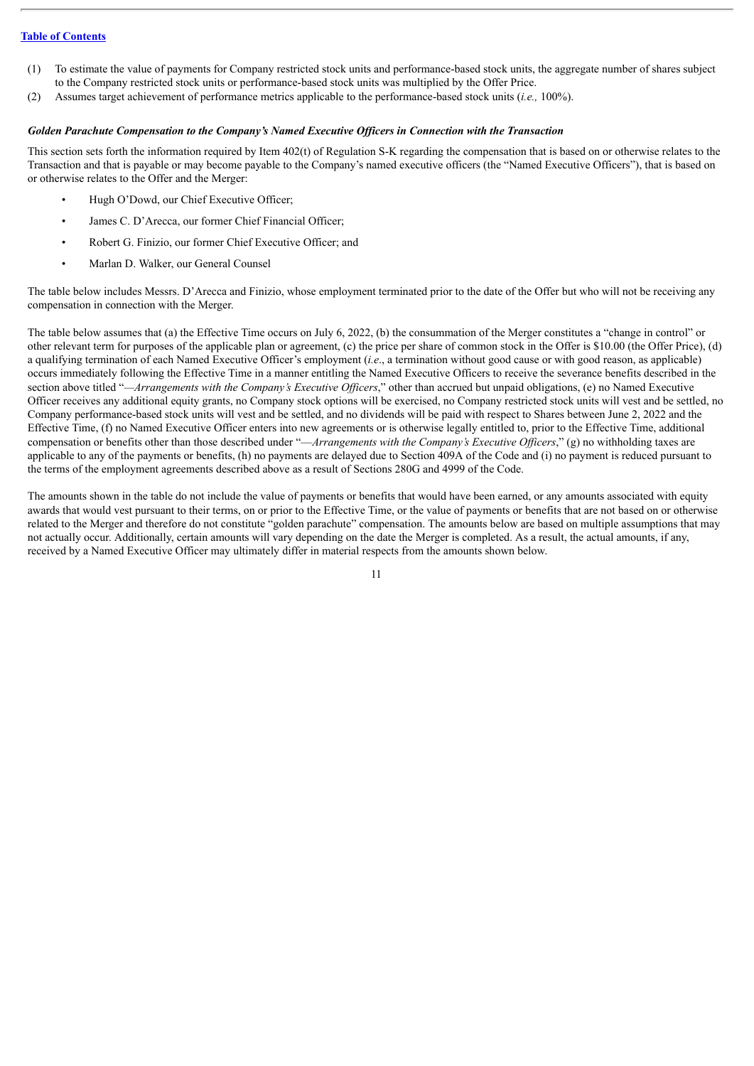(1) To estimate the value of payments for Company restricted stock units and performance-based stock units, the aggregate number of shares subject to the Company restricted stock units or performance-based stock units was multiplied by the Offer Price.

(2) Assumes target achievement of performance metrics applicable to the performance-based stock units (*i.e.,* 100%).

### *Golden Parachute Compensation to the Company's Named Executive Officers in Connection with the Transaction*

This section sets forth the information required by Item 402(t) of Regulation S-K regarding the compensation that is based on or otherwise relates to the Transaction and that is payable or may become payable to the Company's named executive officers (the "Named Executive Officers"), that is based on or otherwise relates to the Offer and the Merger:

- Hugh O'Dowd, our Chief Executive Officer;
- James C. D'Arecca, our former Chief Financial Officer;
- Robert G. Finizio, our former Chief Executive Officer; and
- Marlan D. Walker, our General Counsel

The table below includes Messrs. D'Arecca and Finizio, whose employment terminated prior to the date of the Offer but who will not be receiving any compensation in connection with the Merger.

The table below assumes that (a) the Effective Time occurs on July 6, 2022, (b) the consummation of the Merger constitutes a "change in control" or other relevant term for purposes of the applicable plan or agreement, (c) the price per share of common stock in the Offer is $10.00 (the Offer Price), (d) a qualifying termination of each Named Executive Officer's employment (*i.e*., a termination without good cause or with good reason, as applicable) occurs immediately following the Effective Time in a manner entitling the Named Executive Officers to receive the severance benefits described in the section above titled "*—Arrangements with the Company's Executive Officers*," other than accrued but unpaid obligations, (e) no Named Executive Officer receives any additional equity grants, no Company stock options will be exercised, no Company restricted stock units will vest and be settled, no Company performance-based stock units will vest and be settled, and no dividends will be paid with respect to Shares between June 2, 2022 and the Effective Time, (f) no Named Executive Officer enters into new agreements or is otherwise legally entitled to, prior to the Effective Time, additional compensation or benefits other than those described under "*—Arrangements with the Company's Executive Officers*," (g) no withholding taxes are applicable to any of the payments or benefits, (h) no payments are delayed due to Section 409A of the Code and (i) no payment is reduced pursuant to the terms of the employment agreements described above as a result of Sections 280G and 4999 of the Code.

The amounts shown in the table do not include the value of payments or benefits that would have been earned, or any amounts associated with equity awards that would vest pursuant to their terms, on or prior to the Effective Time, or the value of payments or benefits that are not based on or otherwise related to the Merger and therefore do not constitute "golden parachute" compensation. The amounts below are based on multiple assumptions that may not actually occur. Additionally, certain amounts will vary depending on the date the Merger is completed. As a result, the actual amounts, if any, received by a Named Executive Officer may ultimately differ in material respects from the amounts shown below.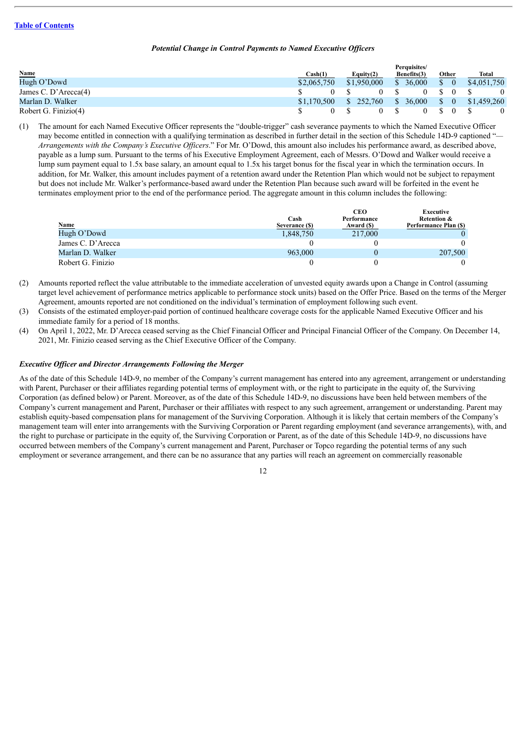[Table of Contents](#)

***Potential Change in Control Payments to Named Executive Officers***

| Name | Cash(1) | Equity(2) | Perquisites/ Benefits(3) | Other | Total |
|---|---|---|---|---|---|
| Hugh O'Dowd | $2,065,750 | $1,950,000 | $ 36,000 | $ 0 | $4,051,750 |
| James C. D'Arecca(4) | $ 0 | $ 0 | $ 0 | $ 0 | $ 0 |
| Marlan D. Walker | $1,170,500 | $ 252,760 | $ 36,000 | $ 0 | $1,459,260 |
| Robert G. Finizio(4) | $ 0 | $ 0 | $ 0 | $ 0 | $ 0 |

(1) The amount for each Named Executive Officer represents the "double-trigger" cash severance payments to which the Named Executive Officer may become entitled in connection with a qualifying termination as described in further detail in the section of this Schedule 14D-9 captioned "—*Arrangements with the Company's Executive Officers*." For Mr. O'Dowd, this amount also includes his performance award, as described above, payable as a lump sum. Pursuant to the terms of his Executive Employment Agreement, each of Messrs. O'Dowd and Walker would receive a lump sum payment equal to 1.5x base salary, an amount equal to 1.5x his target bonus for the fiscal year in which the termination occurs. In addition, for Mr. Walker, this amount includes payment of a retention award under the Retention Plan which would not be subject to repayment but does not include Mr. Walker's performance-based award under the Retention Plan because such award will be forfeited in the event he terminates employment prior to the end of the performance period. The aggregate amount in this column includes the following:

| Name | Cash Severance ($) | CEO Performance Award ($) | Executive Retention & Performance Plan ($) |
|---|---|---|---|
| Hugh O'Dowd | 1,848,750 | 217,000 | 0 |
| James C. D'Arecca | 0 | 0 | 0 |
| Marlan D. Walker | 963,000 | 0 | 207,500 |
| Robert G. Finizio | 0 | 0 | 0 |

(2) Amounts reported reflect the value attributable to the immediate acceleration of unvested equity awards upon a Change in Control (assuming target level achievement of performance metrics applicable to performance stock units) based on the Offer Price. Based on the terms of the Merger Agreement, amounts reported are not conditioned on the individual's termination of employment following such event.

(3) Consists of the estimated employer-paid portion of continued healthcare coverage costs for the applicable Named Executive Officer and his immediate family for a period of 18 months.

(4) On April 1, 2022, Mr. D'Arecca ceased serving as the Chief Financial Officer and Principal Financial Officer of the Company. On December 14, 2021, Mr. Finizio ceased serving as the Chief Executive Officer of the Company.

***Executive Officer and Director Arrangements Following the Merger***

As of the date of this Schedule 14D-9, no member of the Company's current management has entered into any agreement, arrangement or understanding with Parent, Purchaser or their affiliates regarding potential terms of employment with, or the right to participate in the equity of, the Surviving Corporation (as defined below) or Parent. Moreover, as of the date of this Schedule 14D-9, no discussions have been held between members of the Company's current management and Parent, Purchaser or their affiliates with respect to any such agreement, arrangement or understanding. Parent may establish equity-based compensation plans for management of the Surviving Corporation. Although it is likely that certain members of the Company's management team will enter into arrangements with the Surviving Corporation or Parent regarding employment (and severance arrangements), with, and the right to purchase or participate in the equity of, the Surviving Corporation or Parent, as of the date of this Schedule 14D-9, no discussions have occurred between members of the Company's current management and Parent, Purchaser or Topco regarding the potential terms of any such employment or severance arrangement, and there can be no assurance that any parties will reach an agreement on commercially reasonable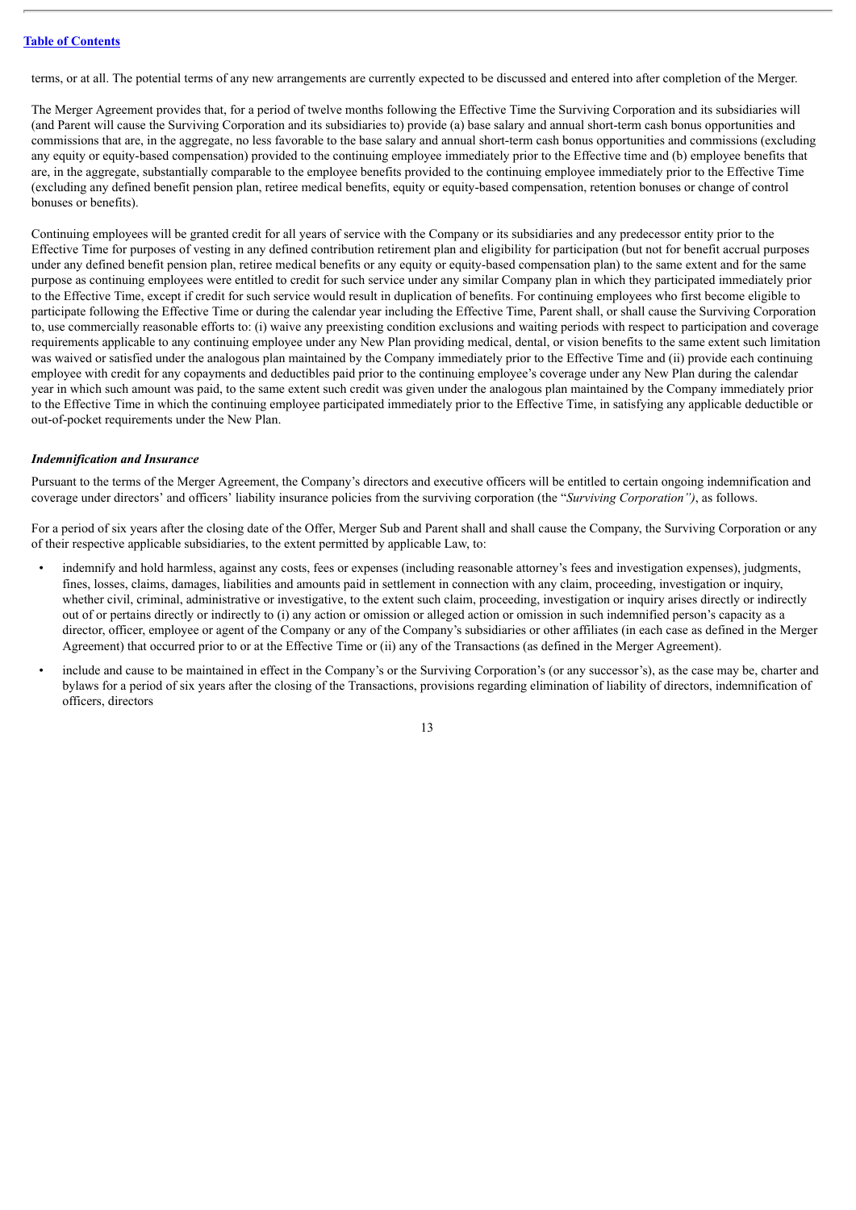terms, or at all. The potential terms of any new arrangements are currently expected to be discussed and entered into after completion of the Merger.

The Merger Agreement provides that, for a period of twelve months following the Effective Time the Surviving Corporation and its subsidiaries will (and Parent will cause the Surviving Corporation and its subsidiaries to) provide (a) base salary and annual short-term cash bonus opportunities and commissions that are, in the aggregate, no less favorable to the base salary and annual short-term cash bonus opportunities and commissions (excluding any equity or equity-based compensation) provided to the continuing employee immediately prior to the Effective time and (b) employee benefits that are, in the aggregate, substantially comparable to the employee benefits provided to the continuing employee immediately prior to the Effective Time (excluding any defined benefit pension plan, retiree medical benefits, equity or equity-based compensation, retention bonuses or change of control bonuses or benefits).

Continuing employees will be granted credit for all years of service with the Company or its subsidiaries and any predecessor entity prior to the Effective Time for purposes of vesting in any defined contribution retirement plan and eligibility for participation (but not for benefit accrual purposes under any defined benefit pension plan, retiree medical benefits or any equity or equity-based compensation plan) to the same extent and for the same purpose as continuing employees were entitled to credit for such service under any similar Company plan in which they participated immediately prior to the Effective Time, except if credit for such service would result in duplication of benefits. For continuing employees who first become eligible to participate following the Effective Time or during the calendar year including the Effective Time, Parent shall, or shall cause the Surviving Corporation to, use commercially reasonable efforts to: (i) waive any preexisting condition exclusions and waiting periods with respect to participation and coverage requirements applicable to any continuing employee under any New Plan providing medical, dental, or vision benefits to the same extent such limitation was waived or satisfied under the analogous plan maintained by the Company immediately prior to the Effective Time and (ii) provide each continuing employee with credit for any copayments and deductibles paid prior to the continuing employee's coverage under any New Plan during the calendar year in which such amount was paid, to the same extent such credit was given under the analogous plan maintained by the Company immediately prior to the Effective Time in which the continuing employee participated immediately prior to the Effective Time, in satisfying any applicable deductible or out-of-pocket requirements under the New Plan.

***Indemnification and Insurance***

Pursuant to the terms of the Merger Agreement, the Company's directors and executive officers will be entitled to certain ongoing indemnification and coverage under directors' and officers' liability insurance policies from the surviving corporation (the "*Surviving Corporation")*, as follows.

For a period of six years after the closing date of the Offer, Merger Sub and Parent shall and shall cause the Company, the Surviving Corporation or any of their respective applicable subsidiaries, to the extent permitted by applicable Law, to:

- indemnify and hold harmless, against any costs, fees or expenses (including reasonable attorney's fees and investigation expenses), judgments, fines, losses, claims, damages, liabilities and amounts paid in settlement in connection with any claim, proceeding, investigation or inquiry, whether civil, criminal, administrative or investigative, to the extent such claim, proceeding, investigation or inquiry arises directly or indirectly out of or pertains directly or indirectly to (i) any action or omission or alleged action or omission in such indemnified person's capacity as a director, officer, employee or agent of the Company or any of the Company's subsidiaries or other affiliates (in each case as defined in the Merger Agreement) that occurred prior to or at the Effective Time or (ii) any of the Transactions (as defined in the Merger Agreement).
- include and cause to be maintained in effect in the Company's or the Surviving Corporation's (or any successor's), as the case may be, charter and bylaws for a period of six years after the closing of the Transactions, provisions regarding elimination of liability of directors, indemnification of officers, directors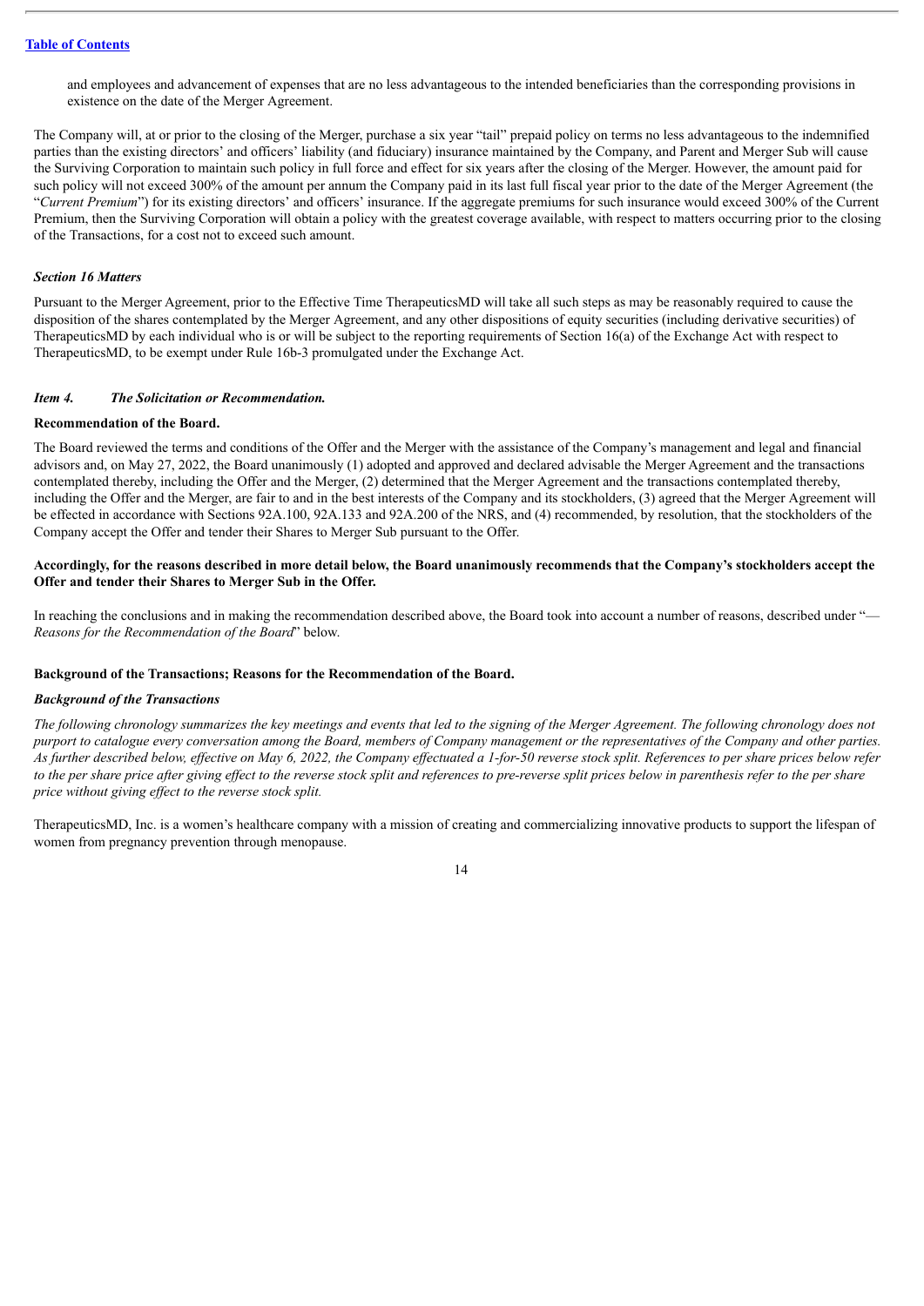and employees and advancement of expenses that are no less advantageous to the intended beneficiaries than the corresponding provisions in existence on the date of the Merger Agreement.

The Company will, at or prior to the closing of the Merger, purchase a six year "tail" prepaid policy on terms no less advantageous to the indemnified parties than the existing directors' and officers' liability (and fiduciary) insurance maintained by the Company, and Parent and Merger Sub will cause the Surviving Corporation to maintain such policy in full force and effect for six years after the closing of the Merger. However, the amount paid for such policy will not exceed 300% of the amount per annum the Company paid in its last full fiscal year prior to the date of the Merger Agreement (the "*Current Premium*") for its existing directors' and officers' insurance. If the aggregate premiums for such insurance would exceed 300% of the Current Premium, then the Surviving Corporation will obtain a policy with the greatest coverage available, with respect to matters occurring prior to the closing of the Transactions, for a cost not to exceed such amount.

### *Section 16 Matters*

Pursuant to the Merger Agreement, prior to the Effective Time TherapeuticsMD will take all such steps as may be reasonably required to cause the disposition of the shares contemplated by the Merger Agreement, and any other dispositions of equity securities (including derivative securities) of TherapeuticsMD by each individual who is or will be subject to the reporting requirements of Section 16(a) of the Exchange Act with respect to TherapeuticsMD, to be exempt under Rule 16b-3 promulgated under the Exchange Act.

## *Item 4. The Solicitation or Recommendation.*

### **Recommendation of the Board.**

The Board reviewed the terms and conditions of the Offer and the Merger with the assistance of the Company's management and legal and financial advisors and, on May 27, 2022, the Board unanimously (1) adopted and approved and declared advisable the Merger Agreement and the transactions contemplated thereby, including the Offer and the Merger, (2) determined that the Merger Agreement and the transactions contemplated thereby, including the Offer and the Merger, are fair to and in the best interests of the Company and its stockholders, (3) agreed that the Merger Agreement will be effected in accordance with Sections 92A.100, 92A.133 and 92A.200 of the NRS, and (4) recommended, by resolution, that the stockholders of the Company accept the Offer and tender their Shares to Merger Sub pursuant to the Offer.

**Accordingly, for the reasons described in more detail below, the Board unanimously recommends that the Company's stockholders accept the Offer and tender their Shares to Merger Sub in the Offer.**

In reaching the conclusions and in making the recommendation described above, the Board took into account a number of reasons, described under "—*Reasons for the Recommendation of the Board*" below.

### **Background of the Transactions; Reasons for the Recommendation of the Board.**

### *Background of the Transactions*

*The following chronology summarizes the key meetings and events that led to the signing of the Merger Agreement. The following chronology does not purport to catalogue every conversation among the Board, members of Company management or the representatives of the Company and other parties. As further described below, effective on May 6, 2022, the Company effectuated a 1-for-50 reverse stock split. References to per share prices below refer to the per share price after giving effect to the reverse stock split and references to pre-reverse split prices below in parenthesis refer to the per share price without giving effect to the reverse stock split.*

TherapeuticsMD, Inc. is a women's healthcare company with a mission of creating and commercializing innovative products to support the lifespan of women from pregnancy prevention through menopause.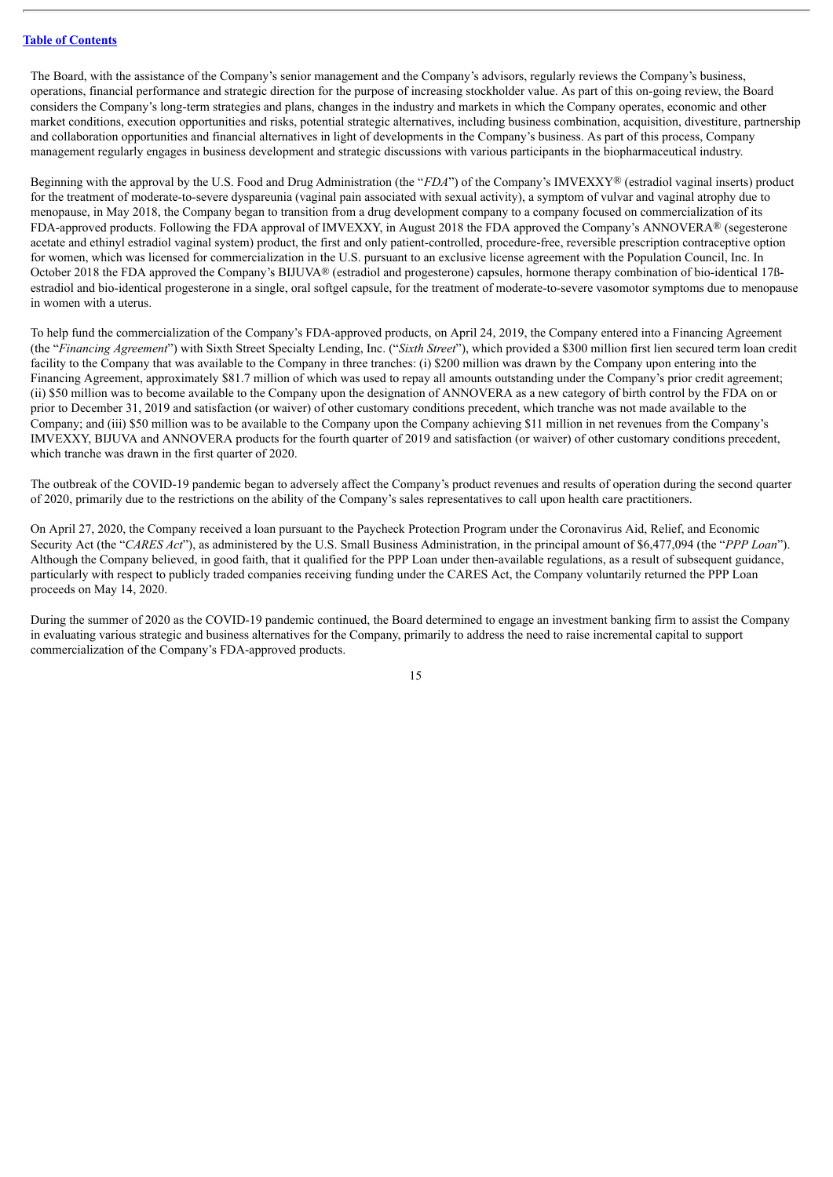The Board, with the assistance of the Company's senior management and the Company's advisors, regularly reviews the Company's business, operations, financial performance and strategic direction for the purpose of increasing stockholder value. As part of this on-going review, the Board considers the Company's long-term strategies and plans, changes in the industry and markets in which the Company operates, economic and other market conditions, execution opportunities and risks, potential strategic alternatives, including business combination, acquisition, divestiture, partnership and collaboration opportunities and financial alternatives in light of developments in the Company's business. As part of this process, Company management regularly engages in business development and strategic discussions with various participants in the biopharmaceutical industry.

Beginning with the approval by the U.S. Food and Drug Administration (the "*FDA*") of the Company's IMVEXXY® (estradiol vaginal inserts) product for the treatment of moderate-to-severe dyspareunia (vaginal pain associated with sexual activity), a symptom of vulvar and vaginal atrophy due to menopause, in May 2018, the Company began to transition from a drug development company to a company focused on commercialization of its FDA-approved products. Following the FDA approval of IMVEXXY, in August 2018 the FDA approved the Company's ANNOVERA® (segesterone acetate and ethinyl estradiol vaginal system) product, the first and only patient-controlled, procedure-free, reversible prescription contraceptive option for women, which was licensed for commercialization in the U.S. pursuant to an exclusive license agreement with the Population Council, Inc. In October 2018 the FDA approved the Company's BIJUVA® (estradiol and progesterone) capsules, hormone therapy combination of bio-identical 17ß-estradiol and bio-identical progesterone in a single, oral softgel capsule, for the treatment of moderate-to-severe vasomotor symptoms due to menopause in women with a uterus.

To help fund the commercialization of the Company's FDA-approved products, on April 24, 2019, the Company entered into a Financing Agreement (the "*Financing Agreement*") with Sixth Street Specialty Lending, Inc. ("*Sixth Street*"), which provided a $300 million first lien secured term loan credit facility to the Company that was available to the Company in three tranches: (i) $200 million was drawn by the Company upon entering into the Financing Agreement, approximately $81.7 million of which was used to repay all amounts outstanding under the Company's prior credit agreement; (ii) $50 million was to become available to the Company upon the designation of ANNOVERA as a new category of birth control by the FDA on or prior to December 31, 2019 and satisfaction (or waiver) of other customary conditions precedent, which tranche was not made available to the Company; and (iii) $50 million was to be available to the Company upon the Company achieving $11 million in net revenues from the Company's IMVEXXY, BIJUVA and ANNOVERA products for the fourth quarter of 2019 and satisfaction (or waiver) of other customary conditions precedent, which tranche was drawn in the first quarter of 2020.

The outbreak of the COVID-19 pandemic began to adversely affect the Company's product revenues and results of operation during the second quarter of 2020, primarily due to the restrictions on the ability of the Company's sales representatives to call upon health care practitioners.

On April 27, 2020, the Company received a loan pursuant to the Paycheck Protection Program under the Coronavirus Aid, Relief, and Economic Security Act (the "*CARES Act*"), as administered by the U.S. Small Business Administration, in the principal amount of $6,477,094 (the "*PPP Loan*"). Although the Company believed, in good faith, that it qualified for the PPP Loan under then-available regulations, as a result of subsequent guidance, particularly with respect to publicly traded companies receiving funding under the CARES Act, the Company voluntarily returned the PPP Loan proceeds on May 14, 2020.

During the summer of 2020 as the COVID-19 pandemic continued, the Board determined to engage an investment banking firm to assist the Company in evaluating various strategic and business alternatives for the Company, primarily to address the need to raise incremental capital to support commercialization of the Company's FDA-approved products.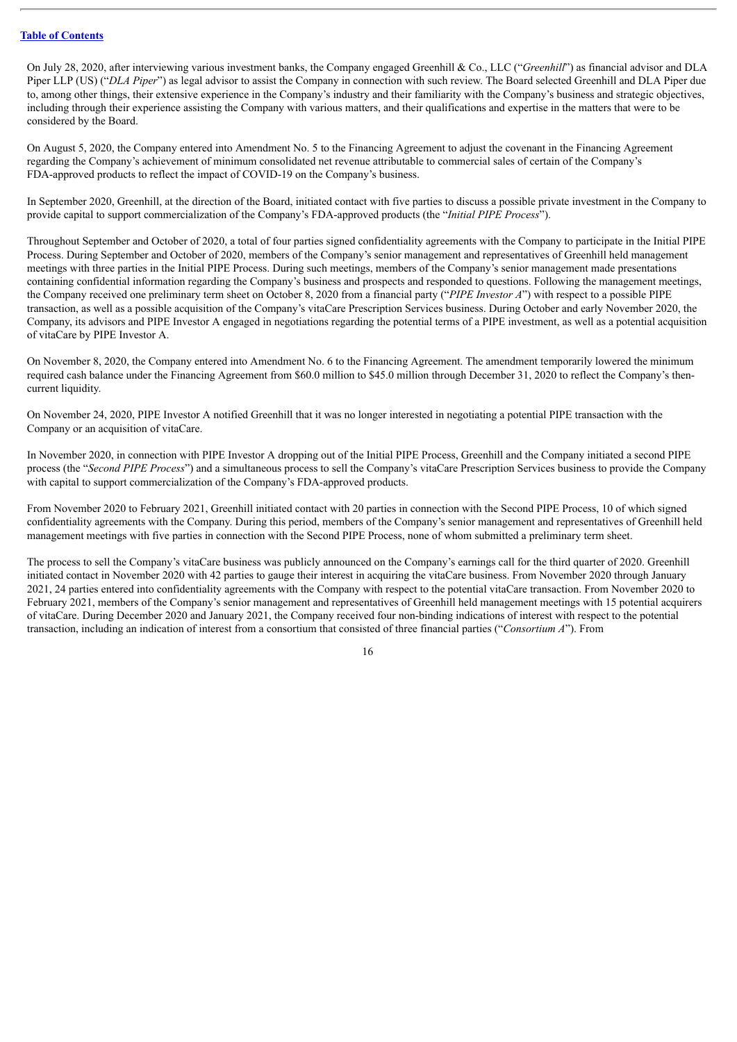On July 28, 2020, after interviewing various investment banks, the Company engaged Greenhill & Co., LLC ("*Greenhill*") as financial advisor and DLA Piper LLP (US) ("*DLA Piper*") as legal advisor to assist the Company in connection with such review. The Board selected Greenhill and DLA Piper due to, among other things, their extensive experience in the Company's industry and their familiarity with the Company's business and strategic objectives, including through their experience assisting the Company with various matters, and their qualifications and expertise in the matters that were to be considered by the Board.

On August 5, 2020, the Company entered into Amendment No. 5 to the Financing Agreement to adjust the covenant in the Financing Agreement regarding the Company's achievement of minimum consolidated net revenue attributable to commercial sales of certain of the Company's FDA-approved products to reflect the impact of COVID-19 on the Company's business.

In September 2020, Greenhill, at the direction of the Board, initiated contact with five parties to discuss a possible private investment in the Company to provide capital to support commercialization of the Company's FDA-approved products (the "*Initial PIPE Process*").

Throughout September and October of 2020, a total of four parties signed confidentiality agreements with the Company to participate in the Initial PIPE Process. During September and October of 2020, members of the Company's senior management and representatives of Greenhill held management meetings with three parties in the Initial PIPE Process. During such meetings, members of the Company's senior management made presentations containing confidential information regarding the Company's business and prospects and responded to questions. Following the management meetings, the Company received one preliminary term sheet on October 8, 2020 from a financial party ("*PIPE Investor A*") with respect to a possible PIPE transaction, as well as a possible acquisition of the Company's vitaCare Prescription Services business. During October and early November 2020, the Company, its advisors and PIPE Investor A engaged in negotiations regarding the potential terms of a PIPE investment, as well as a potential acquisition of vitaCare by PIPE Investor A.

On November 8, 2020, the Company entered into Amendment No. 6 to the Financing Agreement. The amendment temporarily lowered the minimum required cash balance under the Financing Agreement from $60.0 million to $45.0 million through December 31, 2020 to reflect the Company's then-current liquidity.

On November 24, 2020, PIPE Investor A notified Greenhill that it was no longer interested in negotiating a potential PIPE transaction with the Company or an acquisition of vitaCare.

In November 2020, in connection with PIPE Investor A dropping out of the Initial PIPE Process, Greenhill and the Company initiated a second PIPE process (the "*Second PIPE Process*") and a simultaneous process to sell the Company's vitaCare Prescription Services business to provide the Company with capital to support commercialization of the Company's FDA-approved products.

From November 2020 to February 2021, Greenhill initiated contact with 20 parties in connection with the Second PIPE Process, 10 of which signed confidentiality agreements with the Company. During this period, members of the Company's senior management and representatives of Greenhill held management meetings with five parties in connection with the Second PIPE Process, none of whom submitted a preliminary term sheet.

The process to sell the Company's vitaCare business was publicly announced on the Company's earnings call for the third quarter of 2020. Greenhill initiated contact in November 2020 with 42 parties to gauge their interest in acquiring the vitaCare business. From November 2020 through January 2021, 24 parties entered into confidentiality agreements with the Company with respect to the potential vitaCare transaction. From November 2020 to February 2021, members of the Company's senior management and representatives of Greenhill held management meetings with 15 potential acquirers of vitaCare. During December 2020 and January 2021, the Company received four non-binding indications of interest with respect to the potential transaction, including an indication of interest from a consortium that consisted of three financial parties ("*Consortium A*"). From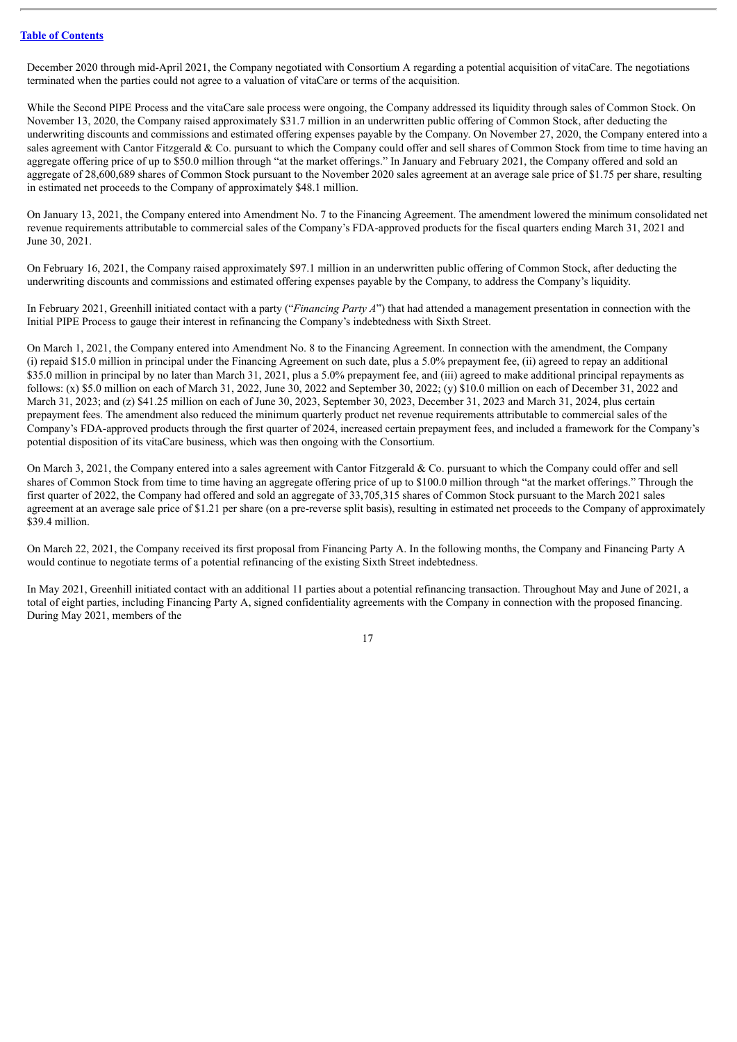December 2020 through mid-April 2021, the Company negotiated with Consortium A regarding a potential acquisition of vitaCare. The negotiations terminated when the parties could not agree to a valuation of vitaCare or terms of the acquisition.

While the Second PIPE Process and the vitaCare sale process were ongoing, the Company addressed its liquidity through sales of Common Stock. On November 13, 2020, the Company raised approximately $31.7 million in an underwritten public offering of Common Stock, after deducting the underwriting discounts and commissions and estimated offering expenses payable by the Company. On November 27, 2020, the Company entered into a sales agreement with Cantor Fitzgerald & Co. pursuant to which the Company could offer and sell shares of Common Stock from time to time having an aggregate offering price of up to $50.0 million through "at the market offerings." In January and February 2021, the Company offered and sold an aggregate of 28,600,689 shares of Common Stock pursuant to the November 2020 sales agreement at an average sale price of $1.75 per share, resulting in estimated net proceeds to the Company of approximately $48.1 million.

On January 13, 2021, the Company entered into Amendment No. 7 to the Financing Agreement. The amendment lowered the minimum consolidated net revenue requirements attributable to commercial sales of the Company's FDA-approved products for the fiscal quarters ending March 31, 2021 and June 30, 2021.

On February 16, 2021, the Company raised approximately $97.1 million in an underwritten public offering of Common Stock, after deducting the underwriting discounts and commissions and estimated offering expenses payable by the Company, to address the Company's liquidity.

In February 2021, Greenhill initiated contact with a party ("*Financing Party A*") that had attended a management presentation in connection with the Initial PIPE Process to gauge their interest in refinancing the Company's indebtedness with Sixth Street.

On March 1, 2021, the Company entered into Amendment No. 8 to the Financing Agreement. In connection with the amendment, the Company (i) repaid $15.0 million in principal under the Financing Agreement on such date, plus a 5.0% prepayment fee, (ii) agreed to repay an additional $35.0 million in principal by no later than March 31, 2021, plus a 5.0% prepayment fee, and (iii) agreed to make additional principal repayments as follows: (x) $5.0 million on each of March 31, 2022, June 30, 2022 and September 30, 2022; (y) $10.0 million on each of December 31, 2022 and March 31, 2023; and (z) $41.25 million on each of June 30, 2023, September 30, 2023, December 31, 2023 and March 31, 2024, plus certain prepayment fees. The amendment also reduced the minimum quarterly product net revenue requirements attributable to commercial sales of the Company's FDA-approved products through the first quarter of 2024, increased certain prepayment fees, and included a framework for the Company's potential disposition of its vitaCare business, which was then ongoing with the Consortium.

On March 3, 2021, the Company entered into a sales agreement with Cantor Fitzgerald & Co. pursuant to which the Company could offer and sell shares of Common Stock from time to time having an aggregate offering price of up to $100.0 million through "at the market offerings." Through the first quarter of 2022, the Company had offered and sold an aggregate of 33,705,315 shares of Common Stock pursuant to the March 2021 sales agreement at an average sale price of $1.21 per share (on a pre-reverse split basis), resulting in estimated net proceeds to the Company of approximately $39.4 million.

On March 22, 2021, the Company received its first proposal from Financing Party A. In the following months, the Company and Financing Party A would continue to negotiate terms of a potential refinancing of the existing Sixth Street indebtedness.

In May 2021, Greenhill initiated contact with an additional 11 parties about a potential refinancing transaction. Throughout May and June of 2021, a total of eight parties, including Financing Party A, signed confidentiality agreements with the Company in connection with the proposed financing. During May 2021, members of the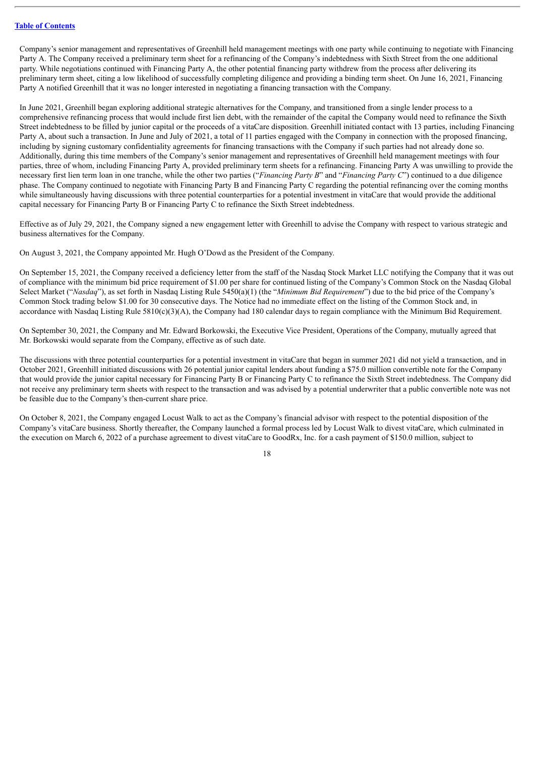Company's senior management and representatives of Greenhill held management meetings with one party while continuing to negotiate with Financing Party A. The Company received a preliminary term sheet for a refinancing of the Company's indebtedness with Sixth Street from the one additional party. While negotiations continued with Financing Party A, the other potential financing party withdrew from the process after delivering its preliminary term sheet, citing a low likelihood of successfully completing diligence and providing a binding term sheet. On June 16, 2021, Financing Party A notified Greenhill that it was no longer interested in negotiating a financing transaction with the Company.

In June 2021, Greenhill began exploring additional strategic alternatives for the Company, and transitioned from a single lender process to a comprehensive refinancing process that would include first lien debt, with the remainder of the capital the Company would need to refinance the Sixth Street indebtedness to be filled by junior capital or the proceeds of a vitaCare disposition. Greenhill initiated contact with 13 parties, including Financing Party A, about such a transaction. In June and July of 2021, a total of 11 parties engaged with the Company in connection with the proposed financing, including by signing customary confidentiality agreements for financing transactions with the Company if such parties had not already done so. Additionally, during this time members of the Company's senior management and representatives of Greenhill held management meetings with four parties, three of whom, including Financing Party A, provided preliminary term sheets for a refinancing. Financing Party A was unwilling to provide the necessary first lien term loan in one tranche, while the other two parties ("*Financing Party B*" and "*Financing Party C*") continued to a due diligence phase. The Company continued to negotiate with Financing Party B and Financing Party C regarding the potential refinancing over the coming months while simultaneously having discussions with three potential counterparties for a potential investment in vitaCare that would provide the additional capital necessary for Financing Party B or Financing Party C to refinance the Sixth Street indebtedness.

Effective as of July 29, 2021, the Company signed a new engagement letter with Greenhill to advise the Company with respect to various strategic and business alternatives for the Company.

On August 3, 2021, the Company appointed Mr. Hugh O'Dowd as the President of the Company.

On September 15, 2021, the Company received a deficiency letter from the staff of the Nasdaq Stock Market LLC notifying the Company that it was out of compliance with the minimum bid price requirement of $1.00 per share for continued listing of the Company's Common Stock on the Nasdaq Global Select Market ("*Nasdaq*"), as set forth in Nasdaq Listing Rule 5450(a)(1) (the "*Minimum Bid Requirement*") due to the bid price of the Company's Common Stock trading below $1.00 for 30 consecutive days. The Notice had no immediate effect on the listing of the Common Stock and, in accordance with Nasdaq Listing Rule 5810(c)(3)(A), the Company had 180 calendar days to regain compliance with the Minimum Bid Requirement.

On September 30, 2021, the Company and Mr. Edward Borkowski, the Executive Vice President, Operations of the Company, mutually agreed that Mr. Borkowski would separate from the Company, effective as of such date.

The discussions with three potential counterparties for a potential investment in vitaCare that began in summer 2021 did not yield a transaction, and in October 2021, Greenhill initiated discussions with 26 potential junior capital lenders about funding a $75.0 million convertible note for the Company that would provide the junior capital necessary for Financing Party B or Financing Party C to refinance the Sixth Street indebtedness. The Company did not receive any preliminary term sheets with respect to the transaction and was advised by a potential underwriter that a public convertible note was not be feasible due to the Company's then-current share price.

On October 8, 2021, the Company engaged Locust Walk to act as the Company's financial advisor with respect to the potential disposition of the Company's vitaCare business. Shortly thereafter, the Company launched a formal process led by Locust Walk to divest vitaCare, which culminated in the execution on March 6, 2022 of a purchase agreement to divest vitaCare to GoodRx, Inc. for a cash payment of $150.0 million, subject to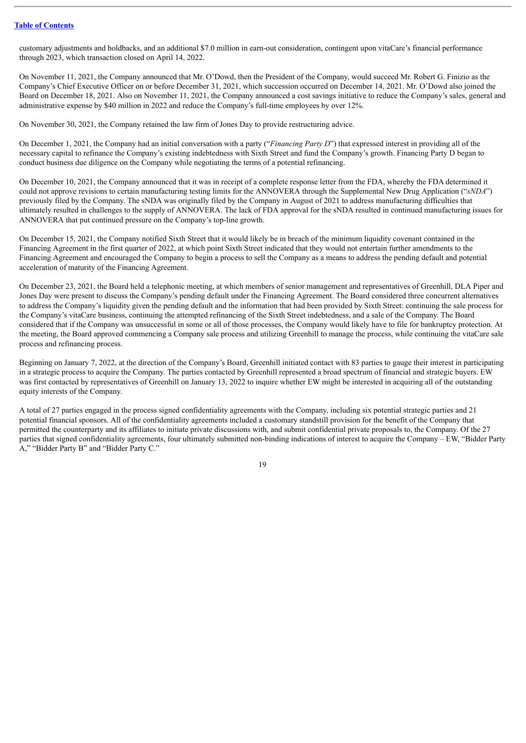customary adjustments and holdbacks, and an additional $7.0 million in earn-out consideration, contingent upon vitaCare's financial performance through 2023, which transaction closed on April 14, 2022.

On November 11, 2021, the Company announced that Mr. O'Dowd, then the President of the Company, would succeed Mr. Robert G. Finizio as the Company's Chief Executive Officer on or before December 31, 2021, which succession occurred on December 14, 2021. Mr. O'Dowd also joined the Board on December 18, 2021. Also on November 11, 2021, the Company announced a cost savings initiative to reduce the Company's sales, general and administrative expense by $40 million in 2022 and reduce the Company's full-time employees by over 12%.

On November 30, 2021, the Company retained the law firm of Jones Day to provide restructuring advice.

On December 1, 2021, the Company had an initial conversation with a party ("*Financing Party D*") that expressed interest in providing all of the necessary capital to refinance the Company's existing indebtedness with Sixth Street and fund the Company's growth. Financing Party D began to conduct business due diligence on the Company while negotiating the terms of a potential refinancing.

On December 10, 2021, the Company announced that it was in receipt of a complete response letter from the FDA, whereby the FDA determined it could not approve revisions to certain manufacturing testing limits for the ANNOVERA through the Supplemental New Drug Application ("*sNDA*") previously filed by the Company. The sNDA was originally filed by the Company in August of 2021 to address manufacturing difficulties that ultimately resulted in challenges to the supply of ANNOVERA. The lack of FDA approval for the sNDA resulted in continued manufacturing issues for ANNOVERA that put continued pressure on the Company's top-line growth.

On December 15, 2021, the Company notified Sixth Street that it would likely be in breach of the minimum liquidity covenant contained in the Financing Agreement in the first quarter of 2022, at which point Sixth Street indicated that they would not entertain further amendments to the Financing Agreement and encouraged the Company to begin a process to sell the Company as a means to address the pending default and potential acceleration of maturity of the Financing Agreement.

On December 23, 2021, the Board held a telephonic meeting, at which members of senior management and representatives of Greenhill, DLA Piper and Jones Day were present to discuss the Company's pending default under the Financing Agreement. The Board considered three concurrent alternatives to address the Company's liquidity given the pending default and the information that had been provided by Sixth Street: continuing the sale process for the Company's vitaCare business, continuing the attempted refinancing of the Sixth Street indebtedness, and a sale of the Company. The Board considered that if the Company was unsuccessful in some or all of those processes, the Company would likely have to file for bankruptcy protection. At the meeting, the Board approved commencing a Company sale process and utilizing Greenhill to manage the process, while continuing the vitaCare sale process and refinancing process.

Beginning on January 7, 2022, at the direction of the Company's Board, Greenhill initiated contact with 83 parties to gauge their interest in participating in a strategic process to acquire the Company. The parties contacted by Greenhill represented a broad spectrum of financial and strategic buyers. EW was first contacted by representatives of Greenhill on January 13, 2022 to inquire whether EW might be interested in acquiring all of the outstanding equity interests of the Company.

A total of 27 parties engaged in the process signed confidentiality agreements with the Company, including six potential strategic parties and 21 potential financial sponsors. All of the confidentiality agreements included a customary standstill provision for the benefit of the Company that permitted the counterparty and its affiliates to initiate private discussions with, and submit confidential private proposals to, the Company. Of the 27 parties that signed confidentiality agreements, four ultimately submitted non-binding indications of interest to acquire the Company – EW, "Bidder Party A," "Bidder Party B" and "Bidder Party C."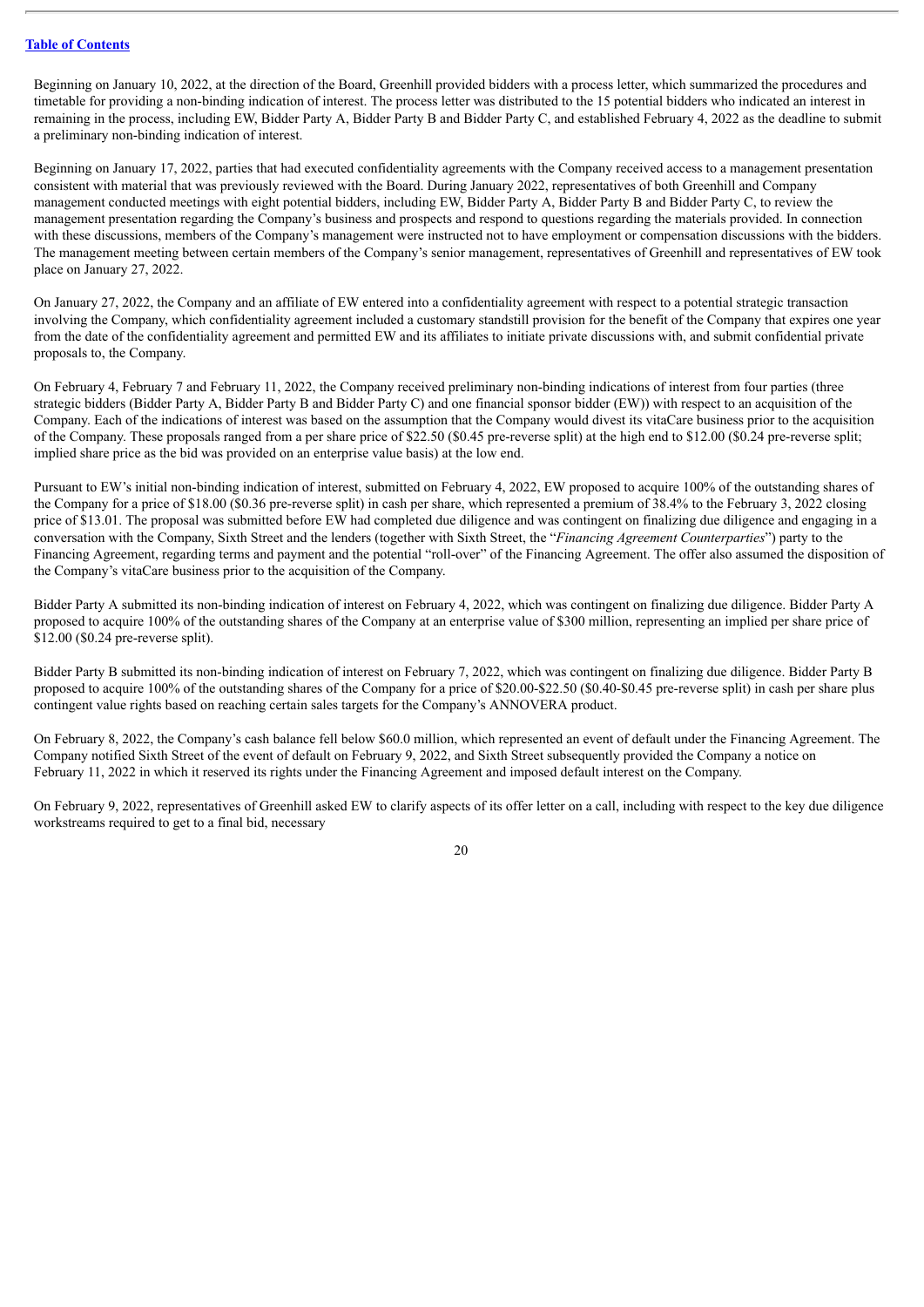Beginning on January 10, 2022, at the direction of the Board, Greenhill provided bidders with a process letter, which summarized the procedures and timetable for providing a non-binding indication of interest. The process letter was distributed to the 15 potential bidders who indicated an interest in remaining in the process, including EW, Bidder Party A, Bidder Party B and Bidder Party C, and established February 4, 2022 as the deadline to submit a preliminary non-binding indication of interest.

Beginning on January 17, 2022, parties that had executed confidentiality agreements with the Company received access to a management presentation consistent with material that was previously reviewed with the Board. During January 2022, representatives of both Greenhill and Company management conducted meetings with eight potential bidders, including EW, Bidder Party A, Bidder Party B and Bidder Party C, to review the management presentation regarding the Company's business and prospects and respond to questions regarding the materials provided. In connection with these discussions, members of the Company's management were instructed not to have employment or compensation discussions with the bidders. The management meeting between certain members of the Company's senior management, representatives of Greenhill and representatives of EW took place on January 27, 2022.

On January 27, 2022, the Company and an affiliate of EW entered into a confidentiality agreement with respect to a potential strategic transaction involving the Company, which confidentiality agreement included a customary standstill provision for the benefit of the Company that expires one year from the date of the confidentiality agreement and permitted EW and its affiliates to initiate private discussions with, and submit confidential private proposals to, the Company.

On February 4, February 7 and February 11, 2022, the Company received preliminary non-binding indications of interest from four parties (three strategic bidders (Bidder Party A, Bidder Party B and Bidder Party C) and one financial sponsor bidder (EW)) with respect to an acquisition of the Company. Each of the indications of interest was based on the assumption that the Company would divest its vitaCare business prior to the acquisition of the Company. These proposals ranged from a per share price of $22.50 ($0.45 pre-reverse split) at the high end to $12.00 ($0.24 pre-reverse split; implied share price as the bid was provided on an enterprise value basis) at the low end.

Pursuant to EW's initial non-binding indication of interest, submitted on February 4, 2022, EW proposed to acquire 100% of the outstanding shares of the Company for a price of $18.00 ($0.36 pre-reverse split) in cash per share, which represented a premium of 38.4% to the February 3, 2022 closing price of $13.01. The proposal was submitted before EW had completed due diligence and was contingent on finalizing due diligence and engaging in a conversation with the Company, Sixth Street and the lenders (together with Sixth Street, the "*Financing Agreement Counterparties*") party to the Financing Agreement, regarding terms and payment and the potential "roll-over" of the Financing Agreement. The offer also assumed the disposition of the Company's vitaCare business prior to the acquisition of the Company.

Bidder Party A submitted its non-binding indication of interest on February 4, 2022, which was contingent on finalizing due diligence. Bidder Party A proposed to acquire 100% of the outstanding shares of the Company at an enterprise value of $300 million, representing an implied per share price of $12.00 ($0.24 pre-reverse split).

Bidder Party B submitted its non-binding indication of interest on February 7, 2022, which was contingent on finalizing due diligence. Bidder Party B proposed to acquire 100% of the outstanding shares of the Company for a price of $20.00-$22.50 ($0.40-$0.45 pre-reverse split) in cash per share plus contingent value rights based on reaching certain sales targets for the Company's ANNOVERA product.

On February 8, 2022, the Company's cash balance fell below $60.0 million, which represented an event of default under the Financing Agreement. The Company notified Sixth Street of the event of default on February 9, 2022, and Sixth Street subsequently provided the Company a notice on February 11, 2022 in which it reserved its rights under the Financing Agreement and imposed default interest on the Company.

On February 9, 2022, representatives of Greenhill asked EW to clarify aspects of its offer letter on a call, including with respect to the key due diligence workstreams required to get to a final bid, necessary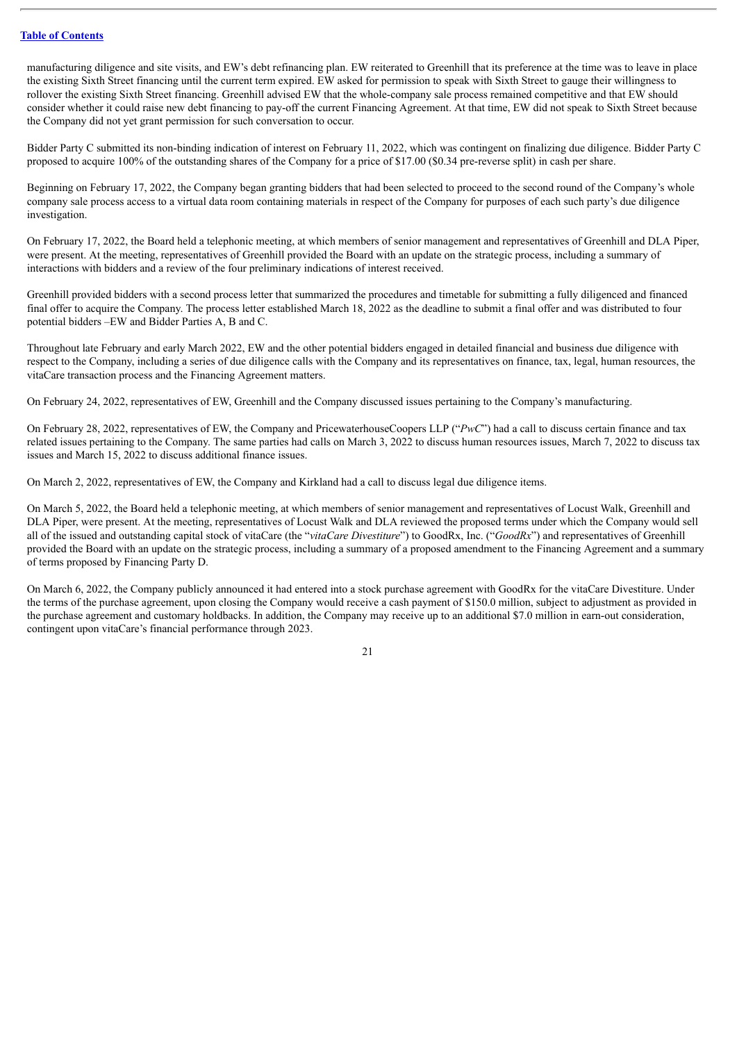manufacturing diligence and site visits, and EW's debt refinancing plan. EW reiterated to Greenhill that its preference at the time was to leave in place the existing Sixth Street financing until the current term expired. EW asked for permission to speak with Sixth Street to gauge their willingness to rollover the existing Sixth Street financing. Greenhill advised EW that the whole-company sale process remained competitive and that EW should consider whether it could raise new debt financing to pay-off the current Financing Agreement. At that time, EW did not speak to Sixth Street because the Company did not yet grant permission for such conversation to occur.

Bidder Party C submitted its non-binding indication of interest on February 11, 2022, which was contingent on finalizing due diligence. Bidder Party C proposed to acquire 100% of the outstanding shares of the Company for a price of $17.00 ($0.34 pre-reverse split) in cash per share.

Beginning on February 17, 2022, the Company began granting bidders that had been selected to proceed to the second round of the Company's whole company sale process access to a virtual data room containing materials in respect of the Company for purposes of each such party's due diligence investigation.

On February 17, 2022, the Board held a telephonic meeting, at which members of senior management and representatives of Greenhill and DLA Piper, were present. At the meeting, representatives of Greenhill provided the Board with an update on the strategic process, including a summary of interactions with bidders and a review of the four preliminary indications of interest received.

Greenhill provided bidders with a second process letter that summarized the procedures and timetable for submitting a fully diligenced and financed final offer to acquire the Company. The process letter established March 18, 2022 as the deadline to submit a final offer and was distributed to four potential bidders –EW and Bidder Parties A, B and C.

Throughout late February and early March 2022, EW and the other potential bidders engaged in detailed financial and business due diligence with respect to the Company, including a series of due diligence calls with the Company and its representatives on finance, tax, legal, human resources, the vitaCare transaction process and the Financing Agreement matters.

On February 24, 2022, representatives of EW, Greenhill and the Company discussed issues pertaining to the Company's manufacturing.

On February 28, 2022, representatives of EW, the Company and PricewaterhouseCoopers LLP ("*PwC*") had a call to discuss certain finance and tax related issues pertaining to the Company. The same parties had calls on March 3, 2022 to discuss human resources issues, March 7, 2022 to discuss tax issues and March 15, 2022 to discuss additional finance issues.

On March 2, 2022, representatives of EW, the Company and Kirkland had a call to discuss legal due diligence items.

On March 5, 2022, the Board held a telephonic meeting, at which members of senior management and representatives of Locust Walk, Greenhill and DLA Piper, were present. At the meeting, representatives of Locust Walk and DLA reviewed the proposed terms under which the Company would sell all of the issued and outstanding capital stock of vitaCare (the "*vitaCare Divestiture*") to GoodRx, Inc. ("*GoodRx*") and representatives of Greenhill provided the Board with an update on the strategic process, including a summary of a proposed amendment to the Financing Agreement and a summary of terms proposed by Financing Party D.

On March 6, 2022, the Company publicly announced it had entered into a stock purchase agreement with GoodRx for the vitaCare Divestiture. Under the terms of the purchase agreement, upon closing the Company would receive a cash payment of $150.0 million, subject to adjustment as provided in the purchase agreement and customary holdbacks. In addition, the Company may receive up to an additional $7.0 million in earn-out consideration, contingent upon vitaCare's financial performance through 2023.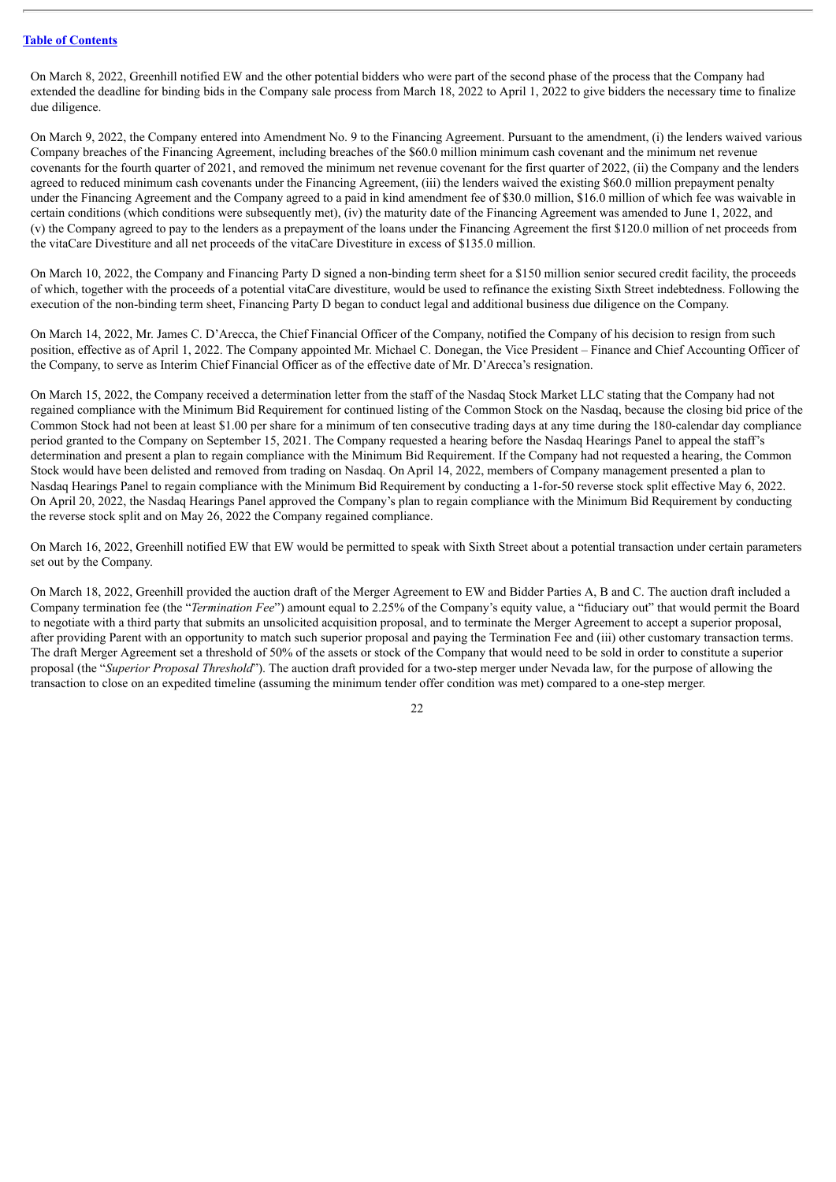On March 8, 2022, Greenhill notified EW and the other potential bidders who were part of the second phase of the process that the Company had extended the deadline for binding bids in the Company sale process from March 18, 2022 to April 1, 2022 to give bidders the necessary time to finalize due diligence.

On March 9, 2022, the Company entered into Amendment No. 9 to the Financing Agreement. Pursuant to the amendment, (i) the lenders waived various Company breaches of the Financing Agreement, including breaches of the $60.0 million minimum cash covenant and the minimum net revenue covenants for the fourth quarter of 2021, and removed the minimum net revenue covenant for the first quarter of 2022, (ii) the Company and the lenders agreed to reduced minimum cash covenants under the Financing Agreement, (iii) the lenders waived the existing $60.0 million prepayment penalty under the Financing Agreement and the Company agreed to a paid in kind amendment fee of $30.0 million, $16.0 million of which fee was waivable in certain conditions (which conditions were subsequently met), (iv) the maturity date of the Financing Agreement was amended to June 1, 2022, and (v) the Company agreed to pay to the lenders as a prepayment of the loans under the Financing Agreement the first $120.0 million of net proceeds from the vitaCare Divestiture and all net proceeds of the vitaCare Divestiture in excess of $135.0 million.

On March 10, 2022, the Company and Financing Party D signed a non-binding term sheet for a $150 million senior secured credit facility, the proceeds of which, together with the proceeds of a potential vitaCare divestiture, would be used to refinance the existing Sixth Street indebtedness. Following the execution of the non-binding term sheet, Financing Party D began to conduct legal and additional business due diligence on the Company.

On March 14, 2022, Mr. James C. D'Arecca, the Chief Financial Officer of the Company, notified the Company of his decision to resign from such position, effective as of April 1, 2022. The Company appointed Mr. Michael C. Donegan, the Vice President – Finance and Chief Accounting Officer of the Company, to serve as Interim Chief Financial Officer as of the effective date of Mr. D'Arecca's resignation.

On March 15, 2022, the Company received a determination letter from the staff of the Nasdaq Stock Market LLC stating that the Company had not regained compliance with the Minimum Bid Requirement for continued listing of the Common Stock on the Nasdaq, because the closing bid price of the Common Stock had not been at least $1.00 per share for a minimum of ten consecutive trading days at any time during the 180-calendar day compliance period granted to the Company on September 15, 2021. The Company requested a hearing before the Nasdaq Hearings Panel to appeal the staff's determination and present a plan to regain compliance with the Minimum Bid Requirement. If the Company had not requested a hearing, the Common Stock would have been delisted and removed from trading on Nasdaq. On April 14, 2022, members of Company management presented a plan to Nasdaq Hearings Panel to regain compliance with the Minimum Bid Requirement by conducting a 1-for-50 reverse stock split effective May 6, 2022. On April 20, 2022, the Nasdaq Hearings Panel approved the Company's plan to regain compliance with the Minimum Bid Requirement by conducting the reverse stock split and on May 26, 2022 the Company regained compliance.

On March 16, 2022, Greenhill notified EW that EW would be permitted to speak with Sixth Street about a potential transaction under certain parameters set out by the Company.

On March 18, 2022, Greenhill provided the auction draft of the Merger Agreement to EW and Bidder Parties A, B and C. The auction draft included a Company termination fee (the "*Termination Fee*") amount equal to 2.25% of the Company's equity value, a "fiduciary out" that would permit the Board to negotiate with a third party that submits an unsolicited acquisition proposal, and to terminate the Merger Agreement to accept a superior proposal, after providing Parent with an opportunity to match such superior proposal and paying the Termination Fee and (iii) other customary transaction terms. The draft Merger Agreement set a threshold of 50% of the assets or stock of the Company that would need to be sold in order to constitute a superior proposal (the "*Superior Proposal Threshold*"). The auction draft provided for a two-step merger under Nevada law, for the purpose of allowing the transaction to close on an expedited timeline (assuming the minimum tender offer condition was met) compared to a one-step merger.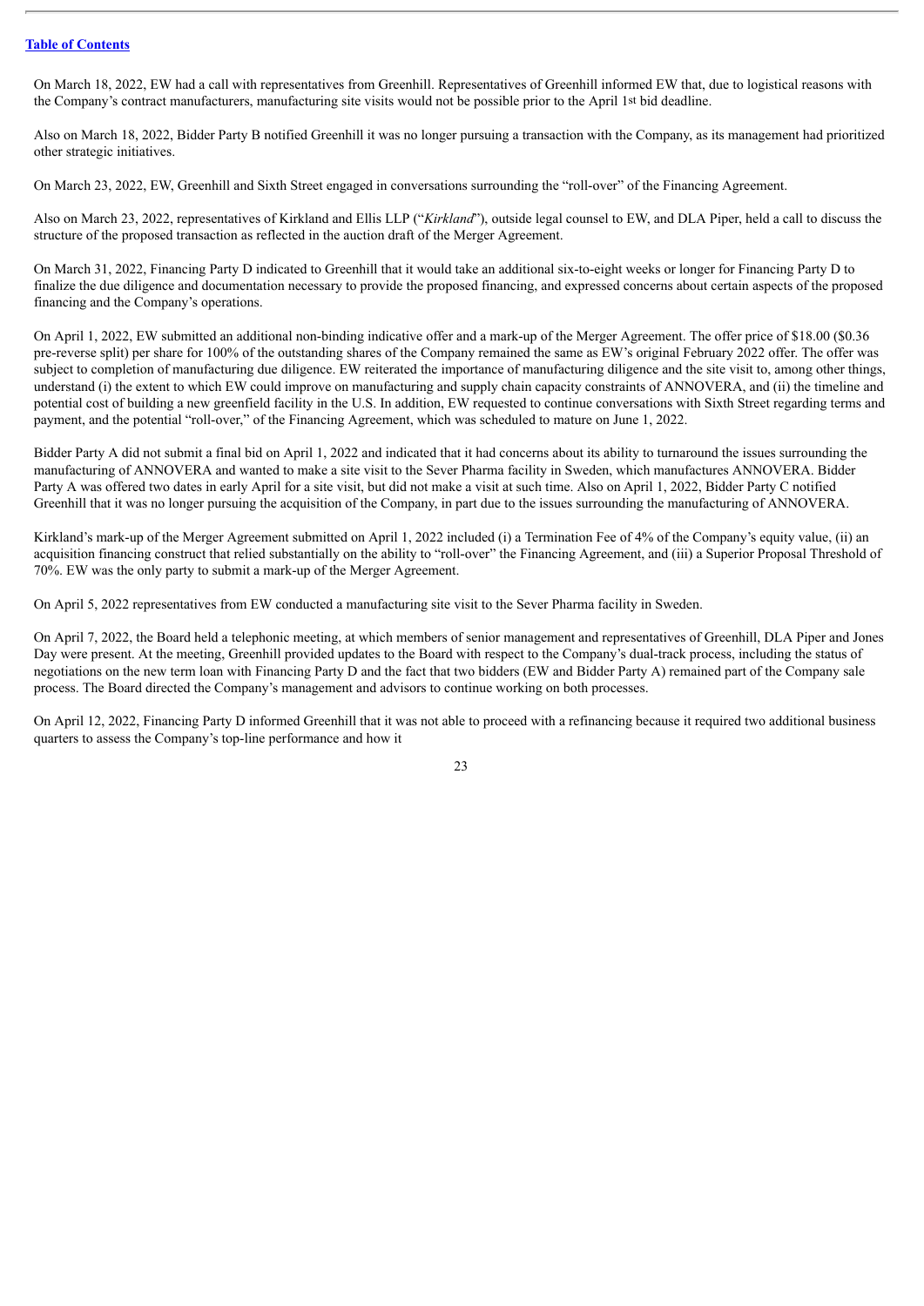On March 18, 2022, EW had a call with representatives from Greenhill. Representatives of Greenhill informed EW that, due to logistical reasons with the Company's contract manufacturers, manufacturing site visits would not be possible prior to the April 1st bid deadline.

Also on March 18, 2022, Bidder Party B notified Greenhill it was no longer pursuing a transaction with the Company, as its management had prioritized other strategic initiatives.

On March 23, 2022, EW, Greenhill and Sixth Street engaged in conversations surrounding the "roll-over" of the Financing Agreement.

Also on March 23, 2022, representatives of Kirkland and Ellis LLP ("*Kirkland*"), outside legal counsel to EW, and DLA Piper, held a call to discuss the structure of the proposed transaction as reflected in the auction draft of the Merger Agreement.

On March 31, 2022, Financing Party D indicated to Greenhill that it would take an additional six-to-eight weeks or longer for Financing Party D to finalize the due diligence and documentation necessary to provide the proposed financing, and expressed concerns about certain aspects of the proposed financing and the Company's operations.

On April 1, 2022, EW submitted an additional non-binding indicative offer and a mark-up of the Merger Agreement. The offer price of $18.00 ($0.36 pre-reverse split) per share for 100% of the outstanding shares of the Company remained the same as EW's original February 2022 offer. The offer was subject to completion of manufacturing due diligence. EW reiterated the importance of manufacturing diligence and the site visit to, among other things, understand (i) the extent to which EW could improve on manufacturing and supply chain capacity constraints of ANNOVERA, and (ii) the timeline and potential cost of building a new greenfield facility in the U.S. In addition, EW requested to continue conversations with Sixth Street regarding terms and payment, and the potential "roll-over," of the Financing Agreement, which was scheduled to mature on June 1, 2022.

Bidder Party A did not submit a final bid on April 1, 2022 and indicated that it had concerns about its ability to turnaround the issues surrounding the manufacturing of ANNOVERA and wanted to make a site visit to the Sever Pharma facility in Sweden, which manufactures ANNOVERA. Bidder Party A was offered two dates in early April for a site visit, but did not make a visit at such time. Also on April 1, 2022, Bidder Party C notified Greenhill that it was no longer pursuing the acquisition of the Company, in part due to the issues surrounding the manufacturing of ANNOVERA.

Kirkland's mark-up of the Merger Agreement submitted on April 1, 2022 included (i) a Termination Fee of 4% of the Company's equity value, (ii) an acquisition financing construct that relied substantially on the ability to "roll-over" the Financing Agreement, and (iii) a Superior Proposal Threshold of 70%. EW was the only party to submit a mark-up of the Merger Agreement.

On April 5, 2022 representatives from EW conducted a manufacturing site visit to the Sever Pharma facility in Sweden.

On April 7, 2022, the Board held a telephonic meeting, at which members of senior management and representatives of Greenhill, DLA Piper and Jones Day were present. At the meeting, Greenhill provided updates to the Board with respect to the Company's dual-track process, including the status of negotiations on the new term loan with Financing Party D and the fact that two bidders (EW and Bidder Party A) remained part of the Company sale process. The Board directed the Company's management and advisors to continue working on both processes.

On April 12, 2022, Financing Party D informed Greenhill that it was not able to proceed with a refinancing because it required two additional business quarters to assess the Company's top-line performance and how it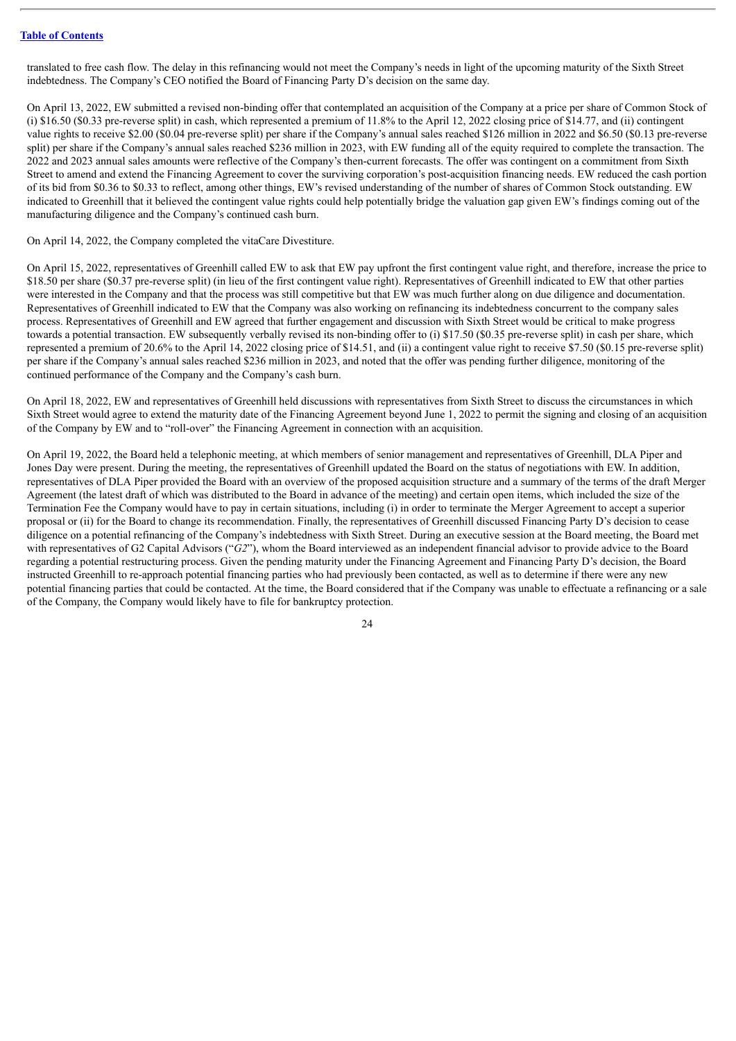translated to free cash flow. The delay in this refinancing would not meet the Company's needs in light of the upcoming maturity of the Sixth Street indebtedness. The Company's CEO notified the Board of Financing Party D's decision on the same day.

On April 13, 2022, EW submitted a revised non-binding offer that contemplated an acquisition of the Company at a price per share of Common Stock of (i) $16.50 ($0.33 pre-reverse split) in cash, which represented a premium of 11.8% to the April 12, 2022 closing price of $14.77, and (ii) contingent value rights to receive $2.00 ($0.04 pre-reverse split) per share if the Company's annual sales reached $126 million in 2022 and $6.50 ($0.13 pre-reverse split) per share if the Company's annual sales reached $236 million in 2023, with EW funding all of the equity required to complete the transaction. The 2022 and 2023 annual sales amounts were reflective of the Company's then-current forecasts. The offer was contingent on a commitment from Sixth Street to amend and extend the Financing Agreement to cover the surviving corporation's post-acquisition financing needs. EW reduced the cash portion of its bid from $0.36 to $0.33 to reflect, among other things, EW's revised understanding of the number of shares of Common Stock outstanding. EW indicated to Greenhill that it believed the contingent value rights could help potentially bridge the valuation gap given EW's findings coming out of the manufacturing diligence and the Company's continued cash burn.

On April 14, 2022, the Company completed the vitaCare Divestiture.

On April 15, 2022, representatives of Greenhill called EW to ask that EW pay upfront the first contingent value right, and therefore, increase the price to $18.50 per share ($0.37 pre-reverse split) (in lieu of the first contingent value right). Representatives of Greenhill indicated to EW that other parties were interested in the Company and that the process was still competitive but that EW was much further along on due diligence and documentation. Representatives of Greenhill indicated to EW that the Company was also working on refinancing its indebtedness concurrent to the company sales process. Representatives of Greenhill and EW agreed that further engagement and discussion with Sixth Street would be critical to make progress towards a potential transaction. EW subsequently verbally revised its non-binding offer to (i) $17.50 ($0.35 pre-reverse split) in cash per share, which represented a premium of 20.6% to the April 14, 2022 closing price of $14.51, and (ii) a contingent value right to receive $7.50 ($0.15 pre-reverse split) per share if the Company's annual sales reached $236 million in 2023, and noted that the offer was pending further diligence, monitoring of the continued performance of the Company and the Company's cash burn.

On April 18, 2022, EW and representatives of Greenhill held discussions with representatives from Sixth Street to discuss the circumstances in which Sixth Street would agree to extend the maturity date of the Financing Agreement beyond June 1, 2022 to permit the signing and closing of an acquisition of the Company by EW and to "roll-over" the Financing Agreement in connection with an acquisition.

On April 19, 2022, the Board held a telephonic meeting, at which members of senior management and representatives of Greenhill, DLA Piper and Jones Day were present. During the meeting, the representatives of Greenhill updated the Board on the status of negotiations with EW. In addition, representatives of DLA Piper provided the Board with an overview of the proposed acquisition structure and a summary of the terms of the draft Merger Agreement (the latest draft of which was distributed to the Board in advance of the meeting) and certain open items, which included the size of the Termination Fee the Company would have to pay in certain situations, including (i) in order to terminate the Merger Agreement to accept a superior proposal or (ii) for the Board to change its recommendation. Finally, the representatives of Greenhill discussed Financing Party D's decision to cease diligence on a potential refinancing of the Company's indebtedness with Sixth Street. During an executive session at the Board meeting, the Board met with representatives of G2 Capital Advisors ("*G2*"), whom the Board interviewed as an independent financial advisor to provide advice to the Board regarding a potential restructuring process. Given the pending maturity under the Financing Agreement and Financing Party D's decision, the Board instructed Greenhill to re-approach potential financing parties who had previously been contacted, as well as to determine if there were any new potential financing parties that could be contacted. At the time, the Board considered that if the Company was unable to effectuate a refinancing or a sale of the Company, the Company would likely have to file for bankruptcy protection.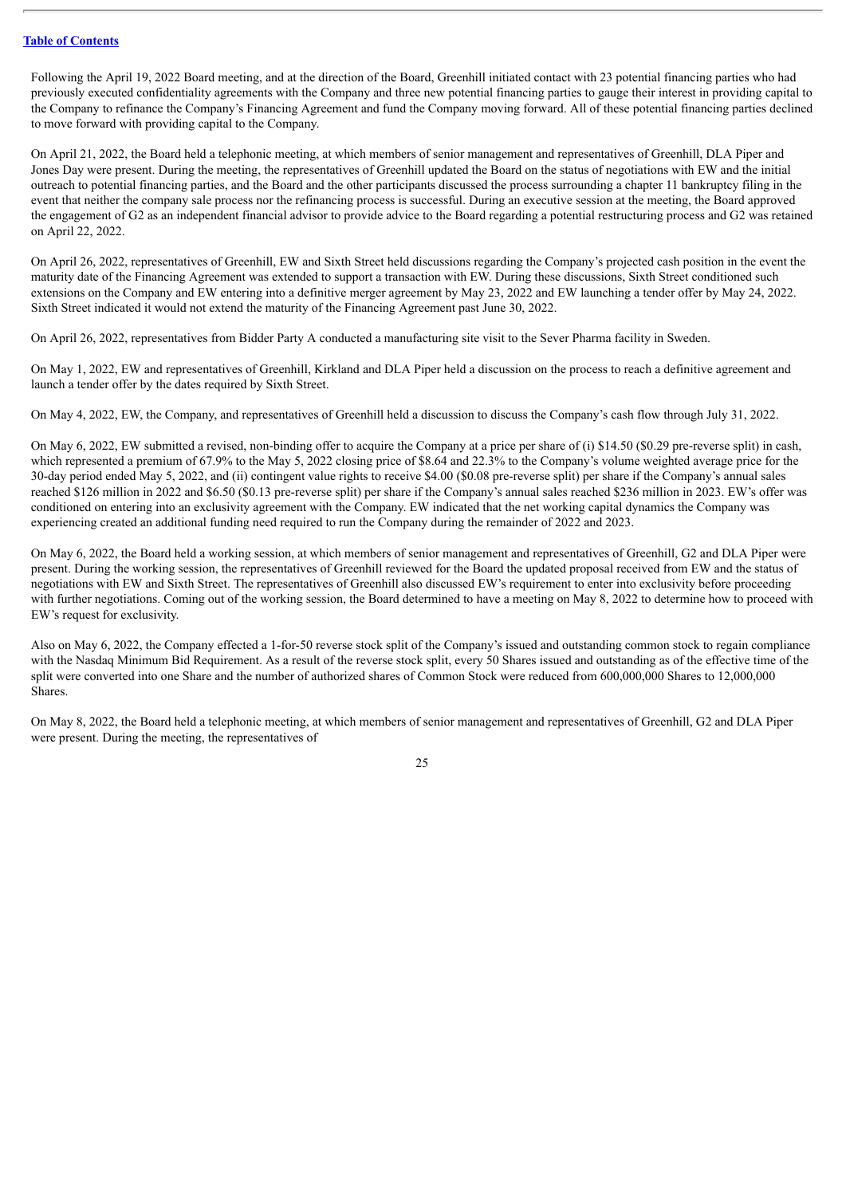[Table of Contents](#)

Following the April 19, 2022 Board meeting, and at the direction of the Board, Greenhill initiated contact with 23 potential financing parties who had previously executed confidentiality agreements with the Company and three new potential financing parties to gauge their interest in providing capital to the Company to refinance the Company's Financing Agreement and fund the Company moving forward. All of these potential financing parties declined to move forward with providing capital to the Company.

On April 21, 2022, the Board held a telephonic meeting, at which members of senior management and representatives of Greenhill, DLA Piper and Jones Day were present. During the meeting, the representatives of Greenhill updated the Board on the status of negotiations with EW and the initial outreach to potential financing parties, and the Board and the other participants discussed the process surrounding a chapter 11 bankruptcy filing in the event that neither the company sale process nor the refinancing process is successful. During an executive session at the meeting, the Board approved the engagement of G2 as an independent financial advisor to provide advice to the Board regarding a potential restructuring process and G2 was retained on April 22, 2022.

On April 26, 2022, representatives of Greenhill, EW and Sixth Street held discussions regarding the Company's projected cash position in the event the maturity date of the Financing Agreement was extended to support a transaction with EW. During these discussions, Sixth Street conditioned such extensions on the Company and EW entering into a definitive merger agreement by May 23, 2022 and EW launching a tender offer by May 24, 2022. Sixth Street indicated it would not extend the maturity of the Financing Agreement past June 30, 2022.

On April 26, 2022, representatives from Bidder Party A conducted a manufacturing site visit to the Sever Pharma facility in Sweden.

On May 1, 2022, EW and representatives of Greenhill, Kirkland and DLA Piper held a discussion on the process to reach a definitive agreement and launch a tender offer by the dates required by Sixth Street.

On May 4, 2022, EW, the Company, and representatives of Greenhill held a discussion to discuss the Company's cash flow through July 31, 2022.

On May 6, 2022, EW submitted a revised, non-binding offer to acquire the Company at a price per share of (i) $14.50 ($0.29 pre-reverse split) in cash, which represented a premium of 67.9% to the May 5, 2022 closing price of $8.64 and 22.3% to the Company's volume weighted average price for the 30-day period ended May 5, 2022, and (ii) contingent value rights to receive $4.00 ($0.08 pre-reverse split) per share if the Company's annual sales reached $126 million in 2022 and $6.50 ($0.13 pre-reverse split) per share if the Company's annual sales reached $236 million in 2023. EW's offer was conditioned on entering into an exclusivity agreement with the Company. EW indicated that the net working capital dynamics the Company was experiencing created an additional funding need required to run the Company during the remainder of 2022 and 2023.

On May 6, 2022, the Board held a working session, at which members of senior management and representatives of Greenhill, G2 and DLA Piper were present. During the working session, the representatives of Greenhill reviewed for the Board the updated proposal received from EW and the status of negotiations with EW and Sixth Street. The representatives of Greenhill also discussed EW's requirement to enter into exclusivity before proceeding with further negotiations. Coming out of the working session, the Board determined to have a meeting on May 8, 2022 to determine how to proceed with EW's request for exclusivity.

Also on May 6, 2022, the Company effected a 1-for-50 reverse stock split of the Company's issued and outstanding common stock to regain compliance with the Nasdaq Minimum Bid Requirement. As a result of the reverse stock split, every 50 Shares issued and outstanding as of the effective time of the split were converted into one Share and the number of authorized shares of Common Stock were reduced from 600,000,000 Shares to 12,000,000 Shares.

On May 8, 2022, the Board held a telephonic meeting, at which members of senior management and representatives of Greenhill, G2 and DLA Piper were present. During the meeting, the representatives of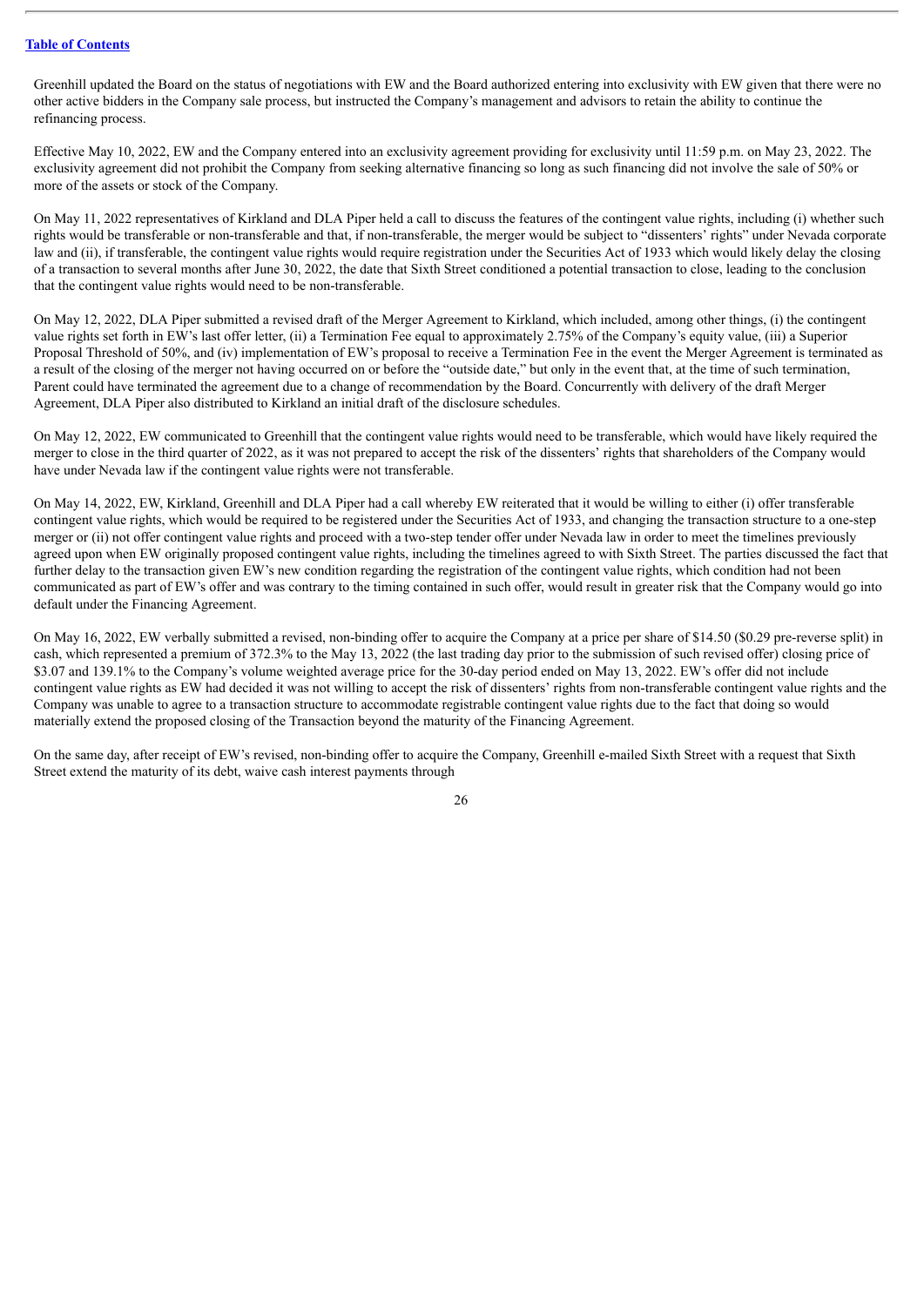Greenhill updated the Board on the status of negotiations with EW and the Board authorized entering into exclusivity with EW given that there were no other active bidders in the Company sale process, but instructed the Company's management and advisors to retain the ability to continue the refinancing process.

Effective May 10, 2022, EW and the Company entered into an exclusivity agreement providing for exclusivity until 11:59 p.m. on May 23, 2022. The exclusivity agreement did not prohibit the Company from seeking alternative financing so long as such financing did not involve the sale of 50% or more of the assets or stock of the Company.

On May 11, 2022 representatives of Kirkland and DLA Piper held a call to discuss the features of the contingent value rights, including (i) whether such rights would be transferable or non-transferable and that, if non-transferable, the merger would be subject to "dissenters' rights" under Nevada corporate law and (ii), if transferable, the contingent value rights would require registration under the Securities Act of 1933 which would likely delay the closing of a transaction to several months after June 30, 2022, the date that Sixth Street conditioned a potential transaction to close, leading to the conclusion that the contingent value rights would need to be non-transferable.

On May 12, 2022, DLA Piper submitted a revised draft of the Merger Agreement to Kirkland, which included, among other things, (i) the contingent value rights set forth in EW's last offer letter, (ii) a Termination Fee equal to approximately 2.75% of the Company's equity value, (iii) a Superior Proposal Threshold of 50%, and (iv) implementation of EW's proposal to receive a Termination Fee in the event the Merger Agreement is terminated as a result of the closing of the merger not having occurred on or before the "outside date," but only in the event that, at the time of such termination, Parent could have terminated the agreement due to a change of recommendation by the Board. Concurrently with delivery of the draft Merger Agreement, DLA Piper also distributed to Kirkland an initial draft of the disclosure schedules.

On May 12, 2022, EW communicated to Greenhill that the contingent value rights would need to be transferable, which would have likely required the merger to close in the third quarter of 2022, as it was not prepared to accept the risk of the dissenters' rights that shareholders of the Company would have under Nevada law if the contingent value rights were not transferable.

On May 14, 2022, EW, Kirkland, Greenhill and DLA Piper had a call whereby EW reiterated that it would be willing to either (i) offer transferable contingent value rights, which would be required to be registered under the Securities Act of 1933, and changing the transaction structure to a one-step merger or (ii) not offer contingent value rights and proceed with a two-step tender offer under Nevada law in order to meet the timelines previously agreed upon when EW originally proposed contingent value rights, including the timelines agreed to with Sixth Street. The parties discussed the fact that further delay to the transaction given EW's new condition regarding the registration of the contingent value rights, which condition had not been communicated as part of EW's offer and was contrary to the timing contained in such offer, would result in greater risk that the Company would go into default under the Financing Agreement.

On May 16, 2022, EW verbally submitted a revised, non-binding offer to acquire the Company at a price per share of $14.50 ($0.29 pre-reverse split) in cash, which represented a premium of 372.3% to the May 13, 2022 (the last trading day prior to the submission of such revised offer) closing price of $3.07 and 139.1% to the Company's volume weighted average price for the 30-day period ended on May 13, 2022. EW's offer did not include contingent value rights as EW had decided it was not willing to accept the risk of dissenters' rights from non-transferable contingent value rights and the Company was unable to agree to a transaction structure to accommodate registrable contingent value rights due to the fact that doing so would materially extend the proposed closing of the Transaction beyond the maturity of the Financing Agreement.

On the same day, after receipt of EW's revised, non-binding offer to acquire the Company, Greenhill e-mailed Sixth Street with a request that Sixth Street extend the maturity of its debt, waive cash interest payments through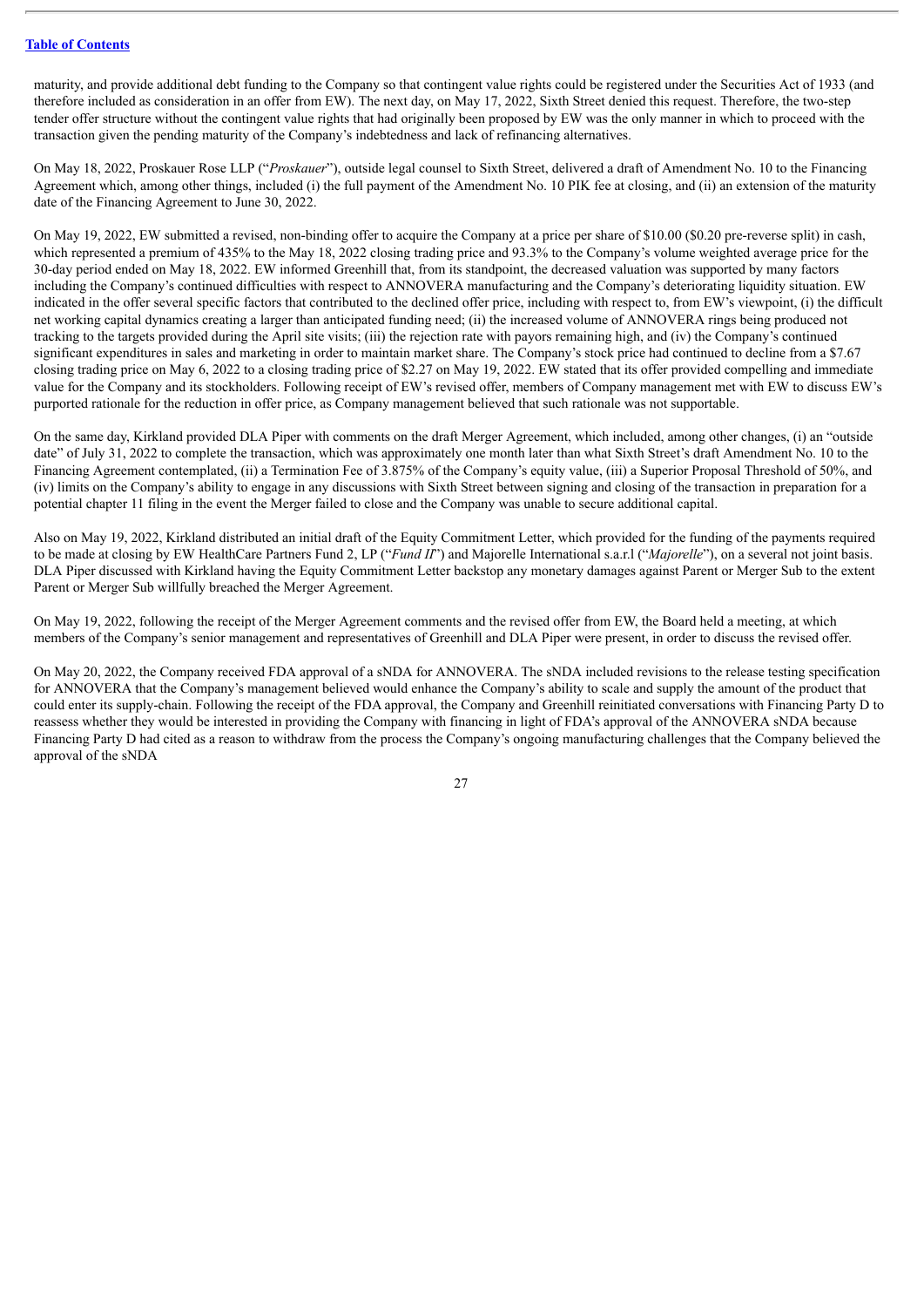maturity, and provide additional debt funding to the Company so that contingent value rights could be registered under the Securities Act of 1933 (and therefore included as consideration in an offer from EW). The next day, on May 17, 2022, Sixth Street denied this request. Therefore, the two-step tender offer structure without the contingent value rights that had originally been proposed by EW was the only manner in which to proceed with the transaction given the pending maturity of the Company's indebtedness and lack of refinancing alternatives.

On May 18, 2022, Proskauer Rose LLP ("*Proskauer*"), outside legal counsel to Sixth Street, delivered a draft of Amendment No. 10 to the Financing Agreement which, among other things, included (i) the full payment of the Amendment No. 10 PIK fee at closing, and (ii) an extension of the maturity date of the Financing Agreement to June 30, 2022.

On May 19, 2022, EW submitted a revised, non-binding offer to acquire the Company at a price per share of $10.00 ($0.20 pre-reverse split) in cash, which represented a premium of 435% to the May 18, 2022 closing trading price and 93.3% to the Company's volume weighted average price for the 30-day period ended on May 18, 2022. EW informed Greenhill that, from its standpoint, the decreased valuation was supported by many factors including the Company's continued difficulties with respect to ANNOVERA manufacturing and the Company's deteriorating liquidity situation. EW indicated in the offer several specific factors that contributed to the declined offer price, including with respect to, from EW's viewpoint, (i) the difficult net working capital dynamics creating a larger than anticipated funding need; (ii) the increased volume of ANNOVERA rings being produced not tracking to the targets provided during the April site visits; (iii) the rejection rate with payors remaining high, and (iv) the Company's continued significant expenditures in sales and marketing in order to maintain market share. The Company's stock price had continued to decline from a $7.67 closing trading price on May 6, 2022 to a closing trading price of $2.27 on May 19, 2022. EW stated that its offer provided compelling and immediate value for the Company and its stockholders. Following receipt of EW's revised offer, members of Company management met with EW to discuss EW's purported rationale for the reduction in offer price, as Company management believed that such rationale was not supportable.

On the same day, Kirkland provided DLA Piper with comments on the draft Merger Agreement, which included, among other changes, (i) an "outside date" of July 31, 2022 to complete the transaction, which was approximately one month later than what Sixth Street's draft Amendment No. 10 to the Financing Agreement contemplated, (ii) a Termination Fee of 3.875% of the Company's equity value, (iii) a Superior Proposal Threshold of 50%, and (iv) limits on the Company's ability to engage in any discussions with Sixth Street between signing and closing of the transaction in preparation for a potential chapter 11 filing in the event the Merger failed to close and the Company was unable to secure additional capital.

Also on May 19, 2022, Kirkland distributed an initial draft of the Equity Commitment Letter, which provided for the funding of the payments required to be made at closing by EW HealthCare Partners Fund 2, LP ("*Fund II*") and Majorelle International s.a.r.l ("*Majorelle*"), on a several not joint basis. DLA Piper discussed with Kirkland having the Equity Commitment Letter backstop any monetary damages against Parent or Merger Sub to the extent Parent or Merger Sub willfully breached the Merger Agreement.

On May 19, 2022, following the receipt of the Merger Agreement comments and the revised offer from EW, the Board held a meeting, at which members of the Company's senior management and representatives of Greenhill and DLA Piper were present, in order to discuss the revised offer.

On May 20, 2022, the Company received FDA approval of a sNDA for ANNOVERA. The sNDA included revisions to the release testing specification for ANNOVERA that the Company's management believed would enhance the Company's ability to scale and supply the amount of the product that could enter its supply-chain. Following the receipt of the FDA approval, the Company and Greenhill reinitiated conversations with Financing Party D to reassess whether they would be interested in providing the Company with financing in light of FDA's approval of the ANNOVERA sNDA because Financing Party D had cited as a reason to withdraw from the process the Company's ongoing manufacturing challenges that the Company believed the approval of the sNDA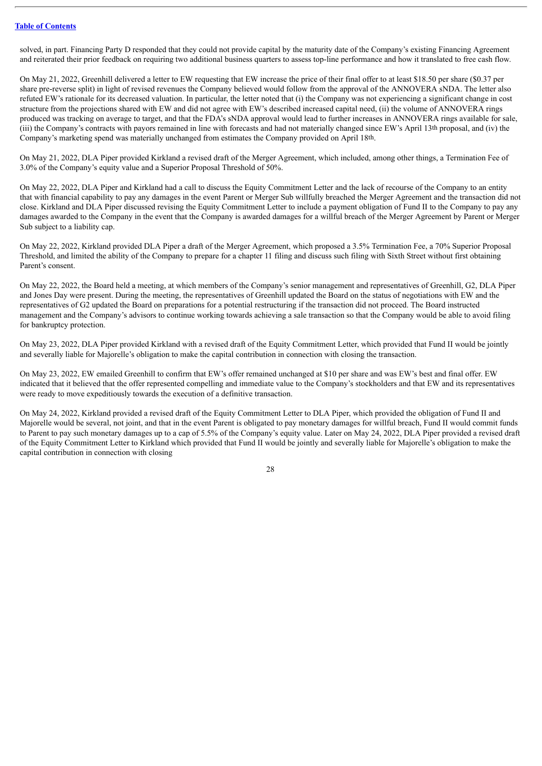solved, in part. Financing Party D responded that they could not provide capital by the maturity date of the Company's existing Financing Agreement and reiterated their prior feedback on requiring two additional business quarters to assess top-line performance and how it translated to free cash flow.

On May 21, 2022, Greenhill delivered a letter to EW requesting that EW increase the price of their final offer to at least $18.50 per share ($0.37 per share pre-reverse split) in light of revised revenues the Company believed would follow from the approval of the ANNOVERA sNDA. The letter also refuted EW's rationale for its decreased valuation. In particular, the letter noted that (i) the Company was not experiencing a significant change in cost structure from the projections shared with EW and did not agree with EW's described increased capital need, (ii) the volume of ANNOVERA rings produced was tracking on average to target, and that the FDA's sNDA approval would lead to further increases in ANNOVERA rings available for sale, (iii) the Company's contracts with payors remained in line with forecasts and had not materially changed since EW's April 13th proposal, and (iv) the Company's marketing spend was materially unchanged from estimates the Company provided on April 18th.

On May 21, 2022, DLA Piper provided Kirkland a revised draft of the Merger Agreement, which included, among other things, a Termination Fee of 3.0% of the Company's equity value and a Superior Proposal Threshold of 50%.

On May 22, 2022, DLA Piper and Kirkland had a call to discuss the Equity Commitment Letter and the lack of recourse of the Company to an entity that with financial capability to pay any damages in the event Parent or Merger Sub willfully breached the Merger Agreement and the transaction did not close. Kirkland and DLA Piper discussed revising the Equity Commitment Letter to include a payment obligation of Fund II to the Company to pay any damages awarded to the Company in the event that the Company is awarded damages for a willful breach of the Merger Agreement by Parent or Merger Sub subject to a liability cap.

On May 22, 2022, Kirkland provided DLA Piper a draft of the Merger Agreement, which proposed a 3.5% Termination Fee, a 70% Superior Proposal Threshold, and limited the ability of the Company to prepare for a chapter 11 filing and discuss such filing with Sixth Street without first obtaining Parent's consent.

On May 22, 2022, the Board held a meeting, at which members of the Company's senior management and representatives of Greenhill, G2, DLA Piper and Jones Day were present. During the meeting, the representatives of Greenhill updated the Board on the status of negotiations with EW and the representatives of G2 updated the Board on preparations for a potential restructuring if the transaction did not proceed. The Board instructed management and the Company's advisors to continue working towards achieving a sale transaction so that the Company would be able to avoid filing for bankruptcy protection.

On May 23, 2022, DLA Piper provided Kirkland with a revised draft of the Equity Commitment Letter, which provided that Fund II would be jointly and severally liable for Majorelle's obligation to make the capital contribution in connection with closing the transaction.

On May 23, 2022, EW emailed Greenhill to confirm that EW's offer remained unchanged at $10 per share and was EW's best and final offer. EW indicated that it believed that the offer represented compelling and immediate value to the Company's stockholders and that EW and its representatives were ready to move expeditiously towards the execution of a definitive transaction.

On May 24, 2022, Kirkland provided a revised draft of the Equity Commitment Letter to DLA Piper, which provided the obligation of Fund II and Majorelle would be several, not joint, and that in the event Parent is obligated to pay monetary damages for willful breach, Fund II would commit funds to Parent to pay such monetary damages up to a cap of 5.5% of the Company's equity value. Later on May 24, 2022, DLA Piper provided a revised draft of the Equity Commitment Letter to Kirkland which provided that Fund II would be jointly and severally liable for Majorelle's obligation to make the capital contribution in connection with closing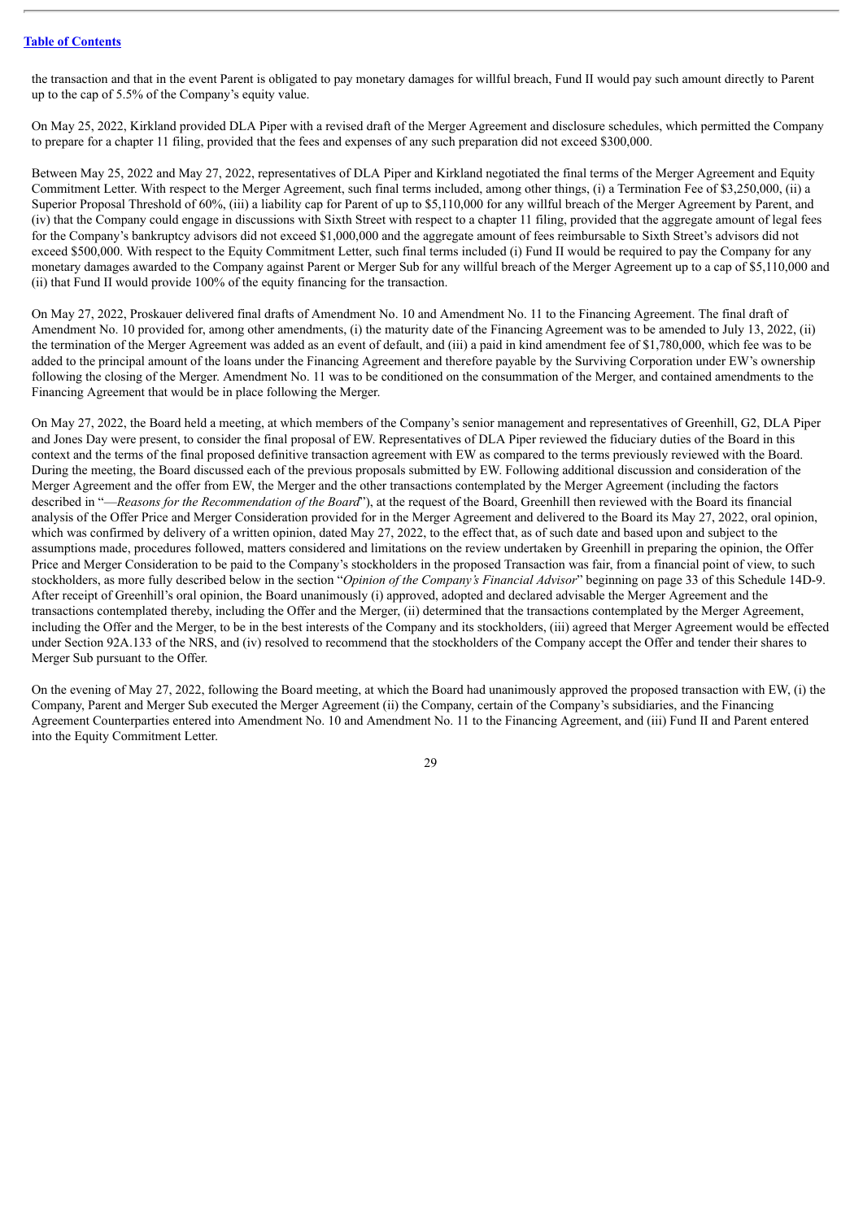the transaction and that in the event Parent is obligated to pay monetary damages for willful breach, Fund II would pay such amount directly to Parent up to the cap of 5.5% of the Company's equity value.

On May 25, 2022, Kirkland provided DLA Piper with a revised draft of the Merger Agreement and disclosure schedules, which permitted the Company to prepare for a chapter 11 filing, provided that the fees and expenses of any such preparation did not exceed $300,000.

Between May 25, 2022 and May 27, 2022, representatives of DLA Piper and Kirkland negotiated the final terms of the Merger Agreement and Equity Commitment Letter. With respect to the Merger Agreement, such final terms included, among other things, (i) a Termination Fee of $3,250,000, (ii) a Superior Proposal Threshold of 60%, (iii) a liability cap for Parent of up to $5,110,000 for any willful breach of the Merger Agreement by Parent, and (iv) that the Company could engage in discussions with Sixth Street with respect to a chapter 11 filing, provided that the aggregate amount of legal fees for the Company's bankruptcy advisors did not exceed $1,000,000 and the aggregate amount of fees reimbursable to Sixth Street's advisors did not exceed $500,000. With respect to the Equity Commitment Letter, such final terms included (i) Fund II would be required to pay the Company for any monetary damages awarded to the Company against Parent or Merger Sub for any willful breach of the Merger Agreement up to a cap of $5,110,000 and (ii) that Fund II would provide 100% of the equity financing for the transaction.

On May 27, 2022, Proskauer delivered final drafts of Amendment No. 10 and Amendment No. 11 to the Financing Agreement. The final draft of Amendment No. 10 provided for, among other amendments, (i) the maturity date of the Financing Agreement was to be amended to July 13, 2022, (ii) the termination of the Merger Agreement was added as an event of default, and (iii) a paid in kind amendment fee of $1,780,000, which fee was to be added to the principal amount of the loans under the Financing Agreement and therefore payable by the Surviving Corporation under EW's ownership following the closing of the Merger. Amendment No. 11 was to be conditioned on the consummation of the Merger, and contained amendments to the Financing Agreement that would be in place following the Merger.

On May 27, 2022, the Board held a meeting, at which members of the Company's senior management and representatives of Greenhill, G2, DLA Piper and Jones Day were present, to consider the final proposal of EW. Representatives of DLA Piper reviewed the fiduciary duties of the Board in this context and the terms of the final proposed definitive transaction agreement with EW as compared to the terms previously reviewed with the Board. During the meeting, the Board discussed each of the previous proposals submitted by EW. Following additional discussion and consideration of the Merger Agreement and the offer from EW, the Merger and the other transactions contemplated by the Merger Agreement (including the factors described in "—*Reasons for the Recommendation of the Board*"), at the request of the Board, Greenhill then reviewed with the Board its financial analysis of the Offer Price and Merger Consideration provided for in the Merger Agreement and delivered to the Board its May 27, 2022, oral opinion, which was confirmed by delivery of a written opinion, dated May 27, 2022, to the effect that, as of such date and based upon and subject to the assumptions made, procedures followed, matters considered and limitations on the review undertaken by Greenhill in preparing the opinion, the Offer Price and Merger Consideration to be paid to the Company's stockholders in the proposed Transaction was fair, from a financial point of view, to such stockholders, as more fully described below in the section "*Opinion of the Company's Financial Advisor*" beginning on page 33 of this Schedule 14D-9. After receipt of Greenhill's oral opinion, the Board unanimously (i) approved, adopted and declared advisable the Merger Agreement and the transactions contemplated thereby, including the Offer and the Merger, (ii) determined that the transactions contemplated by the Merger Agreement, including the Offer and the Merger, to be in the best interests of the Company and its stockholders, (iii) agreed that Merger Agreement would be effected under Section 92A.133 of the NRS, and (iv) resolved to recommend that the stockholders of the Company accept the Offer and tender their shares to Merger Sub pursuant to the Offer.

On the evening of May 27, 2022, following the Board meeting, at which the Board had unanimously approved the proposed transaction with EW, (i) the Company, Parent and Merger Sub executed the Merger Agreement (ii) the Company, certain of the Company's subsidiaries, and the Financing Agreement Counterparties entered into Amendment No. 10 and Amendment No. 11 to the Financing Agreement, and (iii) Fund II and Parent entered into the Equity Commitment Letter.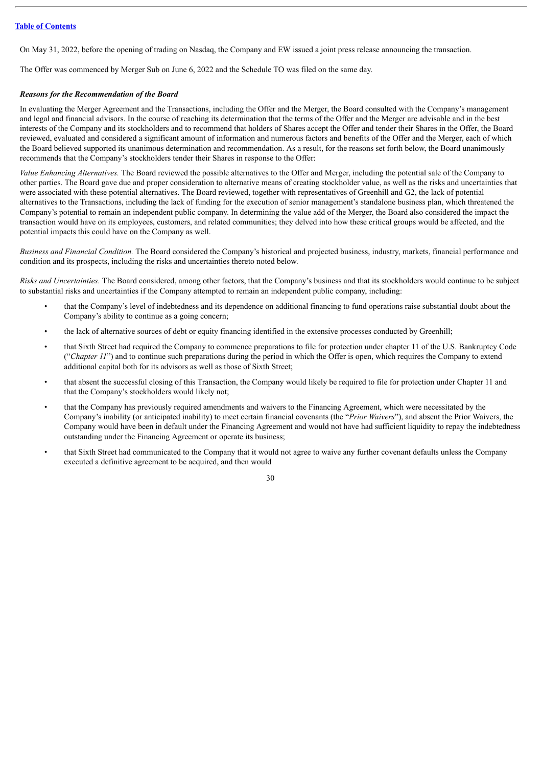[Table of Contents](#)

On May 31, 2022, before the opening of trading on Nasdaq, the Company and EW issued a joint press release announcing the transaction.

The Offer was commenced by Merger Sub on June 6, 2022 and the Schedule TO was filed on the same day.

***Reasons for the Recommendation of the Board***

In evaluating the Merger Agreement and the Transactions, including the Offer and the Merger, the Board consulted with the Company's management and legal and financial advisors. In the course of reaching its determination that the terms of the Offer and the Merger are advisable and in the best interests of the Company and its stockholders and to recommend that holders of Shares accept the Offer and tender their Shares in the Offer, the Board reviewed, evaluated and considered a significant amount of information and numerous factors and benefits of the Offer and the Merger, each of which the Board believed supported its unanimous determination and recommendation. As a result, for the reasons set forth below, the Board unanimously recommends that the Company's stockholders tender their Shares in response to the Offer:

*Value Enhancing Alternatives.* The Board reviewed the possible alternatives to the Offer and Merger, including the potential sale of the Company to other parties. The Board gave due and proper consideration to alternative means of creating stockholder value, as well as the risks and uncertainties that were associated with these potential alternatives. The Board reviewed, together with representatives of Greenhill and G2, the lack of potential alternatives to the Transactions, including the lack of funding for the execution of senior management's standalone business plan, which threatened the Company's potential to remain an independent public company. In determining the value add of the Merger, the Board also considered the impact the transaction would have on its employees, customers, and related communities; they delved into how these critical groups would be affected, and the potential impacts this could have on the Company as well.

*Business and Financial Condition.* The Board considered the Company's historical and projected business, industry, markets, financial performance and condition and its prospects, including the risks and uncertainties thereto noted below.

*Risks and Uncertainties.* The Board considered, among other factors, that the Company's business and that its stockholders would continue to be subject to substantial risks and uncertainties if the Company attempted to remain an independent public company, including:

- that the Company's level of indebtedness and its dependence on additional financing to fund operations raise substantial doubt about the Company's ability to continue as a going concern;
- the lack of alternative sources of debt or equity financing identified in the extensive processes conducted by Greenhill;
- that Sixth Street had required the Company to commence preparations to file for protection under chapter 11 of the U.S. Bankruptcy Code ("*Chapter 11*") and to continue such preparations during the period in which the Offer is open, which requires the Company to extend additional capital both for its advisors as well as those of Sixth Street;
- that absent the successful closing of this Transaction, the Company would likely be required to file for protection under Chapter 11 and that the Company's stockholders would likely not;
- that the Company has previously required amendments and waivers to the Financing Agreement, which were necessitated by the Company's inability (or anticipated inability) to meet certain financial covenants (the "*Prior Waivers*"), and absent the Prior Waivers, the Company would have been in default under the Financing Agreement and would not have had sufficient liquidity to repay the indebtedness outstanding under the Financing Agreement or operate its business;
- that Sixth Street had communicated to the Company that it would not agree to waive any further covenant defaults unless the Company executed a definitive agreement to be acquired, and then would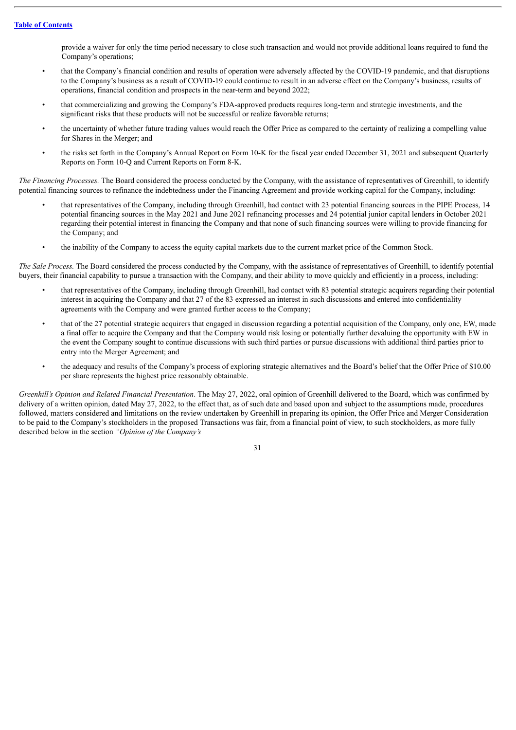provide a waiver for only the time period necessary to close such transaction and would not provide additional loans required to fund the Company's operations;

- that the Company's financial condition and results of operation were adversely affected by the COVID-19 pandemic, and that disruptions to the Company's business as a result of COVID-19 could continue to result in an adverse effect on the Company's business, results of operations, financial condition and prospects in the near-term and beyond 2022;
- that commercializing and growing the Company's FDA-approved products requires long-term and strategic investments, and the significant risks that these products will not be successful or realize favorable returns;
- the uncertainty of whether future trading values would reach the Offer Price as compared to the certainty of realizing a compelling value for Shares in the Merger; and
- the risks set forth in the Company's Annual Report on Form 10-K for the fiscal year ended December 31, 2021 and subsequent Quarterly Reports on Form 10-Q and Current Reports on Form 8-K.

*The Financing Processes.* The Board considered the process conducted by the Company, with the assistance of representatives of Greenhill, to identify potential financing sources to refinance the indebtedness under the Financing Agreement and provide working capital for the Company, including:

- that representatives of the Company, including through Greenhill, had contact with 23 potential financing sources in the PIPE Process, 14 potential financing sources in the May 2021 and June 2021 refinancing processes and 24 potential junior capital lenders in October 2021 regarding their potential interest in financing the Company and that none of such financing sources were willing to provide financing for the Company; and
- the inability of the Company to access the equity capital markets due to the current market price of the Common Stock.

*The Sale Process.* The Board considered the process conducted by the Company, with the assistance of representatives of Greenhill, to identify potential buyers, their financial capability to pursue a transaction with the Company, and their ability to move quickly and efficiently in a process, including:

- that representatives of the Company, including through Greenhill, had contact with 83 potential strategic acquirers regarding their potential interest in acquiring the Company and that 27 of the 83 expressed an interest in such discussions and entered into confidentiality agreements with the Company and were granted further access to the Company;
- that of the 27 potential strategic acquirers that engaged in discussion regarding a potential acquisition of the Company, only one, EW, made a final offer to acquire the Company and that the Company would risk losing or potentially further devaluing the opportunity with EW in the event the Company sought to continue discussions with such third parties or pursue discussions with additional third parties prior to entry into the Merger Agreement; and
- the adequacy and results of the Company's process of exploring strategic alternatives and the Board's belief that the Offer Price of $10.00 per share represents the highest price reasonably obtainable.

*Greenhill's Opinion and Related Financial Presentation*. The May 27, 2022, oral opinion of Greenhill delivered to the Board, which was confirmed by delivery of a written opinion, dated May 27, 2022, to the effect that, as of such date and based upon and subject to the assumptions made, procedures followed, matters considered and limitations on the review undertaken by Greenhill in preparing its opinion, the Offer Price and Merger Consideration to be paid to the Company's stockholders in the proposed Transactions was fair, from a financial point of view, to such stockholders, as more fully described below in the section *"Opinion of the Company's*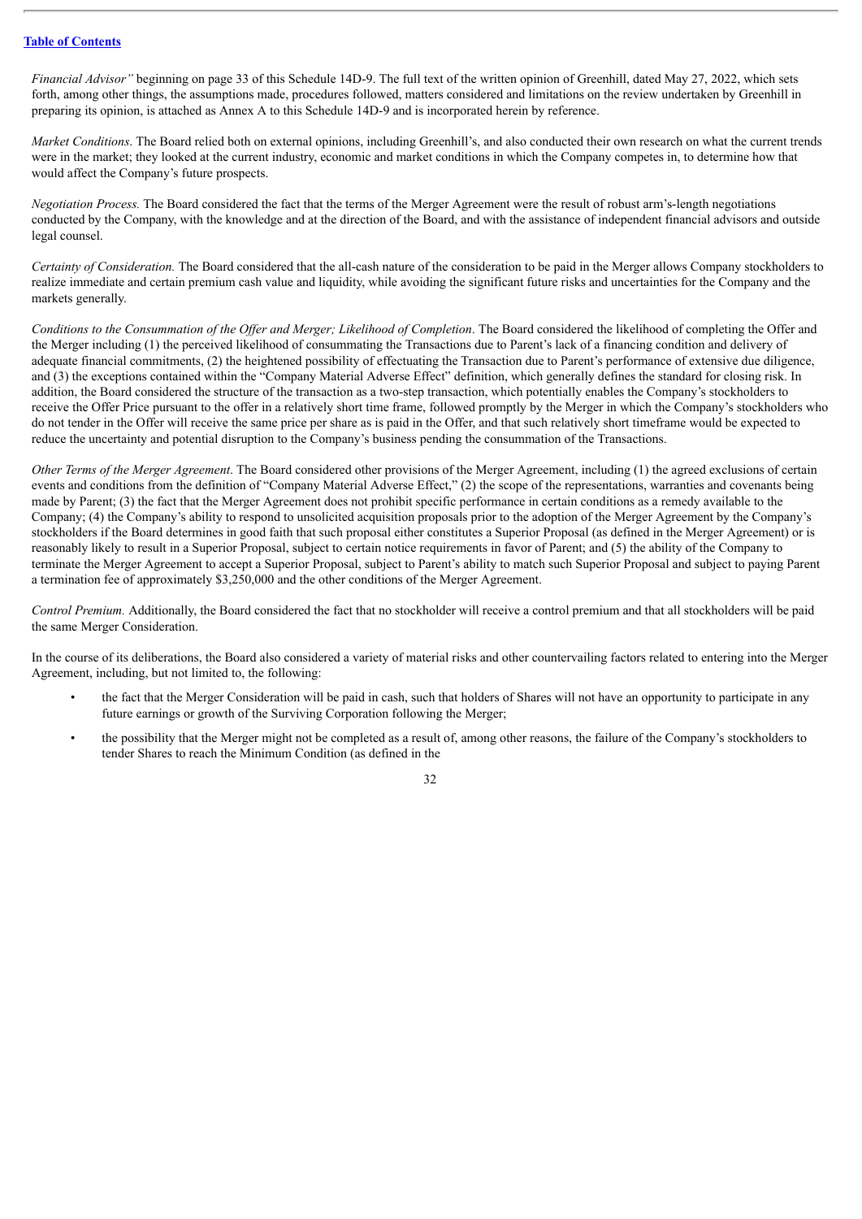*Financial Advisor"* beginning on page 33 of this Schedule 14D-9. The full text of the written opinion of Greenhill, dated May 27, 2022, which sets forth, among other things, the assumptions made, procedures followed, matters considered and limitations on the review undertaken by Greenhill in preparing its opinion, is attached as Annex A to this Schedule 14D-9 and is incorporated herein by reference.

*Market Conditions*. The Board relied both on external opinions, including Greenhill's, and also conducted their own research on what the current trends were in the market; they looked at the current industry, economic and market conditions in which the Company competes in, to determine how that would affect the Company's future prospects.

*Negotiation Process.* The Board considered the fact that the terms of the Merger Agreement were the result of robust arm's-length negotiations conducted by the Company, with the knowledge and at the direction of the Board, and with the assistance of independent financial advisors and outside legal counsel.

*Certainty of Consideration.* The Board considered that the all-cash nature of the consideration to be paid in the Merger allows Company stockholders to realize immediate and certain premium cash value and liquidity, while avoiding the significant future risks and uncertainties for the Company and the markets generally.

*Conditions to the Consummation of the Offer and Merger; Likelihood of Completion*. The Board considered the likelihood of completing the Offer and the Merger including (1) the perceived likelihood of consummating the Transactions due to Parent's lack of a financing condition and delivery of adequate financial commitments, (2) the heightened possibility of effectuating the Transaction due to Parent's performance of extensive due diligence, and (3) the exceptions contained within the "Company Material Adverse Effect" definition, which generally defines the standard for closing risk. In addition, the Board considered the structure of the transaction as a two-step transaction, which potentially enables the Company's stockholders to receive the Offer Price pursuant to the offer in a relatively short time frame, followed promptly by the Merger in which the Company's stockholders who do not tender in the Offer will receive the same price per share as is paid in the Offer, and that such relatively short timeframe would be expected to reduce the uncertainty and potential disruption to the Company's business pending the consummation of the Transactions.

*Other Terms of the Merger Agreement*. The Board considered other provisions of the Merger Agreement, including (1) the agreed exclusions of certain events and conditions from the definition of "Company Material Adverse Effect," (2) the scope of the representations, warranties and covenants being made by Parent; (3) the fact that the Merger Agreement does not prohibit specific performance in certain conditions as a remedy available to the Company; (4) the Company's ability to respond to unsolicited acquisition proposals prior to the adoption of the Merger Agreement by the Company's stockholders if the Board determines in good faith that such proposal either constitutes a Superior Proposal (as defined in the Merger Agreement) or is reasonably likely to result in a Superior Proposal, subject to certain notice requirements in favor of Parent; and (5) the ability of the Company to terminate the Merger Agreement to accept a Superior Proposal, subject to Parent's ability to match such Superior Proposal and subject to paying Parent a termination fee of approximately $3,250,000 and the other conditions of the Merger Agreement.

*Control Premium.* Additionally, the Board considered the fact that no stockholder will receive a control premium and that all stockholders will be paid the same Merger Consideration.

In the course of its deliberations, the Board also considered a variety of material risks and other countervailing factors related to entering into the Merger Agreement, including, but not limited to, the following:

- the fact that the Merger Consideration will be paid in cash, such that holders of Shares will not have an opportunity to participate in any future earnings or growth of the Surviving Corporation following the Merger;
- the possibility that the Merger might not be completed as a result of, among other reasons, the failure of the Company's stockholders to tender Shares to reach the Minimum Condition (as defined in the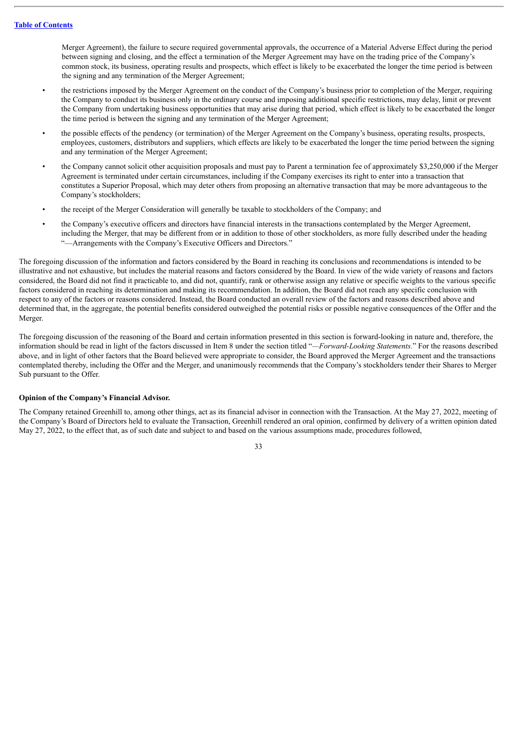Merger Agreement), the failure to secure required governmental approvals, the occurrence of a Material Adverse Effect during the period between signing and closing, and the effect a termination of the Merger Agreement may have on the trading price of the Company's common stock, its business, operating results and prospects, which effect is likely to be exacerbated the longer the time period is between the signing and any termination of the Merger Agreement;

- the restrictions imposed by the Merger Agreement on the conduct of the Company's business prior to completion of the Merger, requiring the Company to conduct its business only in the ordinary course and imposing additional specific restrictions, may delay, limit or prevent the Company from undertaking business opportunities that may arise during that period, which effect is likely to be exacerbated the longer the time period is between the signing and any termination of the Merger Agreement;
- the possible effects of the pendency (or termination) of the Merger Agreement on the Company's business, operating results, prospects, employees, customers, distributors and suppliers, which effects are likely to be exacerbated the longer the time period between the signing and any termination of the Merger Agreement;
- the Company cannot solicit other acquisition proposals and must pay to Parent a termination fee of approximately $3,250,000 if the Merger Agreement is terminated under certain circumstances, including if the Company exercises its right to enter into a transaction that constitutes a Superior Proposal, which may deter others from proposing an alternative transaction that may be more advantageous to the Company's stockholders;
- the receipt of the Merger Consideration will generally be taxable to stockholders of the Company; and
- the Company's executive officers and directors have financial interests in the transactions contemplated by the Merger Agreement, including the Merger, that may be different from or in addition to those of other stockholders, as more fully described under the heading "—Arrangements with the Company's Executive Officers and Directors."

The foregoing discussion of the information and factors considered by the Board in reaching its conclusions and recommendations is intended to be illustrative and not exhaustive, but includes the material reasons and factors considered by the Board. In view of the wide variety of reasons and factors considered, the Board did not find it practicable to, and did not, quantify, rank or otherwise assign any relative or specific weights to the various specific factors considered in reaching its determination and making its recommendation. In addition, the Board did not reach any specific conclusion with respect to any of the factors or reasons considered. Instead, the Board conducted an overall review of the factors and reasons described above and determined that, in the aggregate, the potential benefits considered outweighed the potential risks or possible negative consequences of the Offer and the Merger.

The foregoing discussion of the reasoning of the Board and certain information presented in this section is forward-looking in nature and, therefore, the information should be read in light of the factors discussed in Item 8 under the section titled "*—Forward-Looking Statements.*" For the reasons described above, and in light of other factors that the Board believed were appropriate to consider, the Board approved the Merger Agreement and the transactions contemplated thereby, including the Offer and the Merger, and unanimously recommends that the Company's stockholders tender their Shares to Merger Sub pursuant to the Offer.

**Opinion of the Company's Financial Advisor.**

The Company retained Greenhill to, among other things, act as its financial advisor in connection with the Transaction. At the May 27, 2022, meeting of the Company's Board of Directors held to evaluate the Transaction, Greenhill rendered an oral opinion, confirmed by delivery of a written opinion dated May 27, 2022, to the effect that, as of such date and subject to and based on the various assumptions made, procedures followed,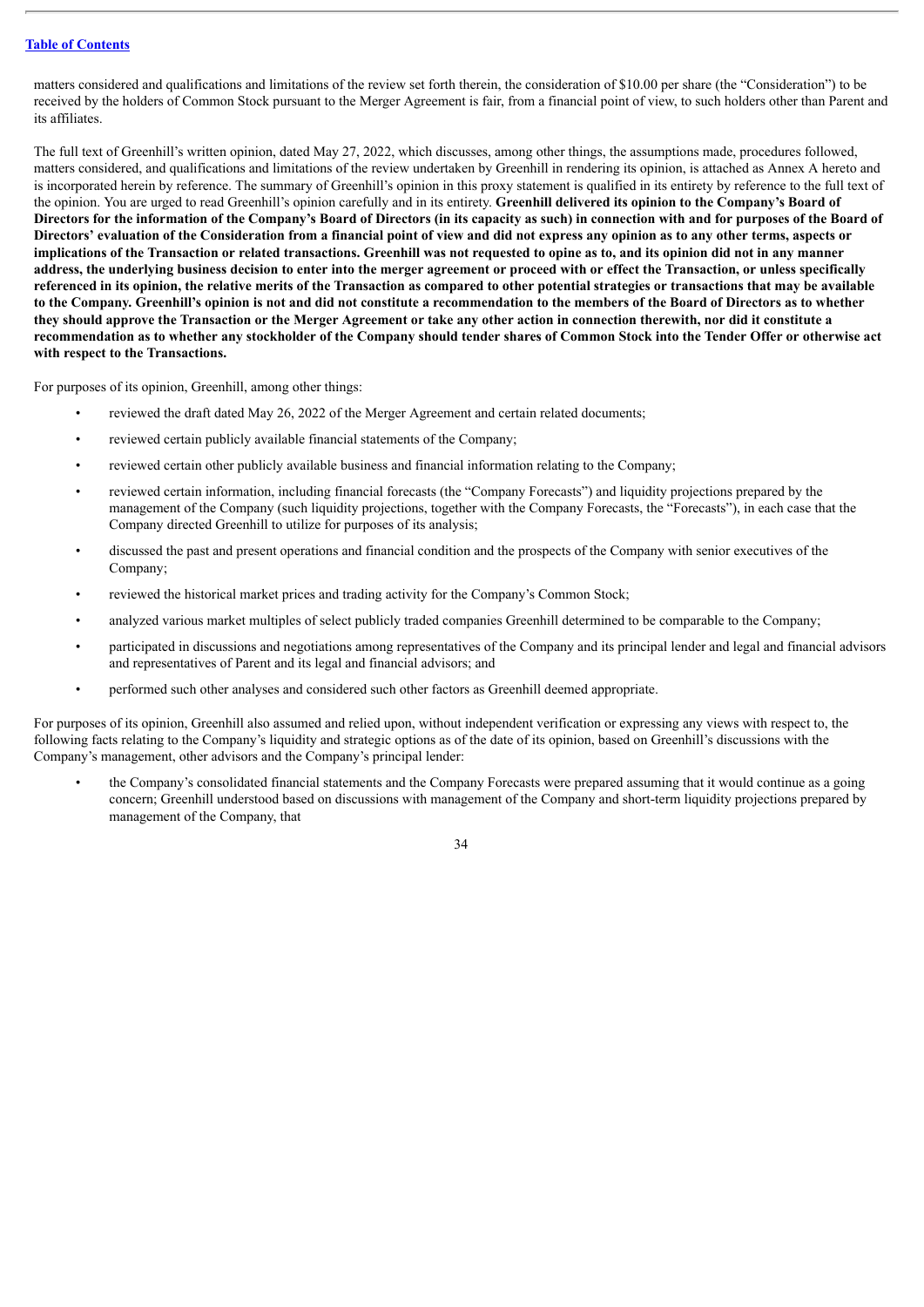matters considered and qualifications and limitations of the review set forth therein, the consideration of $10.00 per share (the "Consideration") to be received by the holders of Common Stock pursuant to the Merger Agreement is fair, from a financial point of view, to such holders other than Parent and its affiliates.

The full text of Greenhill's written opinion, dated May 27, 2022, which discusses, among other things, the assumptions made, procedures followed, matters considered, and qualifications and limitations of the review undertaken by Greenhill in rendering its opinion, is attached as Annex A hereto and is incorporated herein by reference. The summary of Greenhill's opinion in this proxy statement is qualified in its entirety by reference to the full text of the opinion. You are urged to read Greenhill's opinion carefully and in its entirety. **Greenhill delivered its opinion to the Company's Board of Directors for the information of the Company's Board of Directors (in its capacity as such) in connection with and for purposes of the Board of Directors' evaluation of the Consideration from a financial point of view and did not express any opinion as to any other terms, aspects or implications of the Transaction or related transactions. Greenhill was not requested to opine as to, and its opinion did not in any manner address, the underlying business decision to enter into the merger agreement or proceed with or effect the Transaction, or unless specifically referenced in its opinion, the relative merits of the Transaction as compared to other potential strategies or transactions that may be available to the Company. Greenhill's opinion is not and did not constitute a recommendation to the members of the Board of Directors as to whether they should approve the Transaction or the Merger Agreement or take any other action in connection therewith, nor did it constitute a recommendation as to whether any stockholder of the Company should tender shares of Common Stock into the Tender Offer or otherwise act with respect to the Transactions.**

For purposes of its opinion, Greenhill, among other things:

- reviewed the draft dated May 26, 2022 of the Merger Agreement and certain related documents;
- reviewed certain publicly available financial statements of the Company;
- reviewed certain other publicly available business and financial information relating to the Company;
- reviewed certain information, including financial forecasts (the "Company Forecasts") and liquidity projections prepared by the management of the Company (such liquidity projections, together with the Company Forecasts, the "Forecasts"), in each case that the Company directed Greenhill to utilize for purposes of its analysis;
- discussed the past and present operations and financial condition and the prospects of the Company with senior executives of the Company;
- reviewed the historical market prices and trading activity for the Company's Common Stock;
- analyzed various market multiples of select publicly traded companies Greenhill determined to be comparable to the Company;
- participated in discussions and negotiations among representatives of the Company and its principal lender and legal and financial advisors and representatives of Parent and its legal and financial advisors; and
- performed such other analyses and considered such other factors as Greenhill deemed appropriate.

For purposes of its opinion, Greenhill also assumed and relied upon, without independent verification or expressing any views with respect to, the following facts relating to the Company's liquidity and strategic options as of the date of its opinion, based on Greenhill's discussions with the Company's management, other advisors and the Company's principal lender:

- the Company's consolidated financial statements and the Company Forecasts were prepared assuming that it would continue as a going concern; Greenhill understood based on discussions with management of the Company and short-term liquidity projections prepared by management of the Company, that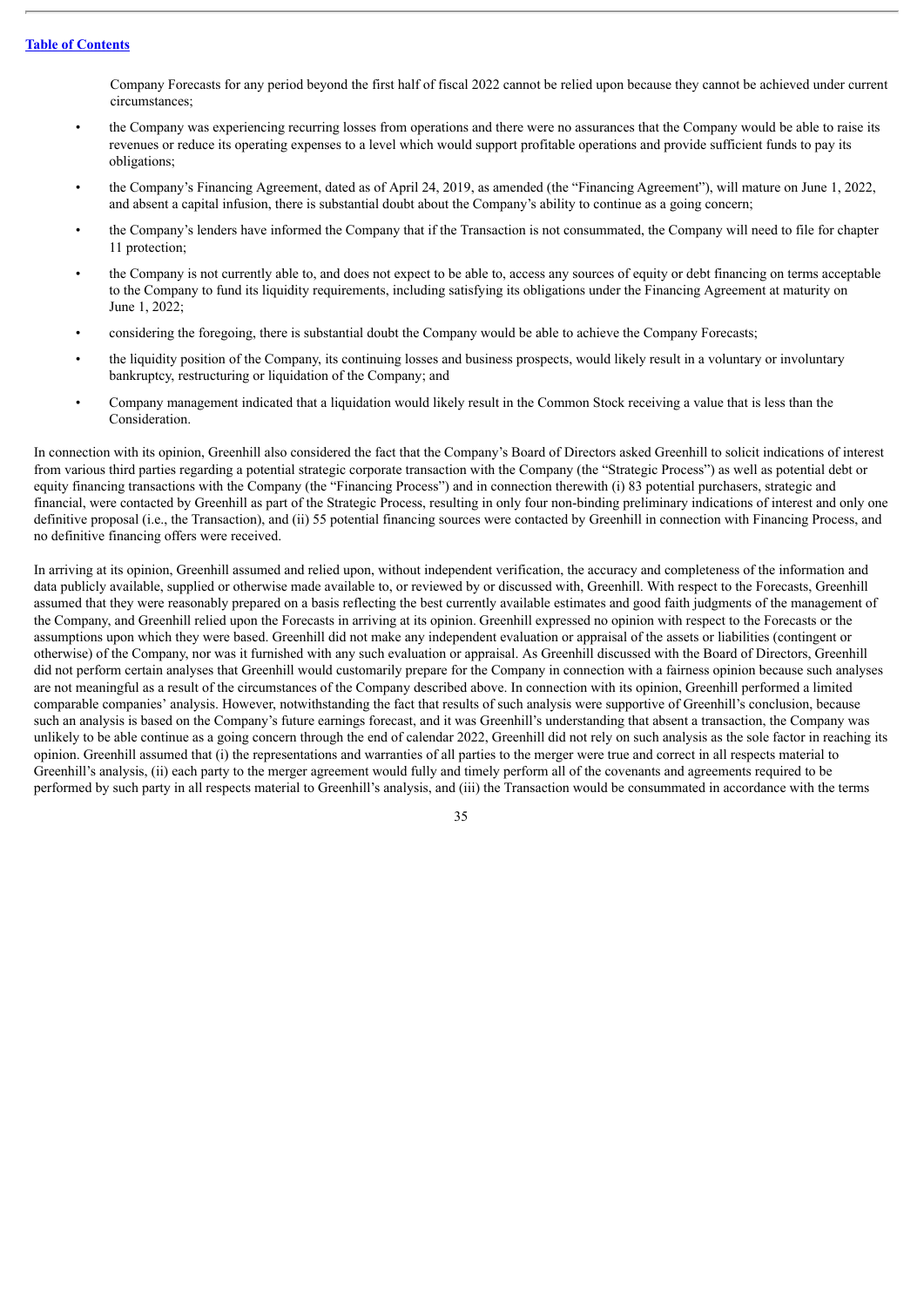Company Forecasts for any period beyond the first half of fiscal 2022 cannot be relied upon because they cannot be achieved under current circumstances;

- the Company was experiencing recurring losses from operations and there were no assurances that the Company would be able to raise its revenues or reduce its operating expenses to a level which would support profitable operations and provide sufficient funds to pay its obligations;
- the Company's Financing Agreement, dated as of April 24, 2019, as amended (the "Financing Agreement"), will mature on June 1, 2022, and absent a capital infusion, there is substantial doubt about the Company's ability to continue as a going concern;
- the Company's lenders have informed the Company that if the Transaction is not consummated, the Company will need to file for chapter 11 protection;
- the Company is not currently able to, and does not expect to be able to, access any sources of equity or debt financing on terms acceptable to the Company to fund its liquidity requirements, including satisfying its obligations under the Financing Agreement at maturity on June 1, 2022;
- considering the foregoing, there is substantial doubt the Company would be able to achieve the Company Forecasts;
- the liquidity position of the Company, its continuing losses and business prospects, would likely result in a voluntary or involuntary bankruptcy, restructuring or liquidation of the Company; and
- Company management indicated that a liquidation would likely result in the Common Stock receiving a value that is less than the Consideration.

In connection with its opinion, Greenhill also considered the fact that the Company's Board of Directors asked Greenhill to solicit indications of interest from various third parties regarding a potential strategic corporate transaction with the Company (the "Strategic Process") as well as potential debt or equity financing transactions with the Company (the "Financing Process") and in connection therewith (i) 83 potential purchasers, strategic and financial, were contacted by Greenhill as part of the Strategic Process, resulting in only four non-binding preliminary indications of interest and only one definitive proposal (i.e., the Transaction), and (ii) 55 potential financing sources were contacted by Greenhill in connection with Financing Process, and no definitive financing offers were received.

In arriving at its opinion, Greenhill assumed and relied upon, without independent verification, the accuracy and completeness of the information and data publicly available, supplied or otherwise made available to, or reviewed by or discussed with, Greenhill. With respect to the Forecasts, Greenhill assumed that they were reasonably prepared on a basis reflecting the best currently available estimates and good faith judgments of the management of the Company, and Greenhill relied upon the Forecasts in arriving at its opinion. Greenhill expressed no opinion with respect to the Forecasts or the assumptions upon which they were based. Greenhill did not make any independent evaluation or appraisal of the assets or liabilities (contingent or otherwise) of the Company, nor was it furnished with any such evaluation or appraisal. As Greenhill discussed with the Board of Directors, Greenhill did not perform certain analyses that Greenhill would customarily prepare for the Company in connection with a fairness opinion because such analyses are not meaningful as a result of the circumstances of the Company described above. In connection with its opinion, Greenhill performed a limited comparable companies' analysis. However, notwithstanding the fact that results of such analysis were supportive of Greenhill's conclusion, because such an analysis is based on the Company's future earnings forecast, and it was Greenhill's understanding that absent a transaction, the Company was unlikely to be able continue as a going concern through the end of calendar 2022, Greenhill did not rely on such analysis as the sole factor in reaching its opinion. Greenhill assumed that (i) the representations and warranties of all parties to the merger were true and correct in all respects material to Greenhill's analysis, (ii) each party to the merger agreement would fully and timely perform all of the covenants and agreements required to be performed by such party in all respects material to Greenhill's analysis, and (iii) the Transaction would be consummated in accordance with the terms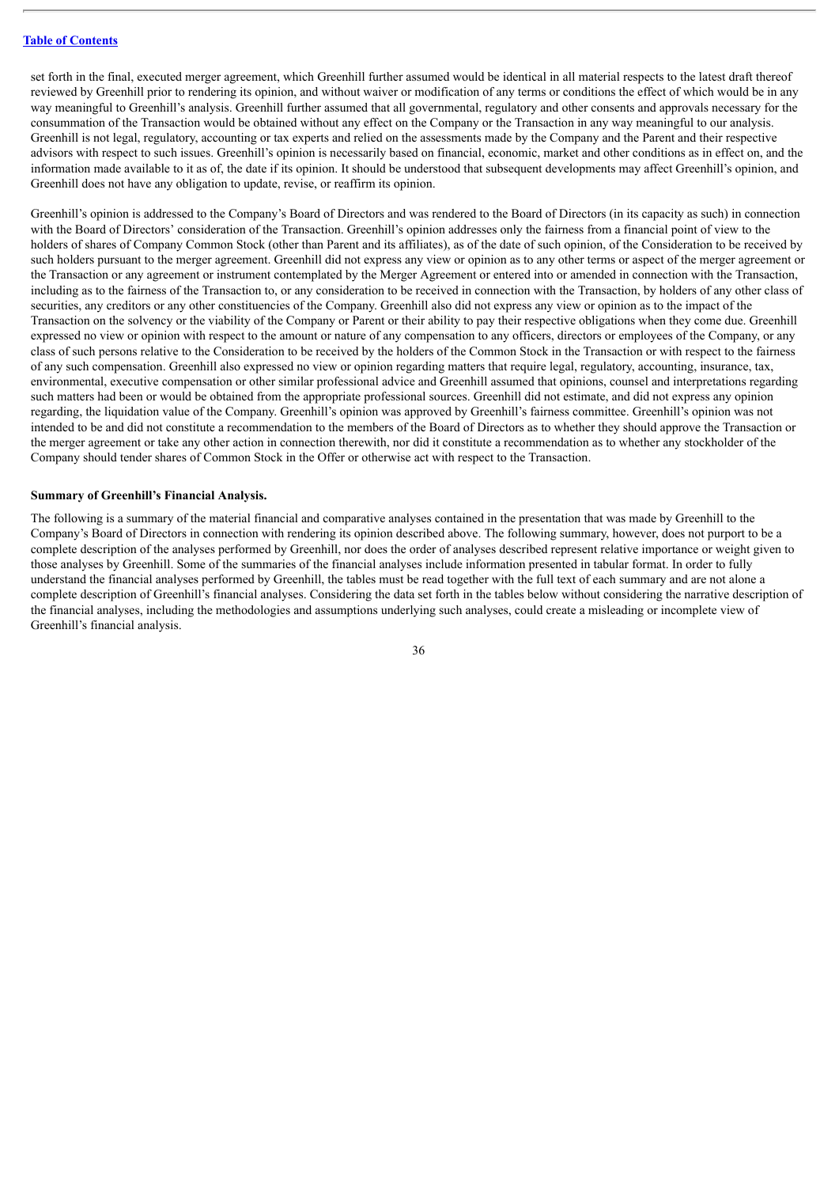set forth in the final, executed merger agreement, which Greenhill further assumed would be identical in all material respects to the latest draft thereof reviewed by Greenhill prior to rendering its opinion, and without waiver or modification of any terms or conditions the effect of which would be in any way meaningful to Greenhill's analysis. Greenhill further assumed that all governmental, regulatory and other consents and approvals necessary for the consummation of the Transaction would be obtained without any effect on the Company or the Transaction in any way meaningful to our analysis. Greenhill is not legal, regulatory, accounting or tax experts and relied on the assessments made by the Company and the Parent and their respective advisors with respect to such issues. Greenhill's opinion is necessarily based on financial, economic, market and other conditions as in effect on, and the information made available to it as of, the date if its opinion. It should be understood that subsequent developments may affect Greenhill's opinion, and Greenhill does not have any obligation to update, revise, or reaffirm its opinion.

Greenhill's opinion is addressed to the Company's Board of Directors and was rendered to the Board of Directors (in its capacity as such) in connection with the Board of Directors' consideration of the Transaction. Greenhill's opinion addresses only the fairness from a financial point of view to the holders of shares of Company Common Stock (other than Parent and its affiliates), as of the date of such opinion, of the Consideration to be received by such holders pursuant to the merger agreement. Greenhill did not express any view or opinion as to any other terms or aspect of the merger agreement or the Transaction or any agreement or instrument contemplated by the Merger Agreement or entered into or amended in connection with the Transaction, including as to the fairness of the Transaction to, or any consideration to be received in connection with the Transaction, by holders of any other class of securities, any creditors or any other constituencies of the Company. Greenhill also did not express any view or opinion as to the impact of the Transaction on the solvency or the viability of the Company or Parent or their ability to pay their respective obligations when they come due. Greenhill expressed no view or opinion with respect to the amount or nature of any compensation to any officers, directors or employees of the Company, or any class of such persons relative to the Consideration to be received by the holders of the Common Stock in the Transaction or with respect to the fairness of any such compensation. Greenhill also expressed no view or opinion regarding matters that require legal, regulatory, accounting, insurance, tax, environmental, executive compensation or other similar professional advice and Greenhill assumed that opinions, counsel and interpretations regarding such matters had been or would be obtained from the appropriate professional sources. Greenhill did not estimate, and did not express any opinion regarding, the liquidation value of the Company. Greenhill's opinion was approved by Greenhill's fairness committee. Greenhill's opinion was not intended to be and did not constitute a recommendation to the members of the Board of Directors as to whether they should approve the Transaction or the merger agreement or take any other action in connection therewith, nor did it constitute a recommendation as to whether any stockholder of the Company should tender shares of Common Stock in the Offer or otherwise act with respect to the Transaction.

**Summary of Greenhill's Financial Analysis.**

The following is a summary of the material financial and comparative analyses contained in the presentation that was made by Greenhill to the Company's Board of Directors in connection with rendering its opinion described above. The following summary, however, does not purport to be a complete description of the analyses performed by Greenhill, nor does the order of analyses described represent relative importance or weight given to those analyses by Greenhill. Some of the summaries of the financial analyses include information presented in tabular format. In order to fully understand the financial analyses performed by Greenhill, the tables must be read together with the full text of each summary and are not alone a complete description of Greenhill's financial analyses. Considering the data set forth in the tables below without considering the narrative description of the financial analyses, including the methodologies and assumptions underlying such analyses, could create a misleading or incomplete view of Greenhill's financial analysis.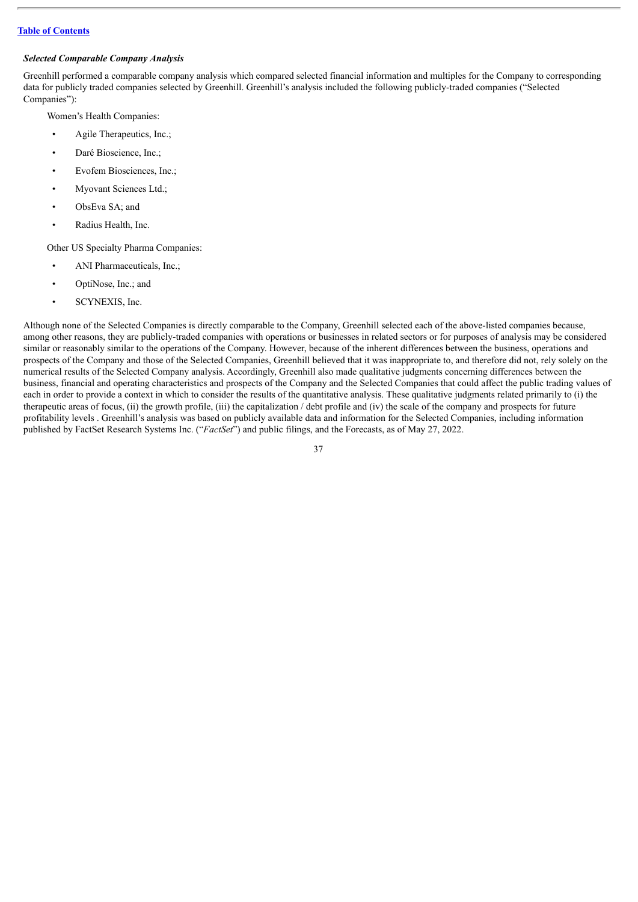### *Selected Comparable Company Analysis*

Greenhill performed a comparable company analysis which compared selected financial information and multiples for the Company to corresponding data for publicly traded companies selected by Greenhill. Greenhill's analysis included the following publicly-traded companies ("Selected Companies"):

Women's Health Companies:

- Agile Therapeutics, Inc.;
- Daré Bioscience, Inc.;
- Evofem Biosciences, Inc.;
- Myovant Sciences Ltd.;
- ObsEva SA; and
- Radius Health, Inc.

Other US Specialty Pharma Companies:

- ANI Pharmaceuticals, Inc.;
- OptiNose, Inc.; and
- SCYNEXIS, Inc.

Although none of the Selected Companies is directly comparable to the Company, Greenhill selected each of the above-listed companies because, among other reasons, they are publicly-traded companies with operations or businesses in related sectors or for purposes of analysis may be considered similar or reasonably similar to the operations of the Company. However, because of the inherent differences between the business, operations and prospects of the Company and those of the Selected Companies, Greenhill believed that it was inappropriate to, and therefore did not, rely solely on the numerical results of the Selected Company analysis. Accordingly, Greenhill also made qualitative judgments concerning differences between the business, financial and operating characteristics and prospects of the Company and the Selected Companies that could affect the public trading values of each in order to provide a context in which to consider the results of the quantitative analysis. These qualitative judgments related primarily to (i) the therapeutic areas of focus, (ii) the growth profile, (iii) the capitalization / debt profile and (iv) the scale of the company and prospects for future profitability levels . Greenhill's analysis was based on publicly available data and information for the Selected Companies, including information published by FactSet Research Systems Inc. ("*FactSet*") and public filings, and the Forecasts, as of May 27, 2022.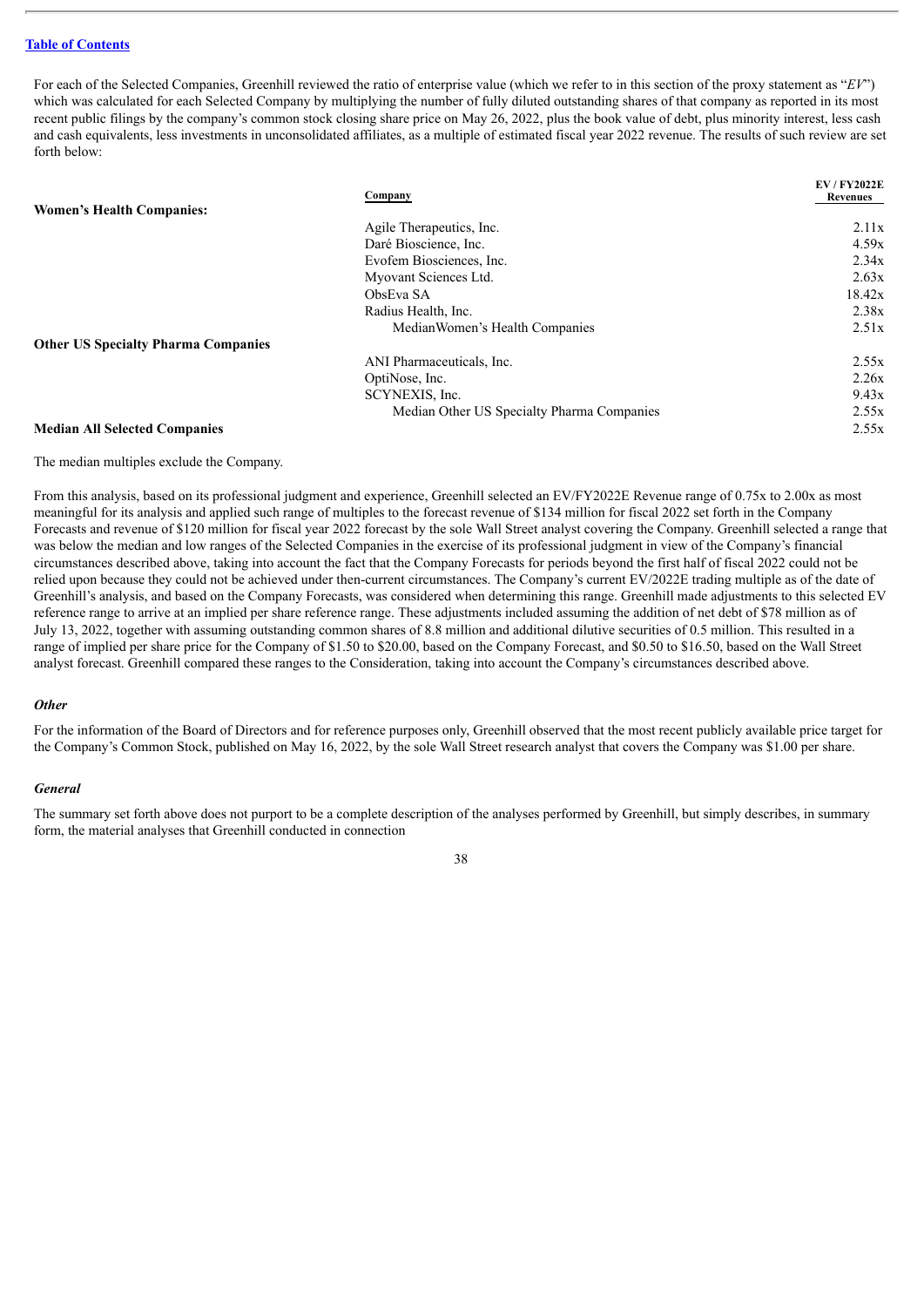[Table of Contents](#)

For each of the Selected Companies, Greenhill reviewed the ratio of enterprise value (which we refer to in this section of the proxy statement as "*EV*") which was calculated for each Selected Company by multiplying the number of fully diluted outstanding shares of that company as reported in its most recent public filings by the company's common stock closing share price on May 26, 2022, plus the book value of debt, plus minority interest, less cash and cash equivalents, less investments in unconsolidated affiliates, as a multiple of estimated fiscal year 2022 revenue. The results of such review are set forth below:

| | Company | EV / FY2022E Revenues |
|---|---|---|
| **Women's Health Companies:** | | |
| | Agile Therapeutics, Inc. | 2.11x |
| | Daré Bioscience, Inc. | 4.59x |
| | Evofem Biosciences, Inc. | 2.34x |
| | Myovant Sciences Ltd. | 2.63x |
| | ObsEva SA | 18.42x |
| | Radius Health, Inc. | 2.38x |
| | MedianWomen's Health Companies | 2.51x |
| **Other US Specialty Pharma Companies** | | |
| | ANI Pharmaceuticals, Inc. | 2.55x |
| | OptiNose, Inc. | 2.26x |
| | SCYNEXIS, Inc. | 9.43x |
| | Median Other US Specialty Pharma Companies | 2.55x |
| **Median All Selected Companies** | | 2.55x |

The median multiples exclude the Company.

From this analysis, based on its professional judgment and experience, Greenhill selected an EV/FY2022E Revenue range of 0.75x to 2.00x as most meaningful for its analysis and applied such range of multiples to the forecast revenue of $134 million for fiscal 2022 set forth in the Company Forecasts and revenue of $120 million for fiscal year 2022 forecast by the sole Wall Street analyst covering the Company. Greenhill selected a range that was below the median and low ranges of the Selected Companies in the exercise of its professional judgment in view of the Company's financial circumstances described above, taking into account the fact that the Company Forecasts for periods beyond the first half of fiscal 2022 could not be relied upon because they could not be achieved under then-current circumstances. The Company's current EV/2022E trading multiple as of the date of Greenhill's analysis, and based on the Company Forecasts, was considered when determining this range. Greenhill made adjustments to this selected EV reference range to arrive at an implied per share reference range. These adjustments included assuming the addition of net debt of $78 million as of July 13, 2022, together with assuming outstanding common shares of 8.8 million and additional dilutive securities of 0.5 million. This resulted in a range of implied per share price for the Company of $1.50 to $20.00, based on the Company Forecast, and $0.50 to $16.50, based on the Wall Street analyst forecast. Greenhill compared these ranges to the Consideration, taking into account the Company's circumstances described above.

***Other***

For the information of the Board of Directors and for reference purposes only, Greenhill observed that the most recent publicly available price target for the Company's Common Stock, published on May 16, 2022, by the sole Wall Street research analyst that covers the Company was $1.00 per share.

***General***

The summary set forth above does not purport to be a complete description of the analyses performed by Greenhill, but simply describes, in summary form, the material analyses that Greenhill conducted in connection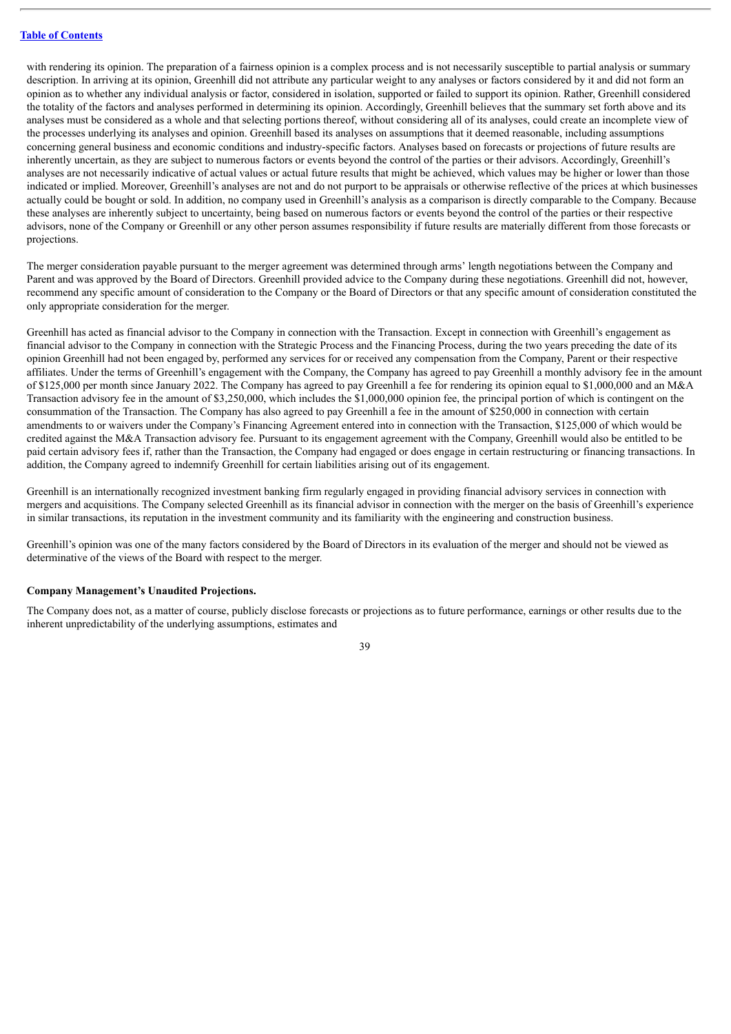with rendering its opinion. The preparation of a fairness opinion is a complex process and is not necessarily susceptible to partial analysis or summary description. In arriving at its opinion, Greenhill did not attribute any particular weight to any analyses or factors considered by it and did not form an opinion as to whether any individual analysis or factor, considered in isolation, supported or failed to support its opinion. Rather, Greenhill considered the totality of the factors and analyses performed in determining its opinion. Accordingly, Greenhill believes that the summary set forth above and its analyses must be considered as a whole and that selecting portions thereof, without considering all of its analyses, could create an incomplete view of the processes underlying its analyses and opinion. Greenhill based its analyses on assumptions that it deemed reasonable, including assumptions concerning general business and economic conditions and industry-specific factors. Analyses based on forecasts or projections of future results are inherently uncertain, as they are subject to numerous factors or events beyond the control of the parties or their advisors. Accordingly, Greenhill's analyses are not necessarily indicative of actual values or actual future results that might be achieved, which values may be higher or lower than those indicated or implied. Moreover, Greenhill's analyses are not and do not purport to be appraisals or otherwise reflective of the prices at which businesses actually could be bought or sold. In addition, no company used in Greenhill's analysis as a comparison is directly comparable to the Company. Because these analyses are inherently subject to uncertainty, being based on numerous factors or events beyond the control of the parties or their respective advisors, none of the Company or Greenhill or any other person assumes responsibility if future results are materially different from those forecasts or projections.

The merger consideration payable pursuant to the merger agreement was determined through arms' length negotiations between the Company and Parent and was approved by the Board of Directors. Greenhill provided advice to the Company during these negotiations. Greenhill did not, however, recommend any specific amount of consideration to the Company or the Board of Directors or that any specific amount of consideration constituted the only appropriate consideration for the merger.

Greenhill has acted as financial advisor to the Company in connection with the Transaction. Except in connection with Greenhill's engagement as financial advisor to the Company in connection with the Strategic Process and the Financing Process, during the two years preceding the date of its opinion Greenhill had not been engaged by, performed any services for or received any compensation from the Company, Parent or their respective affiliates. Under the terms of Greenhill's engagement with the Company, the Company has agreed to pay Greenhill a monthly advisory fee in the amount of $125,000 per month since January 2022. The Company has agreed to pay Greenhill a fee for rendering its opinion equal to $1,000,000 and an M&A Transaction advisory fee in the amount of $3,250,000, which includes the $1,000,000 opinion fee, the principal portion of which is contingent on the consummation of the Transaction. The Company has also agreed to pay Greenhill a fee in the amount of $250,000 in connection with certain amendments to or waivers under the Company's Financing Agreement entered into in connection with the Transaction, $125,000 of which would be credited against the M&A Transaction advisory fee. Pursuant to its engagement agreement with the Company, Greenhill would also be entitled to be paid certain advisory fees if, rather than the Transaction, the Company had engaged or does engage in certain restructuring or financing transactions. In addition, the Company agreed to indemnify Greenhill for certain liabilities arising out of its engagement.

Greenhill is an internationally recognized investment banking firm regularly engaged in providing financial advisory services in connection with mergers and acquisitions. The Company selected Greenhill as its financial advisor in connection with the merger on the basis of Greenhill's experience in similar transactions, its reputation in the investment community and its familiarity with the engineering and construction business.

Greenhill's opinion was one of the many factors considered by the Board of Directors in its evaluation of the merger and should not be viewed as determinative of the views of the Board with respect to the merger.

**Company Management's Unaudited Projections.**

The Company does not, as a matter of course, publicly disclose forecasts or projections as to future performance, earnings or other results due to the inherent unpredictability of the underlying assumptions, estimates and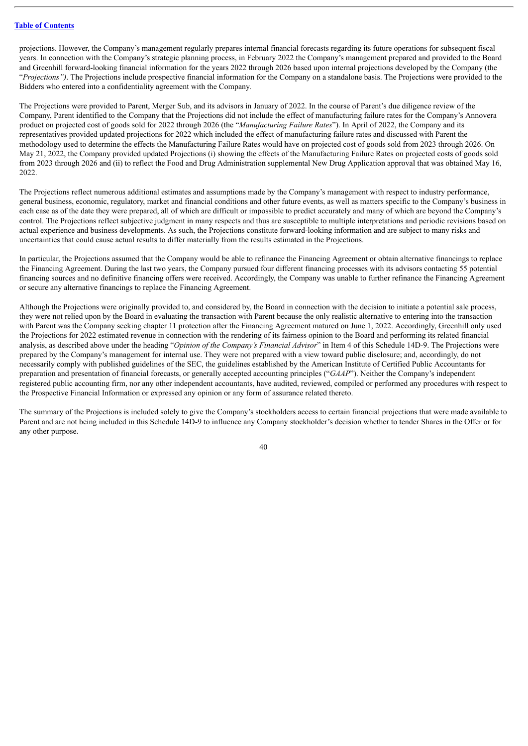projections. However, the Company's management regularly prepares internal financial forecasts regarding its future operations for subsequent fiscal years. In connection with the Company's strategic planning process, in February 2022 the Company's management prepared and provided to the Board and Greenhill forward-looking financial information for the years 2022 through 2026 based upon internal projections developed by the Company (the "*Projections")*. The Projections include prospective financial information for the Company on a standalone basis. The Projections were provided to the Bidders who entered into a confidentiality agreement with the Company.

The Projections were provided to Parent, Merger Sub, and its advisors in January of 2022. In the course of Parent's due diligence review of the Company, Parent identified to the Company that the Projections did not include the effect of manufacturing failure rates for the Company's Annovera product on projected cost of goods sold for 2022 through 2026 (the "*Manufacturing Failure Rates*"). In April of 2022, the Company and its representatives provided updated projections for 2022 which included the effect of manufacturing failure rates and discussed with Parent the methodology used to determine the effects the Manufacturing Failure Rates would have on projected cost of goods sold from 2023 through 2026. On May 21, 2022, the Company provided updated Projections (i) showing the effects of the Manufacturing Failure Rates on projected costs of goods sold from 2023 through 2026 and (ii) to reflect the Food and Drug Administration supplemental New Drug Application approval that was obtained May 16, 2022.

The Projections reflect numerous additional estimates and assumptions made by the Company's management with respect to industry performance, general business, economic, regulatory, market and financial conditions and other future events, as well as matters specific to the Company's business in each case as of the date they were prepared, all of which are difficult or impossible to predict accurately and many of which are beyond the Company's control. The Projections reflect subjective judgment in many respects and thus are susceptible to multiple interpretations and periodic revisions based on actual experience and business developments. As such, the Projections constitute forward-looking information and are subject to many risks and uncertainties that could cause actual results to differ materially from the results estimated in the Projections.

In particular, the Projections assumed that the Company would be able to refinance the Financing Agreement or obtain alternative financings to replace the Financing Agreement. During the last two years, the Company pursued four different financing processes with its advisors contacting 55 potential financing sources and no definitive financing offers were received. Accordingly, the Company was unable to further refinance the Financing Agreement or secure any alternative financings to replace the Financing Agreement.

Although the Projections were originally provided to, and considered by, the Board in connection with the decision to initiate a potential sale process, they were not relied upon by the Board in evaluating the transaction with Parent because the only realistic alternative to entering into the transaction with Parent was the Company seeking chapter 11 protection after the Financing Agreement matured on June 1, 2022. Accordingly, Greenhill only used the Projections for 2022 estimated revenue in connection with the rendering of its fairness opinion to the Board and performing its related financial analysis, as described above under the heading "*Opinion of the Company's Financial Advisor*" in Item 4 of this Schedule 14D-9. The Projections were prepared by the Company's management for internal use. They were not prepared with a view toward public disclosure; and, accordingly, do not necessarily comply with published guidelines of the SEC, the guidelines established by the American Institute of Certified Public Accountants for preparation and presentation of financial forecasts, or generally accepted accounting principles ("*GAAP*"). Neither the Company's independent registered public accounting firm, nor any other independent accountants, have audited, reviewed, compiled or performed any procedures with respect to the Prospective Financial Information or expressed any opinion or any form of assurance related thereto.

The summary of the Projections is included solely to give the Company's stockholders access to certain financial projections that were made available to Parent and are not being included in this Schedule 14D-9 to influence any Company stockholder's decision whether to tender Shares in the Offer or for any other purpose.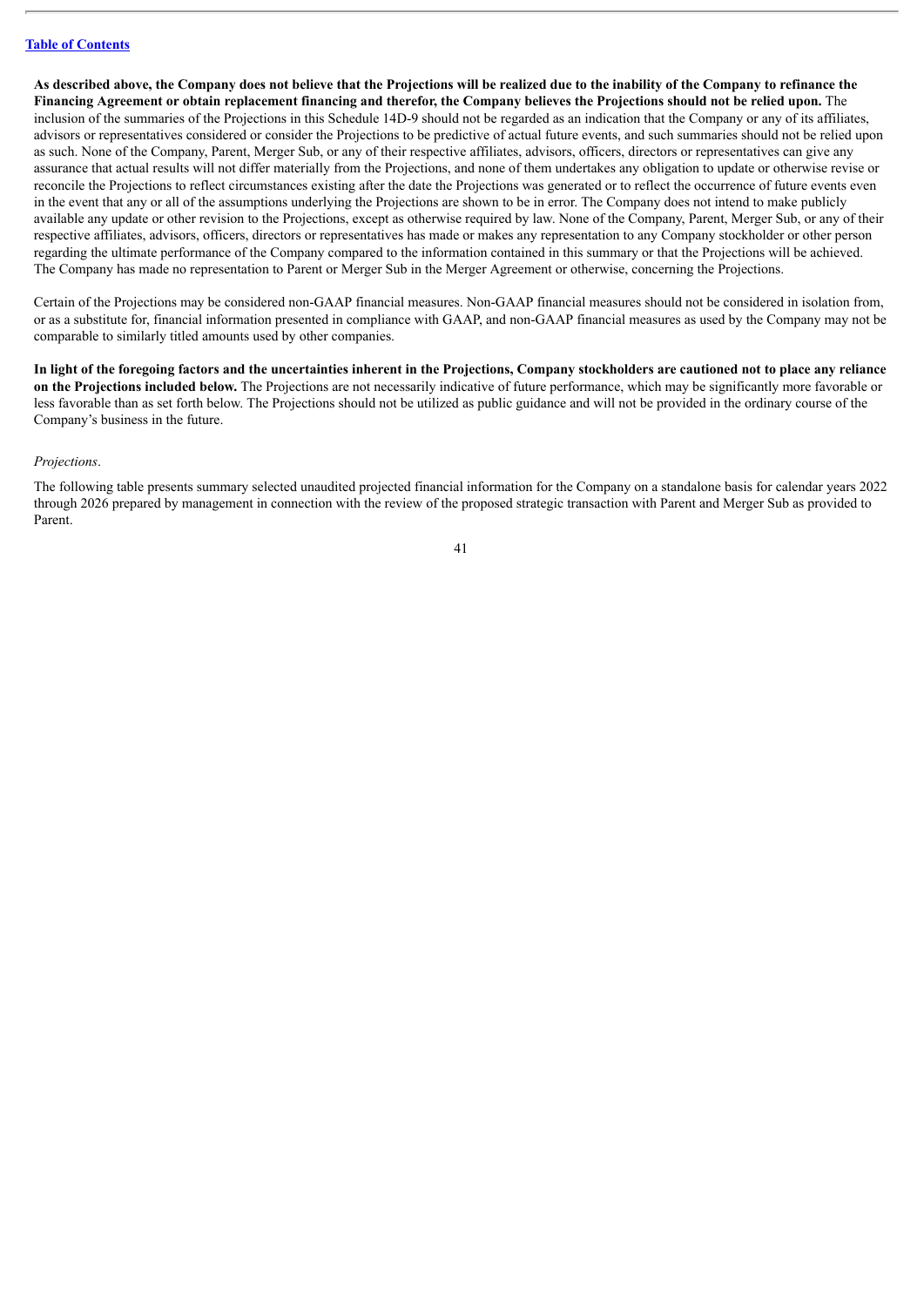**As described above, the Company does not believe that the Projections will be realized due to the inability of the Company to refinance the Financing Agreement or obtain replacement financing and therefor, the Company believes the Projections should not be relied upon.** The inclusion of the summaries of the Projections in this Schedule 14D-9 should not be regarded as an indication that the Company or any of its affiliates, advisors or representatives considered or consider the Projections to be predictive of actual future events, and such summaries should not be relied upon as such. None of the Company, Parent, Merger Sub, or any of their respective affiliates, advisors, officers, directors or representatives can give any assurance that actual results will not differ materially from the Projections, and none of them undertakes any obligation to update or otherwise revise or reconcile the Projections to reflect circumstances existing after the date the Projections was generated or to reflect the occurrence of future events even in the event that any or all of the assumptions underlying the Projections are shown to be in error. The Company does not intend to make publicly available any update or other revision to the Projections, except as otherwise required by law. None of the Company, Parent, Merger Sub, or any of their respective affiliates, advisors, officers, directors or representatives has made or makes any representation to any Company stockholder or other person regarding the ultimate performance of the Company compared to the information contained in this summary or that the Projections will be achieved. The Company has made no representation to Parent or Merger Sub in the Merger Agreement or otherwise, concerning the Projections.

Certain of the Projections may be considered non-GAAP financial measures. Non-GAAP financial measures should not be considered in isolation from, or as a substitute for, financial information presented in compliance with GAAP, and non-GAAP financial measures as used by the Company may not be comparable to similarly titled amounts used by other companies.

**In light of the foregoing factors and the uncertainties inherent in the Projections, Company stockholders are cautioned not to place any reliance on the Projections included below.** The Projections are not necessarily indicative of future performance, which may be significantly more favorable or less favorable than as set forth below. The Projections should not be utilized as public guidance and will not be provided in the ordinary course of the Company's business in the future.

*Projections*.

The following table presents summary selected unaudited projected financial information for the Company on a standalone basis for calendar years 2022 through 2026 prepared by management in connection with the review of the proposed strategic transaction with Parent and Merger Sub as provided to Parent.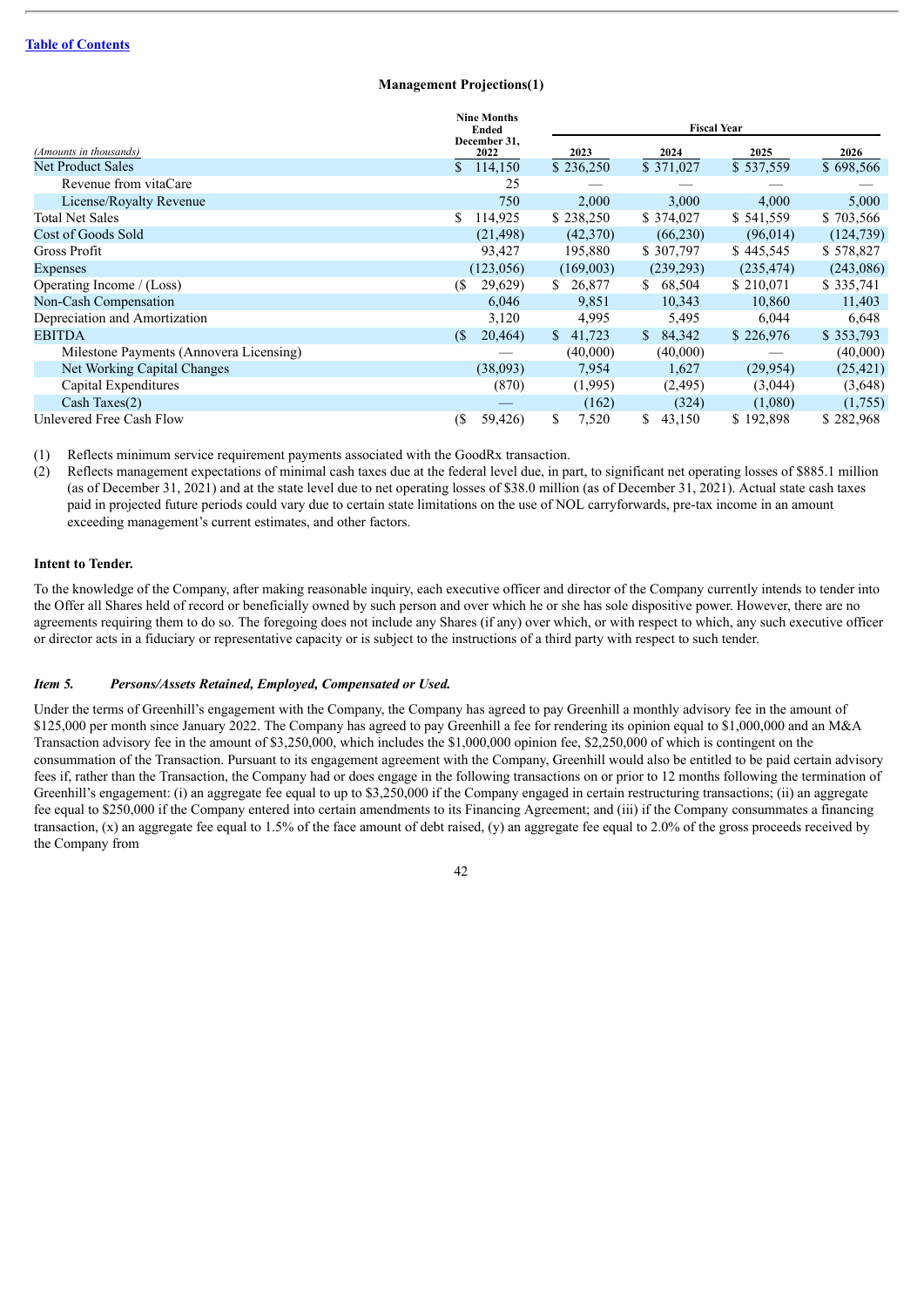[Table of Contents](#)

**Management Projections(1)**

| *(Amounts in thousands)* | Nine Months Ended December 31, 2022 | Fiscal Year | | | |
|---|---|---|---|---|---|
| | | 2023 | 2024 | 2025 | 2026 |
| Net Product Sales | $ 114,150 | $ 236,250 | $ 371,027 | $ 537,559 | $ 698,566 |
| Revenue from vitaCare | 25 | — | — | — | — |
| License/Royalty Revenue | 750 | 2,000 | 3,000 | 4,000 | 5,000 |
| Total Net Sales | $ 114,925 | $ 238,250 | $ 374,027 | $ 541,559 | $ 703,566 |
| Cost of Goods Sold | (21,498) | (42,370) | (66,230) | (96,014) | (124,739) |
| Gross Profit | 93,427 | 195,880 | $ 307,797 | $ 445,545 | $ 578,827 |
| Expenses | (123,056) | (169,003) | (239,293) | (235,474) | (243,086) |
| Operating Income / (Loss) | ($ 29,629) | $ 26,877 | $ 68,504 | $ 210,071 | $ 335,741 |
| Non-Cash Compensation | 6,046 | 9,851 | 10,343 | 10,860 | 11,403 |
| Depreciation and Amortization | 3,120 | 4,995 | 5,495 | 6,044 | 6,648 |
| EBITDA | ($ 20,464) | $ 41,723 | $ 84,342 | $ 226,976 | $ 353,793 |
| Milestone Payments (Annovera Licensing) | — | (40,000) | (40,000) | — | (40,000) |
| Net Working Capital Changes | (38,093) | 7,954 | 1,627 | (29,954) | (25,421) |
| Capital Expenditures | (870) | (1,995) | (2,495) | (3,044) | (3,648) |
| Cash Taxes(2) | — | (162) | (324) | (1,080) | (1,755) |
| Unlevered Free Cash Flow | ($ 59,426) | $ 7,520 | $ 43,150 | $ 192,898 | $ 282,968 |

(1) Reflects minimum service requirement payments associated with the GoodRx transaction.

(2) Reflects management expectations of minimal cash taxes due at the federal level due, in part, to significant net operating losses of $885.1 million (as of December 31, 2021) and at the state level due to net operating losses of $38.0 million (as of December 31, 2021). Actual state cash taxes paid in projected future periods could vary due to certain state limitations on the use of NOL carryforwards, pre-tax income in an amount exceeding management's current estimates, and other factors.

**Intent to Tender.**

To the knowledge of the Company, after making reasonable inquiry, each executive officer and director of the Company currently intends to tender into the Offer all Shares held of record or beneficially owned by such person and over which he or she has sole dispositive power. However, there are no agreements requiring them to do so. The foregoing does not include any Shares (if any) over which, or with respect to which, any such executive officer or director acts in a fiduciary or representative capacity or is subject to the instructions of a third party with respect to such tender.

### *Item 5. Persons/Assets Retained, Employed, Compensated or Used.*

Under the terms of Greenhill's engagement with the Company, the Company has agreed to pay Greenhill a monthly advisory fee in the amount of $125,000 per month since January 2022. The Company has agreed to pay Greenhill a fee for rendering its opinion equal to $1,000,000 and an M&A Transaction advisory fee in the amount of $3,250,000, which includes the $1,000,000 opinion fee, $2,250,000 of which is contingent on the consummation of the Transaction. Pursuant to its engagement agreement with the Company, Greenhill would also be entitled to be paid certain advisory fees if, rather than the Transaction, the Company had or does engage in the following transactions on or prior to 12 months following the termination of Greenhill's engagement: (i) an aggregate fee equal to up to $3,250,000 if the Company engaged in certain restructuring transactions; (ii) an aggregate fee equal to $250,000 if the Company entered into certain amendments to its Financing Agreement; and (iii) if the Company consummates a financing transaction, (x) an aggregate fee equal to 1.5% of the face amount of debt raised, (y) an aggregate fee equal to 2.0% of the gross proceeds received by the Company from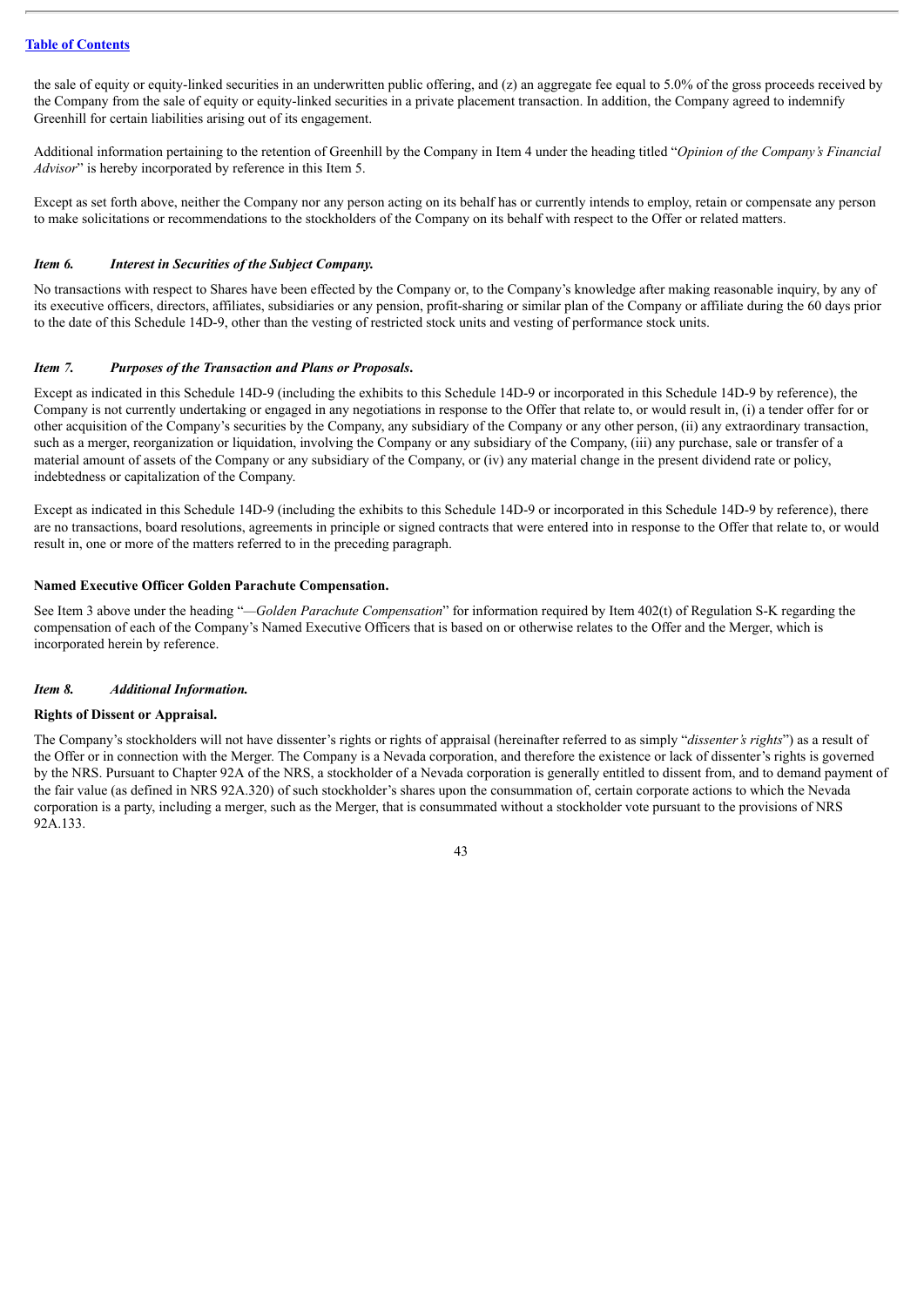the sale of equity or equity-linked securities in an underwritten public offering, and (z) an aggregate fee equal to 5.0% of the gross proceeds received by the Company from the sale of equity or equity-linked securities in a private placement transaction. In addition, the Company agreed to indemnify Greenhill for certain liabilities arising out of its engagement.

Additional information pertaining to the retention of Greenhill by the Company in Item 4 under the heading titled "*Opinion of the Company's Financial Advisor*" is hereby incorporated by reference in this Item 5.

Except as set forth above, neither the Company nor any person acting on its behalf has or currently intends to employ, retain or compensate any person to make solicitations or recommendations to the stockholders of the Company on its behalf with respect to the Offer or related matters.

### *Item 6. Interest in Securities of the Subject Company.*

No transactions with respect to Shares have been effected by the Company or, to the Company's knowledge after making reasonable inquiry, by any of its executive officers, directors, affiliates, subsidiaries or any pension, profit-sharing or similar plan of the Company or affiliate during the 60 days prior to the date of this Schedule 14D-9, other than the vesting of restricted stock units and vesting of performance stock units.

### *Item 7. Purposes of the Transaction and Plans or Proposals.*

Except as indicated in this Schedule 14D-9 (including the exhibits to this Schedule 14D-9 or incorporated in this Schedule 14D-9 by reference), the Company is not currently undertaking or engaged in any negotiations in response to the Offer that relate to, or would result in, (i) a tender offer for or other acquisition of the Company's securities by the Company, any subsidiary of the Company or any other person, (ii) any extraordinary transaction, such as a merger, reorganization or liquidation, involving the Company or any subsidiary of the Company, (iii) any purchase, sale or transfer of a material amount of assets of the Company or any subsidiary of the Company, or (iv) any material change in the present dividend rate or policy, indebtedness or capitalization of the Company.

Except as indicated in this Schedule 14D-9 (including the exhibits to this Schedule 14D-9 or incorporated in this Schedule 14D-9 by reference), there are no transactions, board resolutions, agreements in principle or signed contracts that were entered into in response to the Offer that relate to, or would result in, one or more of the matters referred to in the preceding paragraph.

**Named Executive Officer Golden Parachute Compensation.**

See Item 3 above under the heading "—*Golden Parachute Compensation*" for information required by Item 402(t) of Regulation S-K regarding the compensation of each of the Company's Named Executive Officers that is based on or otherwise relates to the Offer and the Merger, which is incorporated herein by reference.

### *Item 8. Additional Information.*

**Rights of Dissent or Appraisal.**

The Company's stockholders will not have dissenter's rights or rights of appraisal (hereinafter referred to as simply "*dissenter's rights*") as a result of the Offer or in connection with the Merger. The Company is a Nevada corporation, and therefore the existence or lack of dissenter's rights is governed by the NRS. Pursuant to Chapter 92A of the NRS, a stockholder of a Nevada corporation is generally entitled to dissent from, and to demand payment of the fair value (as defined in NRS 92A.320) of such stockholder's shares upon the consummation of, certain corporate actions to which the Nevada corporation is a party, including a merger, such as the Merger, that is consummated without a stockholder vote pursuant to the provisions of NRS 92A.133.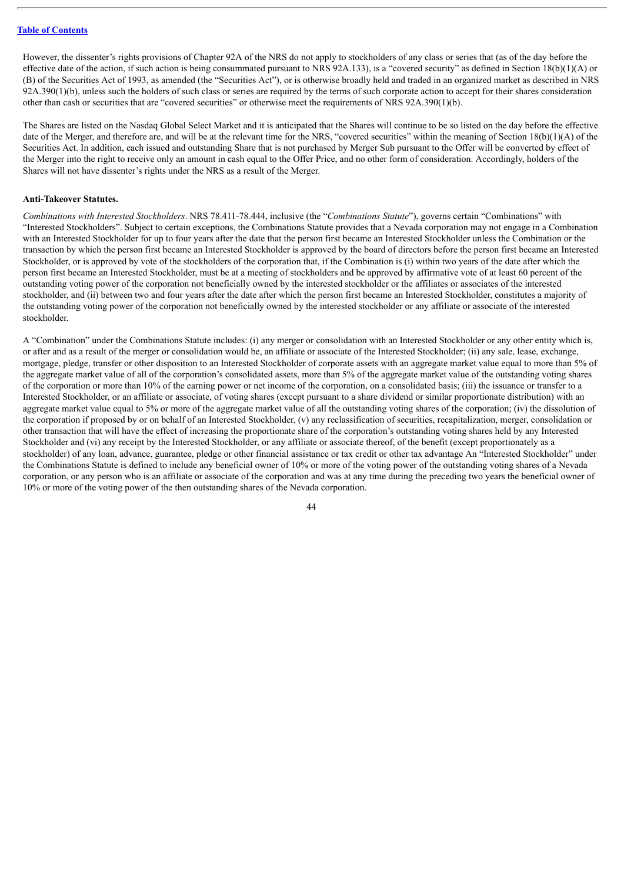However, the dissenter's rights provisions of Chapter 92A of the NRS do not apply to stockholders of any class or series that (as of the day before the effective date of the action, if such action is being consummated pursuant to NRS 92A.133), is a "covered security" as defined in Section 18(b)(1)(A) or (B) of the Securities Act of 1993, as amended (the "Securities Act"), or is otherwise broadly held and traded in an organized market as described in NRS 92A.390(1)(b), unless such the holders of such class or series are required by the terms of such corporate action to accept for their shares consideration other than cash or securities that are "covered securities" or otherwise meet the requirements of NRS 92A.390(1)(b).

The Shares are listed on the Nasdaq Global Select Market and it is anticipated that the Shares will continue to be so listed on the day before the effective date of the Merger, and therefore are, and will be at the relevant time for the NRS, "covered securities" within the meaning of Section 18(b)(1)(A) of the Securities Act. In addition, each issued and outstanding Share that is not purchased by Merger Sub pursuant to the Offer will be converted by effect of the Merger into the right to receive only an amount in cash equal to the Offer Price, and no other form of consideration. Accordingly, holders of the Shares will not have dissenter's rights under the NRS as a result of the Merger.

**Anti-Takeover Statutes.**

*Combinations with Interested Stockholders*. NRS 78.411-78.444, inclusive (the "*Combinations Statute*"), governs certain "Combinations" with "Interested Stockholders". Subject to certain exceptions, the Combinations Statute provides that a Nevada corporation may not engage in a Combination with an Interested Stockholder for up to four years after the date that the person first became an Interested Stockholder unless the Combination or the transaction by which the person first became an Interested Stockholder is approved by the board of directors before the person first became an Interested Stockholder, or is approved by vote of the stockholders of the corporation that, if the Combination is (i) within two years of the date after which the person first became an Interested Stockholder, must be at a meeting of stockholders and be approved by affirmative vote of at least 60 percent of the outstanding voting power of the corporation not beneficially owned by the interested stockholder or the affiliates or associates of the interested stockholder, and (ii) between two and four years after the date after which the person first became an Interested Stockholder, constitutes a majority of the outstanding voting power of the corporation not beneficially owned by the interested stockholder or any affiliate or associate of the interested stockholder.

A "Combination" under the Combinations Statute includes: (i) any merger or consolidation with an Interested Stockholder or any other entity which is, or after and as a result of the merger or consolidation would be, an affiliate or associate of the Interested Stockholder; (ii) any sale, lease, exchange, mortgage, pledge, transfer or other disposition to an Interested Stockholder of corporate assets with an aggregate market value equal to more than 5% of the aggregate market value of all of the corporation's consolidated assets, more than 5% of the aggregate market value of the outstanding voting shares of the corporation or more than 10% of the earning power or net income of the corporation, on a consolidated basis; (iii) the issuance or transfer to a Interested Stockholder, or an affiliate or associate, of voting shares (except pursuant to a share dividend or similar proportionate distribution) with an aggregate market value equal to 5% or more of the aggregate market value of all the outstanding voting shares of the corporation; (iv) the dissolution of the corporation if proposed by or on behalf of an Interested Stockholder, (v) any reclassification of securities, recapitalization, merger, consolidation or other transaction that will have the effect of increasing the proportionate share of the corporation's outstanding voting shares held by any Interested Stockholder and (vi) any receipt by the Interested Stockholder, or any affiliate or associate thereof, of the benefit (except proportionately as a stockholder) of any loan, advance, guarantee, pledge or other financial assistance or tax credit or other tax advantage An "Interested Stockholder" under the Combinations Statute is defined to include any beneficial owner of 10% or more of the voting power of the outstanding voting shares of a Nevada corporation, or any person who is an affiliate or associate of the corporation and was at any time during the preceding two years the beneficial owner of 10% or more of the voting power of the then outstanding shares of the Nevada corporation.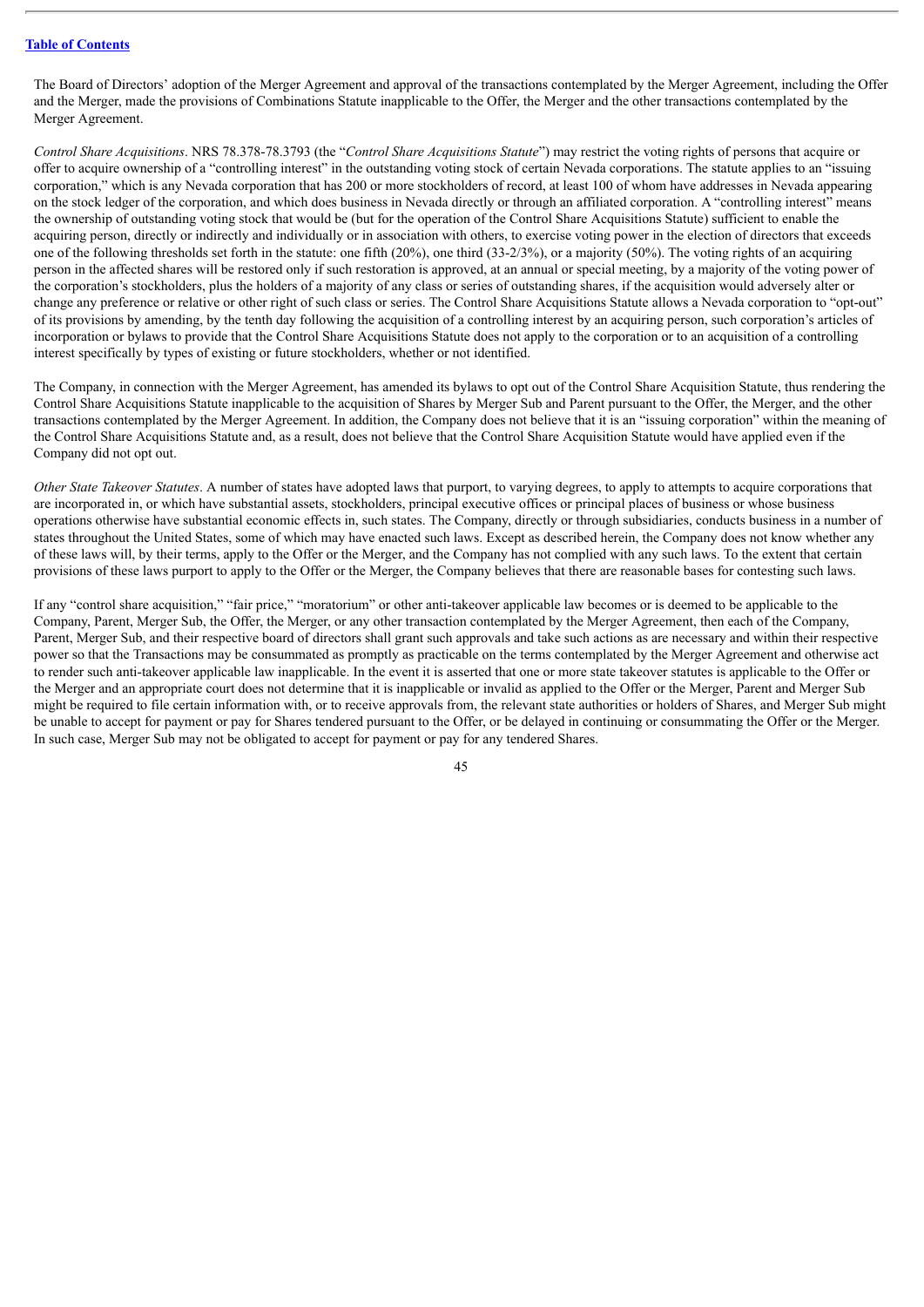The Board of Directors' adoption of the Merger Agreement and approval of the transactions contemplated by the Merger Agreement, including the Offer and the Merger, made the provisions of Combinations Statute inapplicable to the Offer, the Merger and the other transactions contemplated by the Merger Agreement.

*Control Share Acquisitions*. NRS 78.378-78.3793 (the "*Control Share Acquisitions Statute*") may restrict the voting rights of persons that acquire or offer to acquire ownership of a "controlling interest" in the outstanding voting stock of certain Nevada corporations. The statute applies to an "issuing corporation," which is any Nevada corporation that has 200 or more stockholders of record, at least 100 of whom have addresses in Nevada appearing on the stock ledger of the corporation, and which does business in Nevada directly or through an affiliated corporation. A "controlling interest" means the ownership of outstanding voting stock that would be (but for the operation of the Control Share Acquisitions Statute) sufficient to enable the acquiring person, directly or indirectly and individually or in association with others, to exercise voting power in the election of directors that exceeds one of the following thresholds set forth in the statute: one fifth (20%), one third (33-2/3%), or a majority (50%). The voting rights of an acquiring person in the affected shares will be restored only if such restoration is approved, at an annual or special meeting, by a majority of the voting power of the corporation's stockholders, plus the holders of a majority of any class or series of outstanding shares, if the acquisition would adversely alter or change any preference or relative or other right of such class or series. The Control Share Acquisitions Statute allows a Nevada corporation to "opt-out" of its provisions by amending, by the tenth day following the acquisition of a controlling interest by an acquiring person, such corporation's articles of incorporation or bylaws to provide that the Control Share Acquisitions Statute does not apply to the corporation or to an acquisition of a controlling interest specifically by types of existing or future stockholders, whether or not identified.

The Company, in connection with the Merger Agreement, has amended its bylaws to opt out of the Control Share Acquisition Statute, thus rendering the Control Share Acquisitions Statute inapplicable to the acquisition of Shares by Merger Sub and Parent pursuant to the Offer, the Merger, and the other transactions contemplated by the Merger Agreement. In addition, the Company does not believe that it is an "issuing corporation" within the meaning of the Control Share Acquisitions Statute and, as a result, does not believe that the Control Share Acquisition Statute would have applied even if the Company did not opt out.

*Other State Takeover Statutes*. A number of states have adopted laws that purport, to varying degrees, to apply to attempts to acquire corporations that are incorporated in, or which have substantial assets, stockholders, principal executive offices or principal places of business or whose business operations otherwise have substantial economic effects in, such states. The Company, directly or through subsidiaries, conducts business in a number of states throughout the United States, some of which may have enacted such laws. Except as described herein, the Company does not know whether any of these laws will, by their terms, apply to the Offer or the Merger, and the Company has not complied with any such laws. To the extent that certain provisions of these laws purport to apply to the Offer or the Merger, the Company believes that there are reasonable bases for contesting such laws.

If any "control share acquisition," "fair price," "moratorium" or other anti-takeover applicable law becomes or is deemed to be applicable to the Company, Parent, Merger Sub, the Offer, the Merger, or any other transaction contemplated by the Merger Agreement, then each of the Company, Parent, Merger Sub, and their respective board of directors shall grant such approvals and take such actions as are necessary and within their respective power so that the Transactions may be consummated as promptly as practicable on the terms contemplated by the Merger Agreement and otherwise act to render such anti-takeover applicable law inapplicable. In the event it is asserted that one or more state takeover statutes is applicable to the Offer or the Merger and an appropriate court does not determine that it is inapplicable or invalid as applied to the Offer or the Merger, Parent and Merger Sub might be required to file certain information with, or to receive approvals from, the relevant state authorities or holders of Shares, and Merger Sub might be unable to accept for payment or pay for Shares tendered pursuant to the Offer, or be delayed in continuing or consummating the Offer or the Merger. In such case, Merger Sub may not be obligated to accept for payment or pay for any tendered Shares.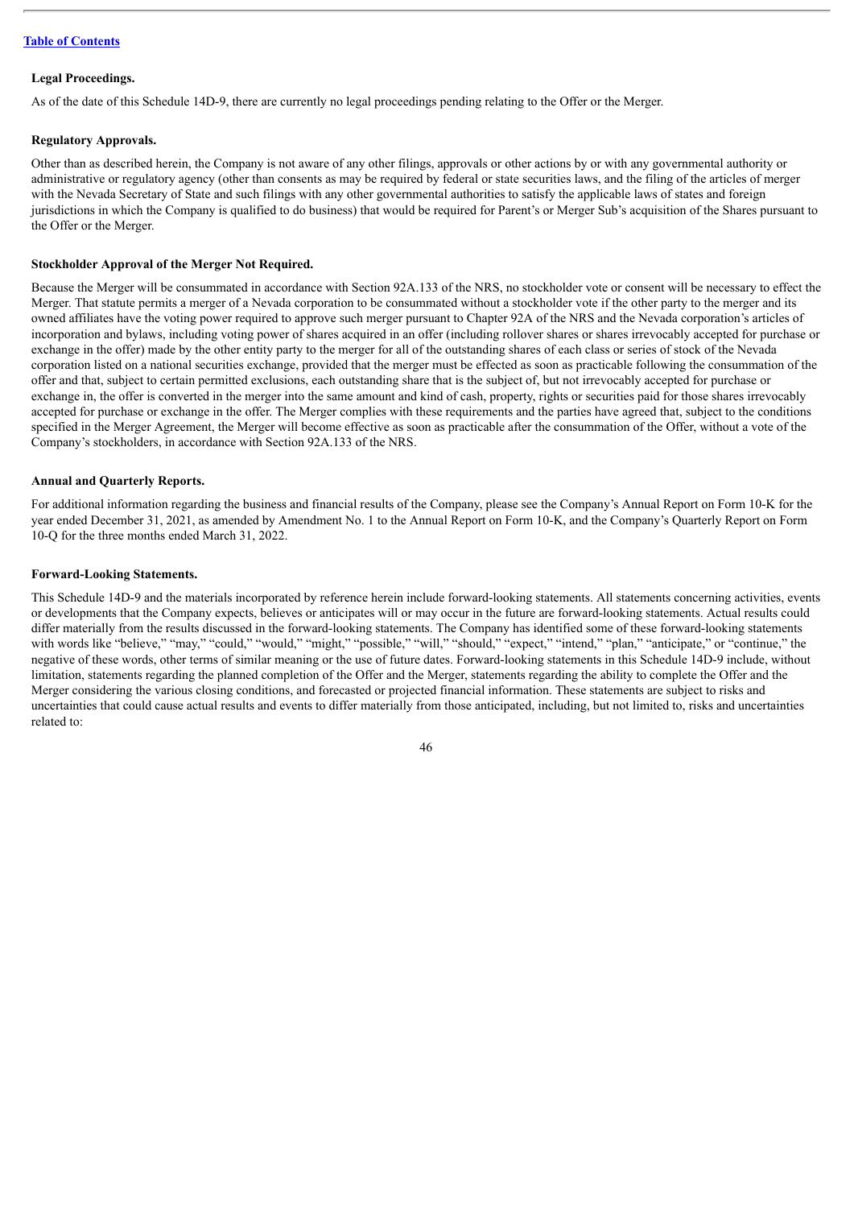**Legal Proceedings.**

As of the date of this Schedule 14D-9, there are currently no legal proceedings pending relating to the Offer or the Merger.

**Regulatory Approvals.**

Other than as described herein, the Company is not aware of any other filings, approvals or other actions by or with any governmental authority or administrative or regulatory agency (other than consents as may be required by federal or state securities laws, and the filing of the articles of merger with the Nevada Secretary of State and such filings with any other governmental authorities to satisfy the applicable laws of states and foreign jurisdictions in which the Company is qualified to do business) that would be required for Parent's or Merger Sub's acquisition of the Shares pursuant to the Offer or the Merger.

**Stockholder Approval of the Merger Not Required.**

Because the Merger will be consummated in accordance with Section 92A.133 of the NRS, no stockholder vote or consent will be necessary to effect the Merger. That statute permits a merger of a Nevada corporation to be consummated without a stockholder vote if the other party to the merger and its owned affiliates have the voting power required to approve such merger pursuant to Chapter 92A of the NRS and the Nevada corporation's articles of incorporation and bylaws, including voting power of shares acquired in an offer (including rollover shares or shares irrevocably accepted for purchase or exchange in the offer) made by the other entity party to the merger for all of the outstanding shares of each class or series of stock of the Nevada corporation listed on a national securities exchange, provided that the merger must be effected as soon as practicable following the consummation of the offer and that, subject to certain permitted exclusions, each outstanding share that is the subject of, but not irrevocably accepted for purchase or exchange in, the offer is converted in the merger into the same amount and kind of cash, property, rights or securities paid for those shares irrevocably accepted for purchase or exchange in the offer. The Merger complies with these requirements and the parties have agreed that, subject to the conditions specified in the Merger Agreement, the Merger will become effective as soon as practicable after the consummation of the Offer, without a vote of the Company's stockholders, in accordance with Section 92A.133 of the NRS.

**Annual and Quarterly Reports.**

For additional information regarding the business and financial results of the Company, please see the Company's Annual Report on Form 10-K for the year ended December 31, 2021, as amended by Amendment No. 1 to the Annual Report on Form 10-K, and the Company's Quarterly Report on Form 10-Q for the three months ended March 31, 2022.

**Forward-Looking Statements.**

This Schedule 14D-9 and the materials incorporated by reference herein include forward-looking statements. All statements concerning activities, events or developments that the Company expects, believes or anticipates will or may occur in the future are forward-looking statements. Actual results could differ materially from the results discussed in the forward-looking statements. The Company has identified some of these forward-looking statements with words like "believe," "may," "could," "would," "might," "possible," "will," "should," "expect," "intend," "plan," "anticipate," or "continue," the negative of these words, other terms of similar meaning or the use of future dates. Forward-looking statements in this Schedule 14D-9 include, without limitation, statements regarding the planned completion of the Offer and the Merger, statements regarding the ability to complete the Offer and the Merger considering the various closing conditions, and forecasted or projected financial information. These statements are subject to risks and uncertainties that could cause actual results and events to differ materially from those anticipated, including, but not limited to, risks and uncertainties related to: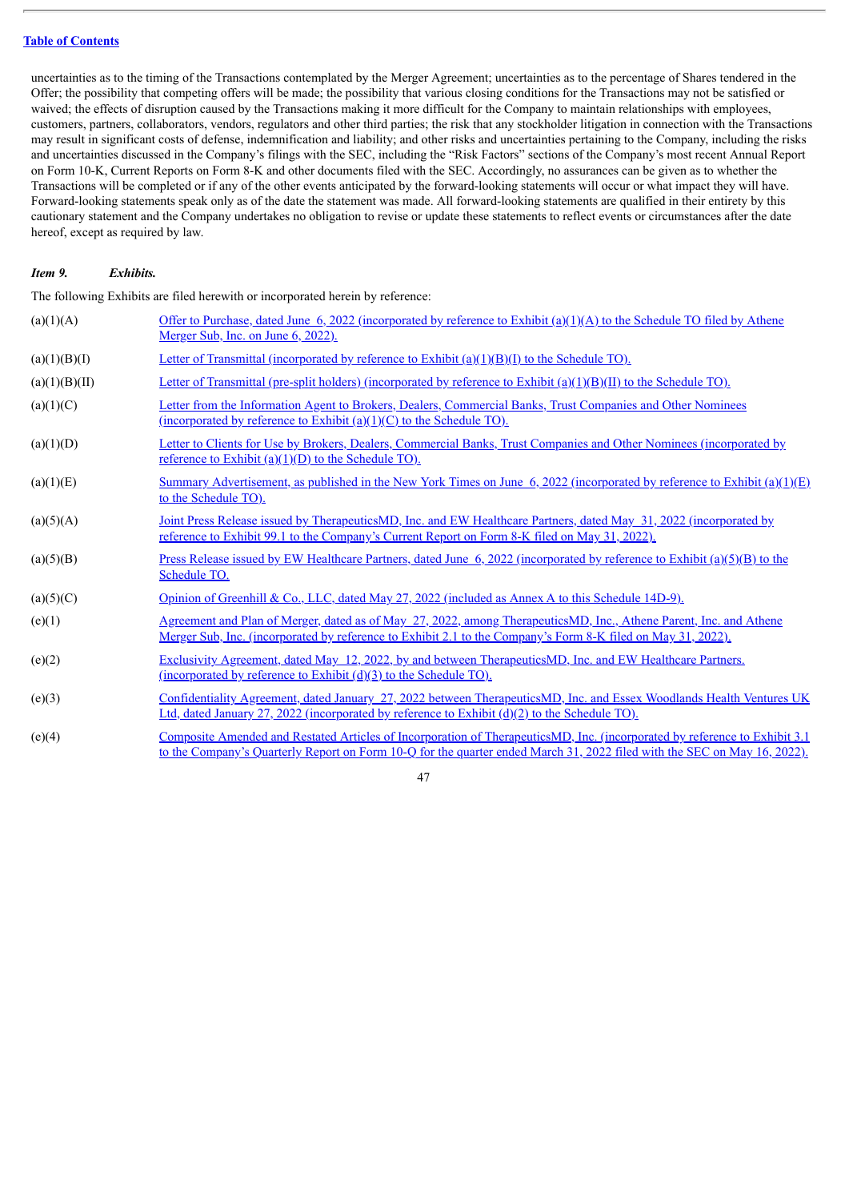uncertainties as to the timing of the Transactions contemplated by the Merger Agreement; uncertainties as to the percentage of Shares tendered in the Offer; the possibility that competing offers will be made; the possibility that various closing conditions for the Transactions may not be satisfied or waived; the effects of disruption caused by the Transactions making it more difficult for the Company to maintain relationships with employees, customers, partners, collaborators, vendors, regulators and other third parties; the risk that any stockholder litigation in connection with the Transactions may result in significant costs of defense, indemnification and liability; and other risks and uncertainties pertaining to the Company, including the risks and uncertainties discussed in the Company's filings with the SEC, including the "Risk Factors" sections of the Company's most recent Annual Report on Form 10-K, Current Reports on Form 8-K and other documents filed with the SEC. Accordingly, no assurances can be given as to whether the Transactions will be completed or if any of the other events anticipated by the forward-looking statements will occur or what impact they will have. Forward-looking statements speak only as of the date the statement was made. All forward-looking statements are qualified in their entirety by this cautionary statement and the Company undertakes no obligation to revise or update these statements to reflect events or circumstances after the date hereof, except as required by law.

***Item 9. Exhibits.***

The following Exhibits are filed herewith or incorporated herein by reference:

| | |
|---|---|
| (a)(1)(A) | Offer to Purchase, dated June 6, 2022 (incorporated by reference to Exhibit (a)(1)(A) to the Schedule TO filed by Athene Merger Sub, Inc. on June 6, 2022). |
| (a)(1)(B)(I) | Letter of Transmittal (incorporated by reference to Exhibit (a)(1)(B)(I) to the Schedule TO). |
| (a)(1)(B)(II) | Letter of Transmittal (pre-split holders) (incorporated by reference to Exhibit (a)(1)(B)(II) to the Schedule TO). |
| (a)(1)(C) | Letter from the Information Agent to Brokers, Dealers, Commercial Banks, Trust Companies and Other Nominees (incorporated by reference to Exhibit (a)(1)(C) to the Schedule TO). |
| (a)(1)(D) | Letter to Clients for Use by Brokers, Dealers, Commercial Banks, Trust Companies and Other Nominees (incorporated by reference to Exhibit (a)(1)(D) to the Schedule TO). |
| (a)(1)(E) | Summary Advertisement, as published in the New York Times on June 6, 2022 (incorporated by reference to Exhibit (a)(1)(E) to the Schedule TO). |
| (a)(5)(A) | Joint Press Release issued by TherapeuticsMD, Inc. and EW Healthcare Partners, dated May 31, 2022 (incorporated by reference to Exhibit 99.1 to the Company's Current Report on Form 8-K filed on May 31, 2022). |
| (a)(5)(B) | Press Release issued by EW Healthcare Partners, dated June 6, 2022 (incorporated by reference to Exhibit (a)(5)(B) to the Schedule TO. |
| (a)(5)(C) | Opinion of Greenhill & Co., LLC, dated May 27, 2022 (included as Annex A to this Schedule 14D-9). |
| (e)(1) | Agreement and Plan of Merger, dated as of May 27, 2022, among TherapeuticsMD, Inc., Athene Parent, Inc. and Athene Merger Sub, Inc. (incorporated by reference to Exhibit 2.1 to the Company's Form 8-K filed on May 31, 2022). |
| (e)(2) | Exclusivity Agreement, dated May 12, 2022, by and between TherapeuticsMD, Inc. and EW Healthcare Partners. (incorporated by reference to Exhibit (d)(3) to the Schedule TO). |
| (e)(3) | Confidentiality Agreement, dated January 27, 2022 between TherapeuticsMD, Inc. and Essex Woodlands Health Ventures UK Ltd, dated January 27, 2022 (incorporated by reference to Exhibit (d)(2) to the Schedule TO). |
| (e)(4) | Composite Amended and Restated Articles of Incorporation of TherapeuticsMD, Inc. (incorporated by reference to Exhibit 3.1 to the Company's Quarterly Report on Form 10-Q for the quarter ended March 31, 2022 filed with the SEC on May 16, 2022). |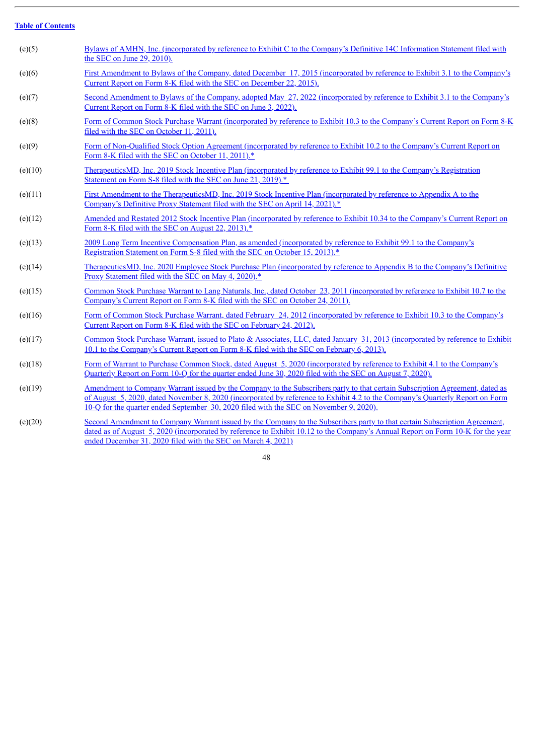[Table of Contents](#)

| | |
|---|---|
| (e)(5) | Bylaws of AMHN, Inc. (incorporated by reference to Exhibit C to the Company's Definitive 14C Information Statement filed with the SEC on June 29, 2010). |
| (e)(6) | First Amendment to Bylaws of the Company, dated December 17, 2015 (incorporated by reference to Exhibit 3.1 to the Company's Current Report on Form 8-K filed with the SEC on December 22, 2015). |
| (e)(7) | Second Amendment to Bylaws of the Company, adopted May 27, 2022 (incorporated by reference to Exhibit 3.1 to the Company's Current Report on Form 8-K filed with the SEC on June 3, 2022). |
| (e)(8) | Form of Common Stock Purchase Warrant (incorporated by reference to Exhibit 10.3 to the Company's Current Report on Form 8-K filed with the SEC on October 11, 2011). |
| (e)(9) | Form of Non-Qualified Stock Option Agreement (incorporated by reference to Exhibit 10.2 to the Company's Current Report on Form 8-K filed with the SEC on October 11, 2011).* |
| (e)(10) | TherapeuticsMD, Inc. 2019 Stock Incentive Plan (incorporated by reference to Exhibit 99.1 to the Company's Registration Statement on Form S-8 filed with the SEC on June 21, 2019).* |
| (e)(11) | First Amendment to the TherapeuticsMD, Inc. 2019 Stock Incentive Plan (incorporated by reference to Appendix A to the Company's Definitive Proxy Statement filed with the SEC on April 14, 2021).* |
| (e)(12) | Amended and Restated 2012 Stock Incentive Plan (incorporated by reference to Exhibit 10.34 to the Company's Current Report on Form 8-K filed with the SEC on August 22, 2013).* |
| (e)(13) | 2009 Long Term Incentive Compensation Plan, as amended (incorporated by reference to Exhibit 99.1 to the Company's Registration Statement on Form S-8 filed with the SEC on October 15, 2013).* |
| (e)(14) | TherapeuticsMD, Inc. 2020 Employee Stock Purchase Plan (incorporated by reference to Appendix B to the Company's Definitive Proxy Statement filed with the SEC on May 4, 2020).* |
| (e)(15) | Common Stock Purchase Warrant to Lang Naturals, Inc., dated October 23, 2011 (incorporated by reference to Exhibit 10.7 to the Company's Current Report on Form 8-K filed with the SEC on October 24, 2011). |
| (e)(16) | Form of Common Stock Purchase Warrant, dated February 24, 2012 (incorporated by reference to Exhibit 10.3 to the Company's Current Report on Form 8-K filed with the SEC on February 24, 2012). |
| (e)(17) | Common Stock Purchase Warrant, issued to Plato & Associates, LLC, dated January 31, 2013 (incorporated by reference to Exhibit 10.1 to the Company's Current Report on Form 8-K filed with the SEC on February 6, 2013). |
| (e)(18) | Form of Warrant to Purchase Common Stock, dated August 5, 2020 (incorporated by reference to Exhibit 4.1 to the Company's Quarterly Report on Form 10-Q for the quarter ended June 30, 2020 filed with the SEC on August 7, 2020). |
| (e)(19) | Amendment to Company Warrant issued by the Company to the Subscribers party to that certain Subscription Agreement, dated as of August 5, 2020, dated November 8, 2020 (incorporated by reference to Exhibit 4.2 to the Company's Quarterly Report on Form 10-Q for the quarter ended September 30, 2020 filed with the SEC on November 9, 2020). |
| (e)(20) | Second Amendment to Company Warrant issued by the Company to the Subscribers party to that certain Subscription Agreement, dated as of August 5, 2020 (incorporated by reference to Exhibit 10.12 to the Company's Annual Report on Form 10-K for the year ended December 31, 2020 filed with the SEC on March 4, 2021) |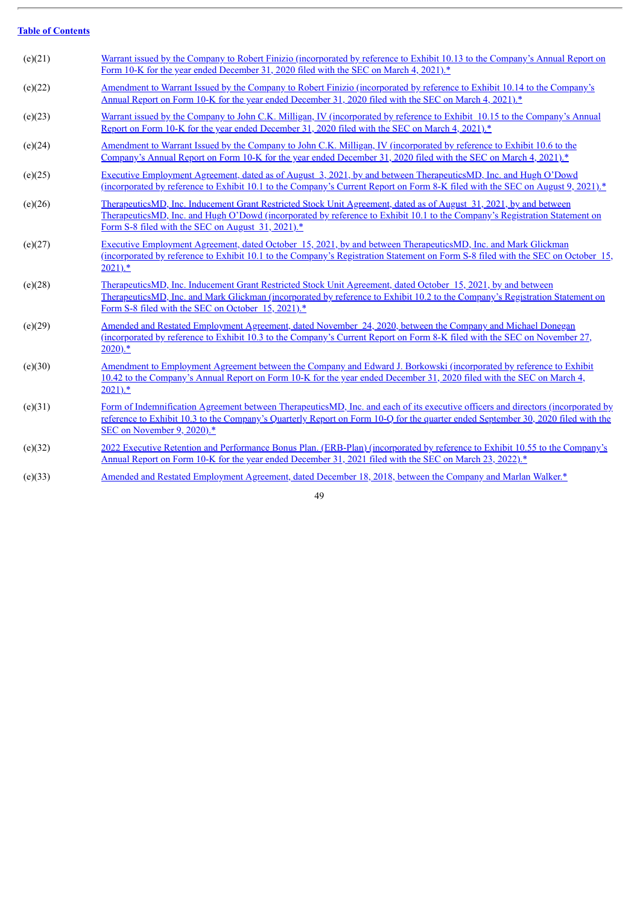[Table of Contents]

| | |
|---|---|
| (e)(21) | Warrant issued by the Company to Robert Finizio (incorporated by reference to Exhibit 10.13 to the Company's Annual Report on Form 10-K for the year ended December 31, 2020 filed with the SEC on March 4, 2021).* |
| (e)(22) | Amendment to Warrant Issued by the Company to Robert Finizio (incorporated by reference to Exhibit 10.14 to the Company's Annual Report on Form 10-K for the year ended December 31, 2020 filed with the SEC on March 4, 2021).* |
| (e)(23) | Warrant issued by the Company to John C.K. Milligan, IV (incorporated by reference to Exhibit 10.15 to the Company's Annual Report on Form 10-K for the year ended December 31, 2020 filed with the SEC on March 4, 2021).* |
| (e)(24) | Amendment to Warrant Issued by the Company to John C.K. Milligan, IV (incorporated by reference to Exhibit 10.6 to the Company's Annual Report on Form 10-K for the year ended December 31, 2020 filed with the SEC on March 4, 2021).* |
| (e)(25) | Executive Employment Agreement, dated as of August 3, 2021, by and between TherapeuticsMD, Inc. and Hugh O'Dowd (incorporated by reference to Exhibit 10.1 to the Company's Current Report on Form 8-K filed with the SEC on August 9, 2021).* |
| (e)(26) | TherapeuticsMD, Inc. Inducement Grant Restricted Stock Unit Agreement, dated as of August 31, 2021, by and between TherapeuticsMD, Inc. and Hugh O'Dowd (incorporated by reference to Exhibit 10.1 to the Company's Registration Statement on Form S-8 filed with the SEC on August 31, 2021).* |
| (e)(27) | Executive Employment Agreement, dated October 15, 2021, by and between TherapeuticsMD, Inc. and Mark Glickman (incorporated by reference to Exhibit 10.1 to the Company's Registration Statement on Form S-8 filed with the SEC on October 15, 2021).* |
| (e)(28) | TherapeuticsMD, Inc. Inducement Grant Restricted Stock Unit Agreement, dated October 15, 2021, by and between TherapeuticsMD, Inc. and Mark Glickman (incorporated by reference to Exhibit 10.2 to the Company's Registration Statement on Form S-8 filed with the SEC on October 15, 2021).* |
| (e)(29) | Amended and Restated Employment Agreement, dated November 24, 2020, between the Company and Michael Donegan (incorporated by reference to Exhibit 10.3 to the Company's Current Report on Form 8-K filed with the SEC on November 27, 2020).* |
| (e)(30) | Amendment to Employment Agreement between the Company and Edward J. Borkowski (incorporated by reference to Exhibit 10.42 to the Company's Annual Report on Form 10-K for the year ended December 31, 2020 filed with the SEC on March 4, 2021).* |
| (e)(31) | Form of Indemnification Agreement between TherapeuticsMD, Inc. and each of its executive officers and directors (incorporated by reference to Exhibit 10.3 to the Company's Quarterly Report on Form 10-Q for the quarter ended September 30, 2020 filed with the SEC on November 9, 2020).* |
| (e)(32) | 2022 Executive Retention and Performance Bonus Plan. (ERB-Plan) (incorporated by reference to Exhibit 10.55 to the Company's Annual Report on Form 10-K for the year ended December 31, 2021 filed with the SEC on March 23, 2022).* |
| (e)(33) | Amended and Restated Employment Agreement, dated December 18, 2018, between the Company and Marlan Walker.* |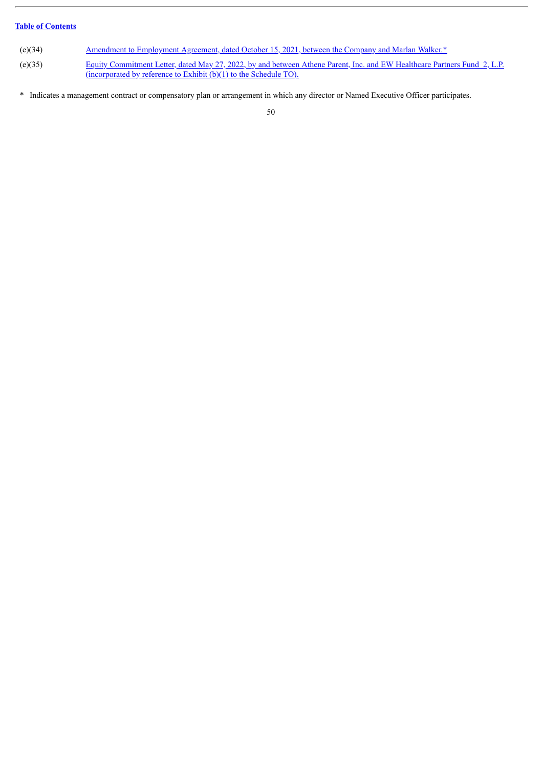| | |
|---|---|
| (e)(34) | Amendment to Employment Agreement, dated October 15, 2021, between the Company and Marlan Walker.* |
| (e)(35) | Equity Commitment Letter, dated May 27, 2022, by and between Athene Parent, Inc. and EW Healthcare Partners Fund 2, L.P. (incorporated by reference to Exhibit (b)(1) to the Schedule TO). |

\* Indicates a management contract or compensatory plan or arrangement in which any director or Named Executive Officer participates.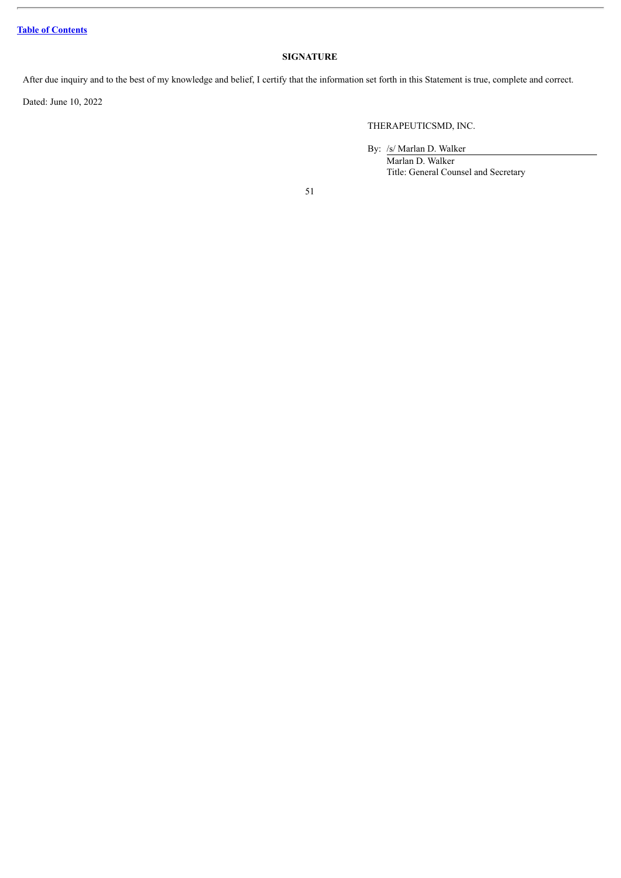## SIGNATURE

After due inquiry and to the best of my knowledge and belief, I certify that the information set forth in this Statement is true, complete and correct.

Dated: June 10, 2022

THERAPEUTICSMD, INC.

By: /s/ Marlan D. Walker
Marlan D. Walker
Title: General Counsel and Secretary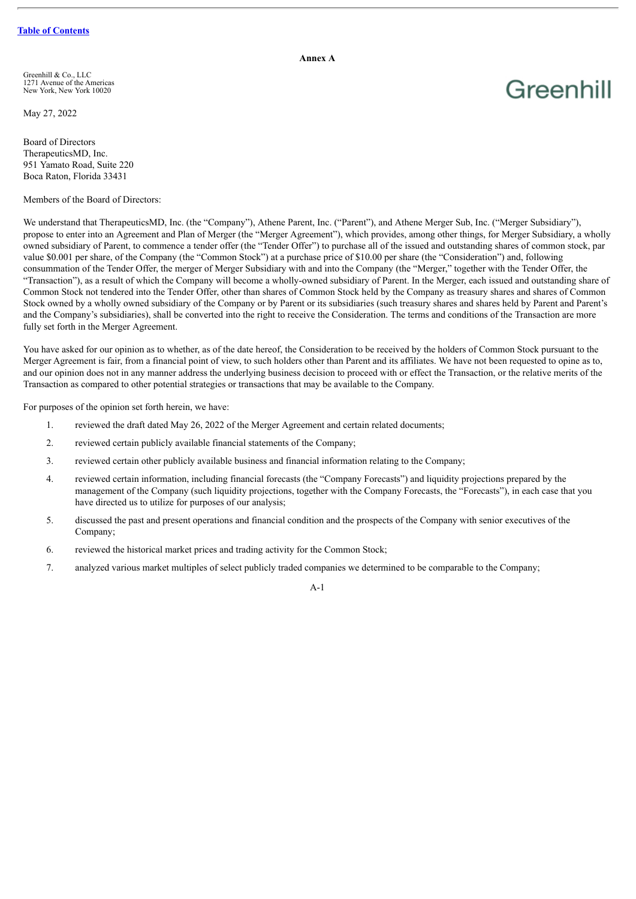**Annex A**

Greenhill & Co., LLC
1271 Avenue of the Americas
New York, New York 10020

Greenhill

May 27, 2022

Board of Directors
TherapeuticsMD, Inc.
951 Yamato Road, Suite 220
Boca Raton, Florida 33431

Members of the Board of Directors:

We understand that TherapeuticsMD, Inc. (the "Company"), Athene Parent, Inc. ("Parent"), and Athene Merger Sub, Inc. ("Merger Subsidiary"), propose to enter into an Agreement and Plan of Merger (the "Merger Agreement"), which provides, among other things, for Merger Subsidiary, a wholly owned subsidiary of Parent, to commence a tender offer (the "Tender Offer") to purchase all of the issued and outstanding shares of common stock, par value $0.001 per share, of the Company (the "Common Stock") at a purchase price of $10.00 per share (the "Consideration") and, following consummation of the Tender Offer, the merger of Merger Subsidiary with and into the Company (the "Merger," together with the Tender Offer, the "Transaction"), as a result of which the Company will become a wholly-owned subsidiary of Parent. In the Merger, each issued and outstanding share of Common Stock not tendered into the Tender Offer, other than shares of Common Stock held by the Company as treasury shares and shares of Common Stock owned by a wholly owned subsidiary of the Company or by Parent or its subsidiaries (such treasury shares and shares held by Parent and Parent's and the Company's subsidiaries), shall be converted into the right to receive the Consideration. The terms and conditions of the Transaction are more fully set forth in the Merger Agreement.

You have asked for our opinion as to whether, as of the date hereof, the Consideration to be received by the holders of Common Stock pursuant to the Merger Agreement is fair, from a financial point of view, to such holders other than Parent and its affiliates. We have not been requested to opine as to, and our opinion does not in any manner address the underlying business decision to proceed with or effect the Transaction, or the relative merits of the Transaction as compared to other potential strategies or transactions that may be available to the Company.

For purposes of the opinion set forth herein, we have:

1. reviewed the draft dated May 26, 2022 of the Merger Agreement and certain related documents;
2. reviewed certain publicly available financial statements of the Company;
3. reviewed certain other publicly available business and financial information relating to the Company;
4. reviewed certain information, including financial forecasts (the "Company Forecasts") and liquidity projections prepared by the management of the Company (such liquidity projections, together with the Company Forecasts, the "Forecasts"), in each case that you have directed us to utilize for purposes of our analysis;
5. discussed the past and present operations and financial condition and the prospects of the Company with senior executives of the Company;
6. reviewed the historical market prices and trading activity for the Common Stock;
7. analyzed various market multiples of select publicly traded companies we determined to be comparable to the Company;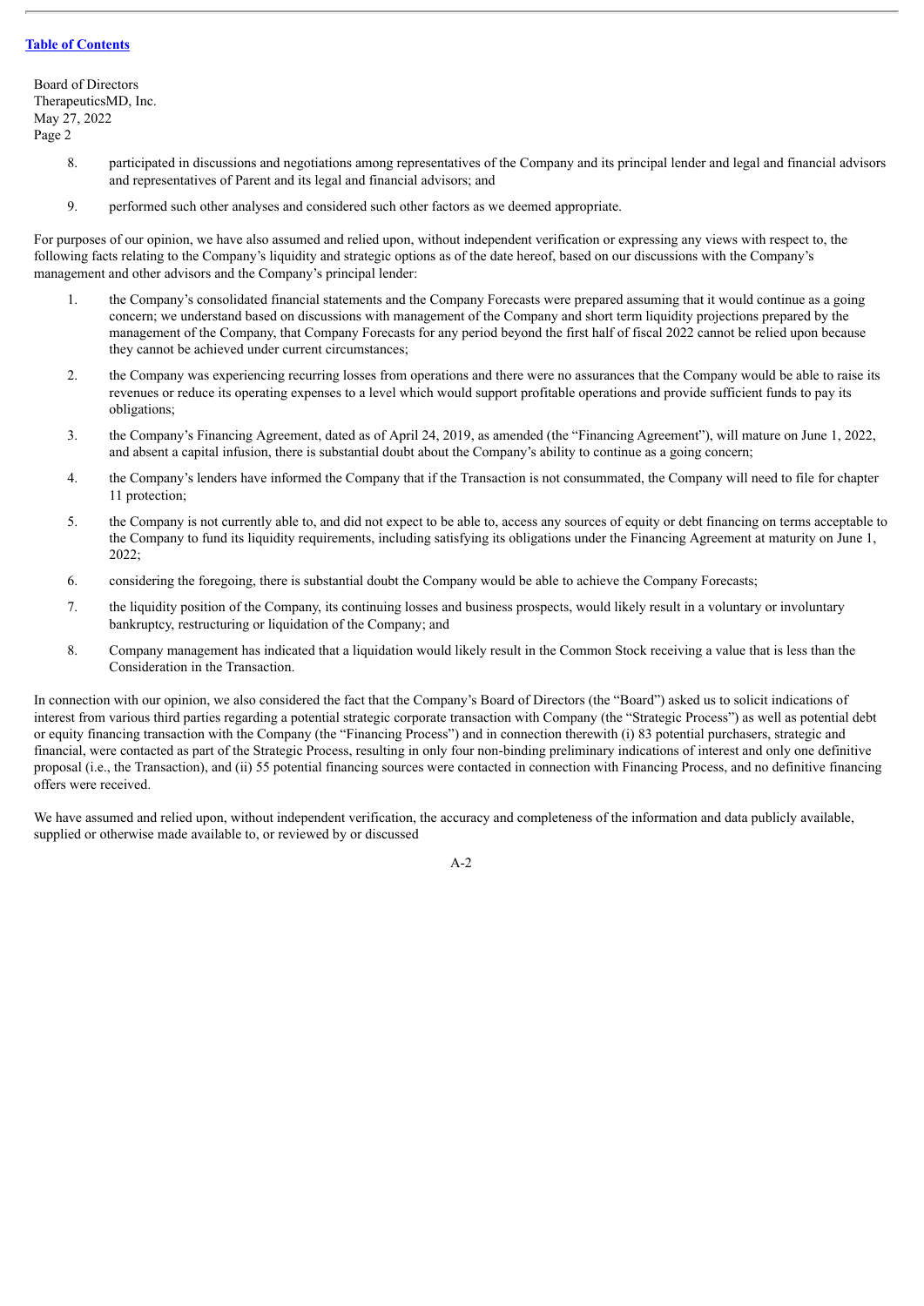Board of Directors
TherapeuticsMD, Inc.
May 27, 2022
Page 2

8. participated in discussions and negotiations among representatives of the Company and its principal lender and legal and financial advisors and representatives of Parent and its legal and financial advisors; and

9. performed such other analyses and considered such other factors as we deemed appropriate.

For purposes of our opinion, we have also assumed and relied upon, without independent verification or expressing any views with respect to, the following facts relating to the Company's liquidity and strategic options as of the date hereof, based on our discussions with the Company's management and other advisors and the Company's principal lender:

1. the Company's consolidated financial statements and the Company Forecasts were prepared assuming that it would continue as a going concern; we understand based on discussions with management of the Company and short term liquidity projections prepared by the management of the Company, that Company Forecasts for any period beyond the first half of fiscal 2022 cannot be relied upon because they cannot be achieved under current circumstances;

2. the Company was experiencing recurring losses from operations and there were no assurances that the Company would be able to raise its revenues or reduce its operating expenses to a level which would support profitable operations and provide sufficient funds to pay its obligations;

3. the Company's Financing Agreement, dated as of April 24, 2019, as amended (the "Financing Agreement"), will mature on June 1, 2022, and absent a capital infusion, there is substantial doubt about the Company's ability to continue as a going concern;

4. the Company's lenders have informed the Company that if the Transaction is not consummated, the Company will need to file for chapter 11 protection;

5. the Company is not currently able to, and did not expect to be able to, access any sources of equity or debt financing on terms acceptable to the Company to fund its liquidity requirements, including satisfying its obligations under the Financing Agreement at maturity on June 1, 2022;

6. considering the foregoing, there is substantial doubt the Company would be able to achieve the Company Forecasts;

7. the liquidity position of the Company, its continuing losses and business prospects, would likely result in a voluntary or involuntary bankruptcy, restructuring or liquidation of the Company; and

8. Company management has indicated that a liquidation would likely result in the Common Stock receiving a value that is less than the Consideration in the Transaction.

In connection with our opinion, we also considered the fact that the Company's Board of Directors (the "Board") asked us to solicit indications of interest from various third parties regarding a potential strategic corporate transaction with Company (the "Strategic Process") as well as potential debt or equity financing transaction with the Company (the "Financing Process") and in connection therewith (i) 83 potential purchasers, strategic and financial, were contacted as part of the Strategic Process, resulting in only four non-binding preliminary indications of interest and only one definitive proposal (i.e., the Transaction), and (ii) 55 potential financing sources were contacted in connection with Financing Process, and no definitive financing offers were received.

We have assumed and relied upon, without independent verification, the accuracy and completeness of the information and data publicly available, supplied or otherwise made available to, or reviewed by or discussed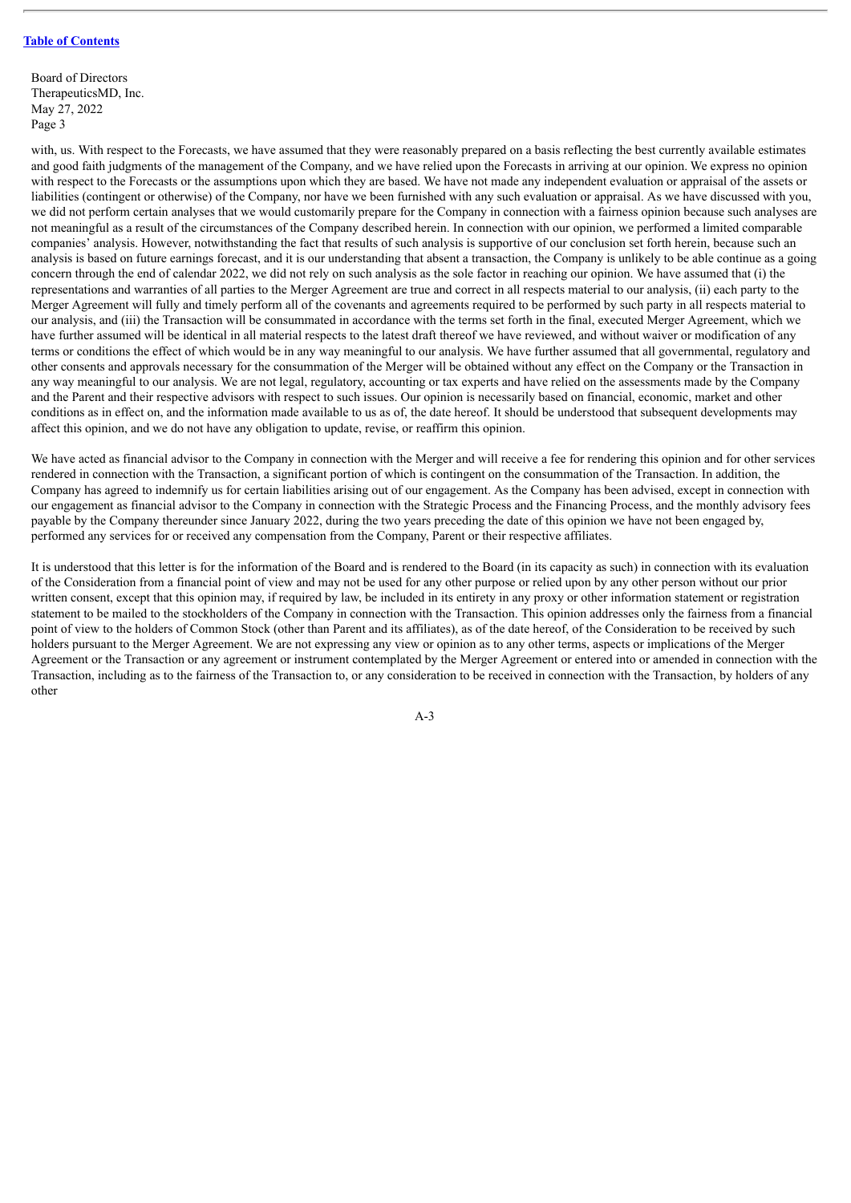Board of Directors
TherapeuticsMD, Inc.
May 27, 2022
Page 3

with, us. With respect to the Forecasts, we have assumed that they were reasonably prepared on a basis reflecting the best currently available estimates and good faith judgments of the management of the Company, and we have relied upon the Forecasts in arriving at our opinion. We express no opinion with respect to the Forecasts or the assumptions upon which they are based. We have not made any independent evaluation or appraisal of the assets or liabilities (contingent or otherwise) of the Company, nor have we been furnished with any such evaluation or appraisal. As we have discussed with you, we did not perform certain analyses that we would customarily prepare for the Company in connection with a fairness opinion because such analyses are not meaningful as a result of the circumstances of the Company described herein. In connection with our opinion, we performed a limited comparable companies' analysis. However, notwithstanding the fact that results of such analysis is supportive of our conclusion set forth herein, because such an analysis is based on future earnings forecast, and it is our understanding that absent a transaction, the Company is unlikely to be able continue as a going concern through the end of calendar 2022, we did not rely on such analysis as the sole factor in reaching our opinion. We have assumed that (i) the representations and warranties of all parties to the Merger Agreement are true and correct in all respects material to our analysis, (ii) each party to the Merger Agreement will fully and timely perform all of the covenants and agreements required to be performed by such party in all respects material to our analysis, and (iii) the Transaction will be consummated in accordance with the terms set forth in the final, executed Merger Agreement, which we have further assumed will be identical in all material respects to the latest draft thereof we have reviewed, and without waiver or modification of any terms or conditions the effect of which would be in any way meaningful to our analysis. We have further assumed that all governmental, regulatory and other consents and approvals necessary for the consummation of the Merger will be obtained without any effect on the Company or the Transaction in any way meaningful to our analysis. We are not legal, regulatory, accounting or tax experts and have relied on the assessments made by the Company and the Parent and their respective advisors with respect to such issues. Our opinion is necessarily based on financial, economic, market and other conditions as in effect on, and the information made available to us as of, the date hereof. It should be understood that subsequent developments may affect this opinion, and we do not have any obligation to update, revise, or reaffirm this opinion.

We have acted as financial advisor to the Company in connection with the Merger and will receive a fee for rendering this opinion and for other services rendered in connection with the Transaction, a significant portion of which is contingent on the consummation of the Transaction. In addition, the Company has agreed to indemnify us for certain liabilities arising out of our engagement. As the Company has been advised, except in connection with our engagement as financial advisor to the Company in connection with the Strategic Process and the Financing Process, and the monthly advisory fees payable by the Company thereunder since January 2022, during the two years preceding the date of this opinion we have not been engaged by, performed any services for or received any compensation from the Company, Parent or their respective affiliates.

It is understood that this letter is for the information of the Board and is rendered to the Board (in its capacity as such) in connection with its evaluation of the Consideration from a financial point of view and may not be used for any other purpose or relied upon by any other person without our prior written consent, except that this opinion may, if required by law, be included in its entirety in any proxy or other information statement or registration statement to be mailed to the stockholders of the Company in connection with the Transaction. This opinion addresses only the fairness from a financial point of view to the holders of Common Stock (other than Parent and its affiliates), as of the date hereof, of the Consideration to be received by such holders pursuant to the Merger Agreement. We are not expressing any view or opinion as to any other terms, aspects or implications of the Merger Agreement or the Transaction or any agreement or instrument contemplated by the Merger Agreement or entered into or amended in connection with the Transaction, including as to the fairness of the Transaction to, or any consideration to be received in connection with the Transaction, by holders of any other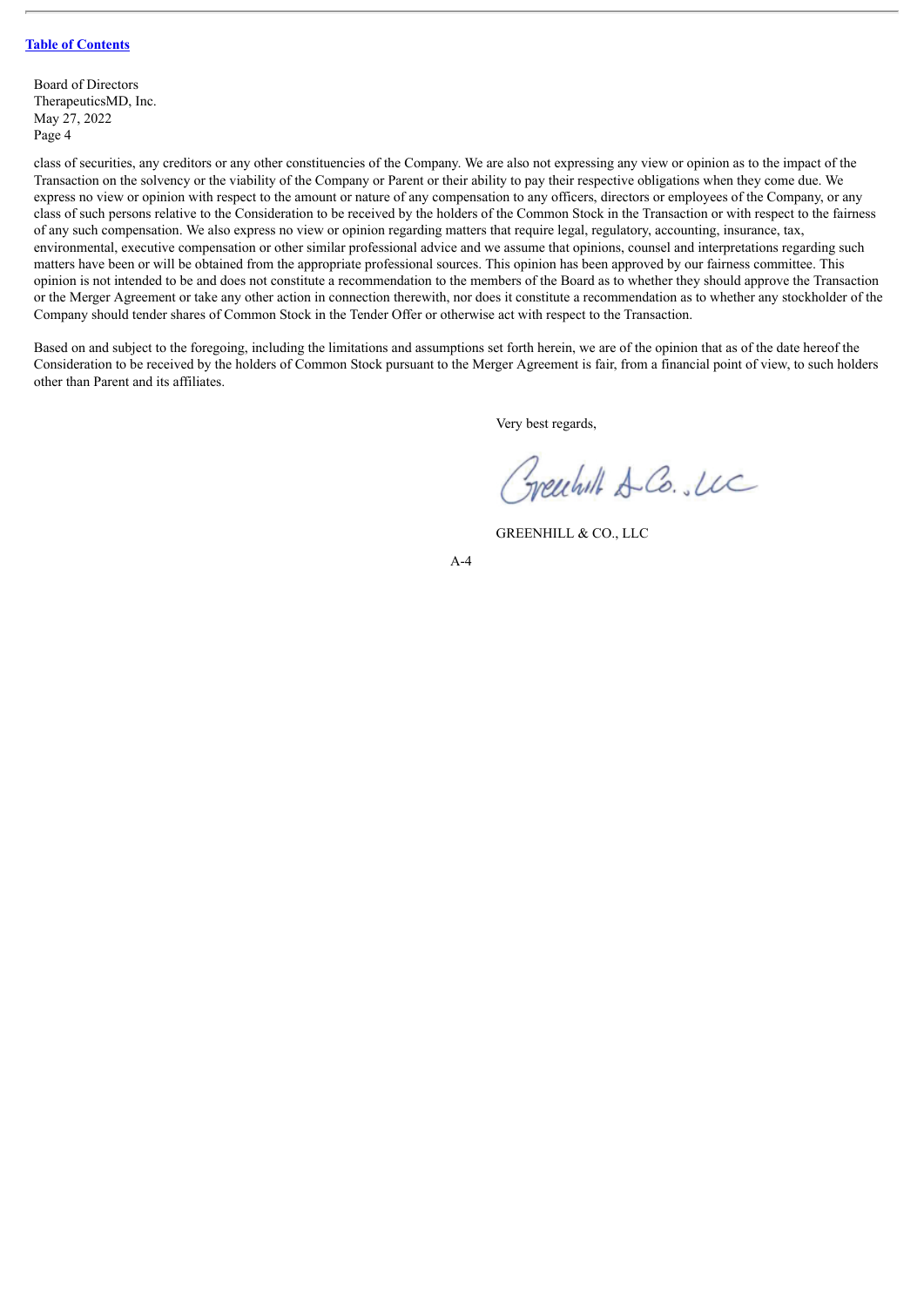Board of Directors
TherapeuticsMD, Inc.
May 27, 2022
Page 4

class of securities, any creditors or any other constituencies of the Company. We are also not expressing any view or opinion as to the impact of the Transaction on the solvency or the viability of the Company or Parent or their ability to pay their respective obligations when they come due. We express no view or opinion with respect to the amount or nature of any compensation to any officers, directors or employees of the Company, or any class of such persons relative to the Consideration to be received by the holders of the Common Stock in the Transaction or with respect to the fairness of any such compensation. We also express no view or opinion regarding matters that require legal, regulatory, accounting, insurance, tax, environmental, executive compensation or other similar professional advice and we assume that opinions, counsel and interpretations regarding such matters have been or will be obtained from the appropriate professional sources. This opinion has been approved by our fairness committee. This opinion is not intended to be and does not constitute a recommendation to the members of the Board as to whether they should approve the Transaction or the Merger Agreement or take any other action in connection therewith, nor does it constitute a recommendation as to whether any stockholder of the Company should tender shares of Common Stock in the Tender Offer or otherwise act with respect to the Transaction.

Based on and subject to the foregoing, including the limitations and assumptions set forth herein, we are of the opinion that as of the date hereof the Consideration to be received by the holders of Common Stock pursuant to the Merger Agreement is fair, from a financial point of view, to such holders other than Parent and its affiliates.

Very best regards,

Greenhill & Co., LLC

GREENHILL & CO., LLC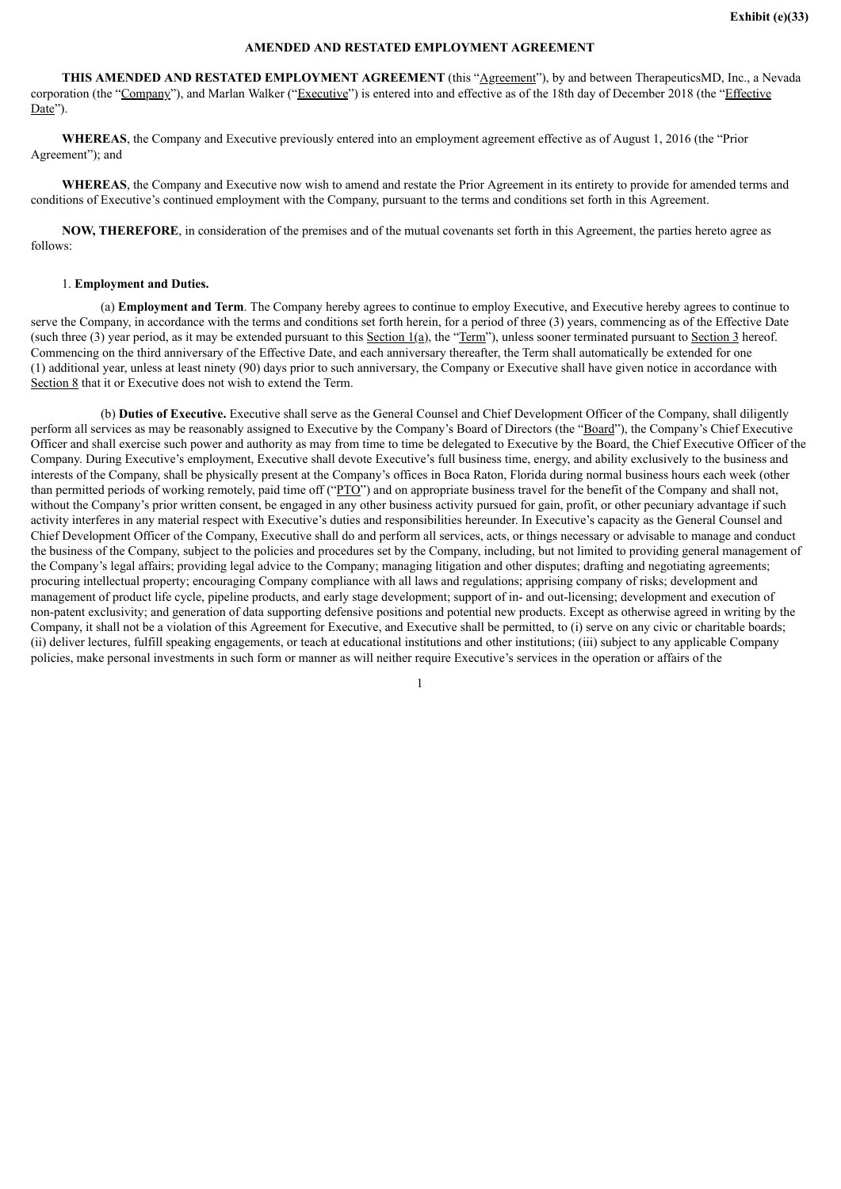Exhibit (e)(33)

**AMENDED AND RESTATED EMPLOYMENT AGREEMENT**

**THIS AMENDED AND RESTATED EMPLOYMENT AGREEMENT** (this "Agreement"), by and between TherapeuticsMD, Inc., a Nevada corporation (the "Company"), and Marlan Walker ("Executive") is entered into and effective as of the 18th day of December 2018 (the "Effective Date").

**WHEREAS**, the Company and Executive previously entered into an employment agreement effective as of August 1, 2016 (the "Prior Agreement"); and

**WHEREAS**, the Company and Executive now wish to amend and restate the Prior Agreement in its entirety to provide for amended terms and conditions of Executive's continued employment with the Company, pursuant to the terms and conditions set forth in this Agreement.

**NOW, THEREFORE**, in consideration of the premises and of the mutual covenants set forth in this Agreement, the parties hereto agree as follows:

1. **Employment and Duties.**

(a) **Employment and Term**. The Company hereby agrees to continue to employ Executive, and Executive hereby agrees to continue to serve the Company, in accordance with the terms and conditions set forth herein, for a period of three (3) years, commencing as of the Effective Date (such three (3) year period, as it may be extended pursuant to this Section 1(a), the "Term"), unless sooner terminated pursuant to Section 3 hereof. Commencing on the third anniversary of the Effective Date, and each anniversary thereafter, the Term shall automatically be extended for one (1) additional year, unless at least ninety (90) days prior to such anniversary, the Company or Executive shall have given notice in accordance with Section 8 that it or Executive does not wish to extend the Term.

(b) **Duties of Executive.** Executive shall serve as the General Counsel and Chief Development Officer of the Company, shall diligently perform all services as may be reasonably assigned to Executive by the Company's Board of Directors (the "Board"), the Company's Chief Executive Officer and shall exercise such power and authority as may from time to time be delegated to Executive by the Board, the Chief Executive Officer of the Company. During Executive's employment, Executive shall devote Executive's full business time, energy, and ability exclusively to the business and interests of the Company, shall be physically present at the Company's offices in Boca Raton, Florida during normal business hours each week (other than permitted periods of working remotely, paid time off ("PTO") and on appropriate business travel for the benefit of the Company and shall not, without the Company's prior written consent, be engaged in any other business activity pursued for gain, profit, or other pecuniary advantage if such activity interferes in any material respect with Executive's duties and responsibilities hereunder. In Executive's capacity as the General Counsel and Chief Development Officer of the Company, Executive shall do and perform all services, acts, or things necessary or advisable to manage and conduct the business of the Company, subject to the policies and procedures set by the Company, including, but not limited to providing general management of the Company's legal affairs; providing legal advice to the Company; managing litigation and other disputes; drafting and negotiating agreements; procuring intellectual property; encouraging Company compliance with all laws and regulations; apprising company of risks; development and management of product life cycle, pipeline products, and early stage development; support of in- and out-licensing; development and execution of non-patent exclusivity; and generation of data supporting defensive positions and potential new products. Except as otherwise agreed in writing by the Company, it shall not be a violation of this Agreement for Executive, and Executive shall be permitted, to (i) serve on any civic or charitable boards; (ii) deliver lectures, fulfill speaking engagements, or teach at educational institutions and other institutions; (iii) subject to any applicable Company policies, make personal investments in such form or manner as will neither require Executive's services in the operation or affairs of the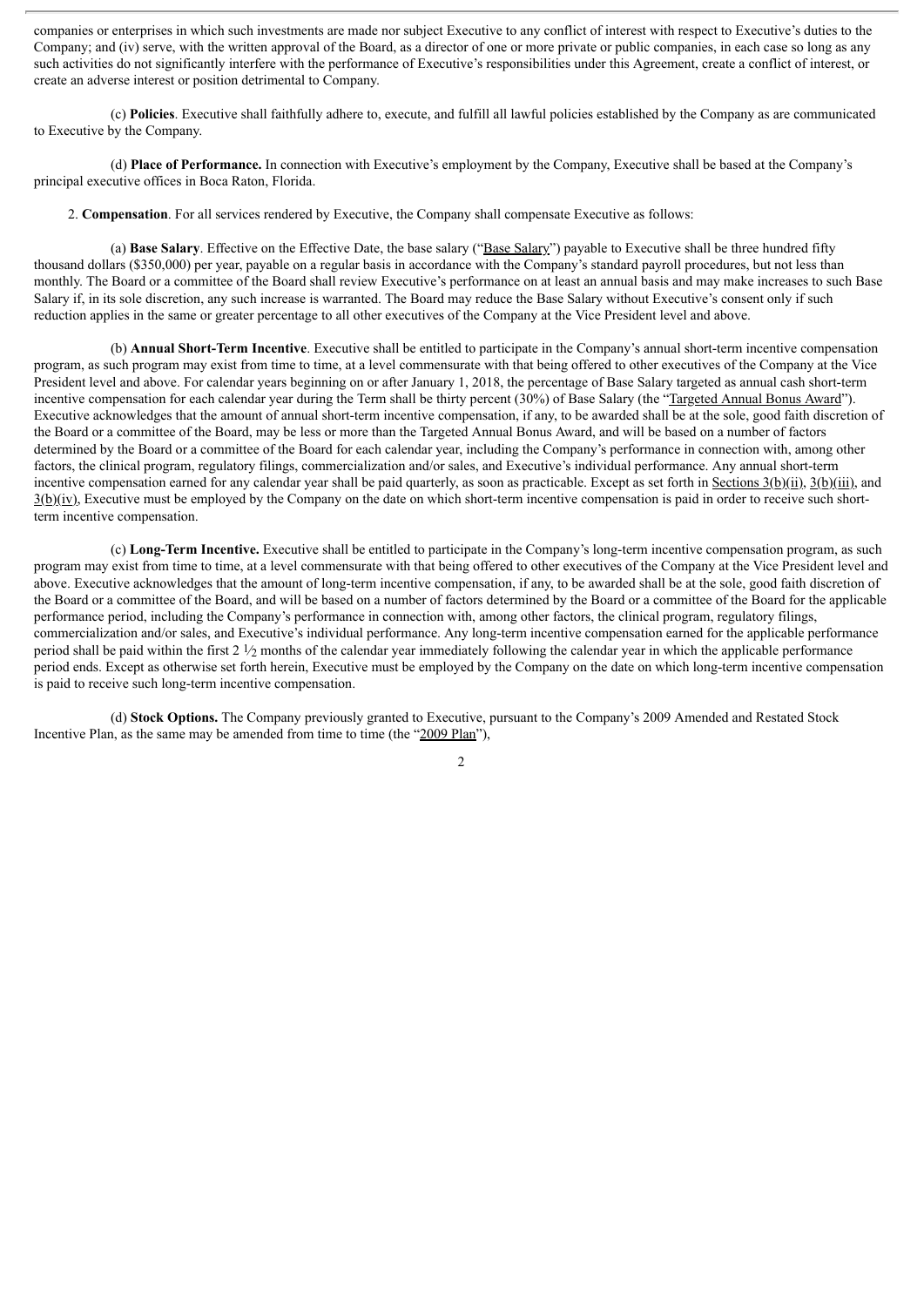companies or enterprises in which such investments are made nor subject Executive to any conflict of interest with respect to Executive's duties to the Company; and (iv) serve, with the written approval of the Board, as a director of one or more private or public companies, in each case so long as any such activities do not significantly interfere with the performance of Executive's responsibilities under this Agreement, create a conflict of interest, or create an adverse interest or position detrimental to Company.

(c) **Policies**. Executive shall faithfully adhere to, execute, and fulfill all lawful policies established by the Company as are communicated to Executive by the Company.

(d) **Place of Performance.** In connection with Executive's employment by the Company, Executive shall be based at the Company's principal executive offices in Boca Raton, Florida.

2. **Compensation**. For all services rendered by Executive, the Company shall compensate Executive as follows:

(a) **Base Salary**. Effective on the Effective Date, the base salary ("Base Salary") payable to Executive shall be three hundred fifty thousand dollars ($350,000) per year, payable on a regular basis in accordance with the Company's standard payroll procedures, but not less than monthly. The Board or a committee of the Board shall review Executive's performance on at least an annual basis and may make increases to such Base Salary if, in its sole discretion, any such increase is warranted. The Board may reduce the Base Salary without Executive's consent only if such reduction applies in the same or greater percentage to all other executives of the Company at the Vice President level and above.

(b) **Annual Short-Term Incentive**. Executive shall be entitled to participate in the Company's annual short-term incentive compensation program, as such program may exist from time to time, at a level commensurate with that being offered to other executives of the Company at the Vice President level and above. For calendar years beginning on or after January 1, 2018, the percentage of Base Salary targeted as annual cash short-term incentive compensation for each calendar year during the Term shall be thirty percent (30%) of Base Salary (the "Targeted Annual Bonus Award"). Executive acknowledges that the amount of annual short-term incentive compensation, if any, to be awarded shall be at the sole, good faith discretion of the Board or a committee of the Board, may be less or more than the Targeted Annual Bonus Award, and will be based on a number of factors determined by the Board or a committee of the Board for each calendar year, including the Company's performance in connection with, among other factors, the clinical program, regulatory filings, commercialization and/or sales, and Executive's individual performance. Any annual short-term incentive compensation earned for any calendar year shall be paid quarterly, as soon as practicable. Except as set forth in Sections 3(b)(ii), 3(b)(iii), and 3(b)(iv), Executive must be employed by the Company on the date on which short-term incentive compensation is paid in order to receive such short-term incentive compensation.

(c) **Long-Term Incentive.** Executive shall be entitled to participate in the Company's long-term incentive compensation program, as such program may exist from time to time, at a level commensurate with that being offered to other executives of the Company at the Vice President level and above. Executive acknowledges that the amount of long-term incentive compensation, if any, to be awarded shall be at the sole, good faith discretion of the Board or a committee of the Board, and will be based on a number of factors determined by the Board or a committee of the Board for the applicable performance period, including the Company's performance in connection with, among other factors, the clinical program, regulatory filings, commercialization and/or sales, and Executive's individual performance. Any long-term incentive compensation earned for the applicable performance period shall be paid within the first 2 ½ months of the calendar year immediately following the calendar year in which the applicable performance period ends. Except as otherwise set forth herein, Executive must be employed by the Company on the date on which long-term incentive compensation is paid to receive such long-term incentive compensation.

(d) **Stock Options.** The Company previously granted to Executive, pursuant to the Company's 2009 Amended and Restated Stock Incentive Plan, as the same may be amended from time to time (the "2009 Plan"),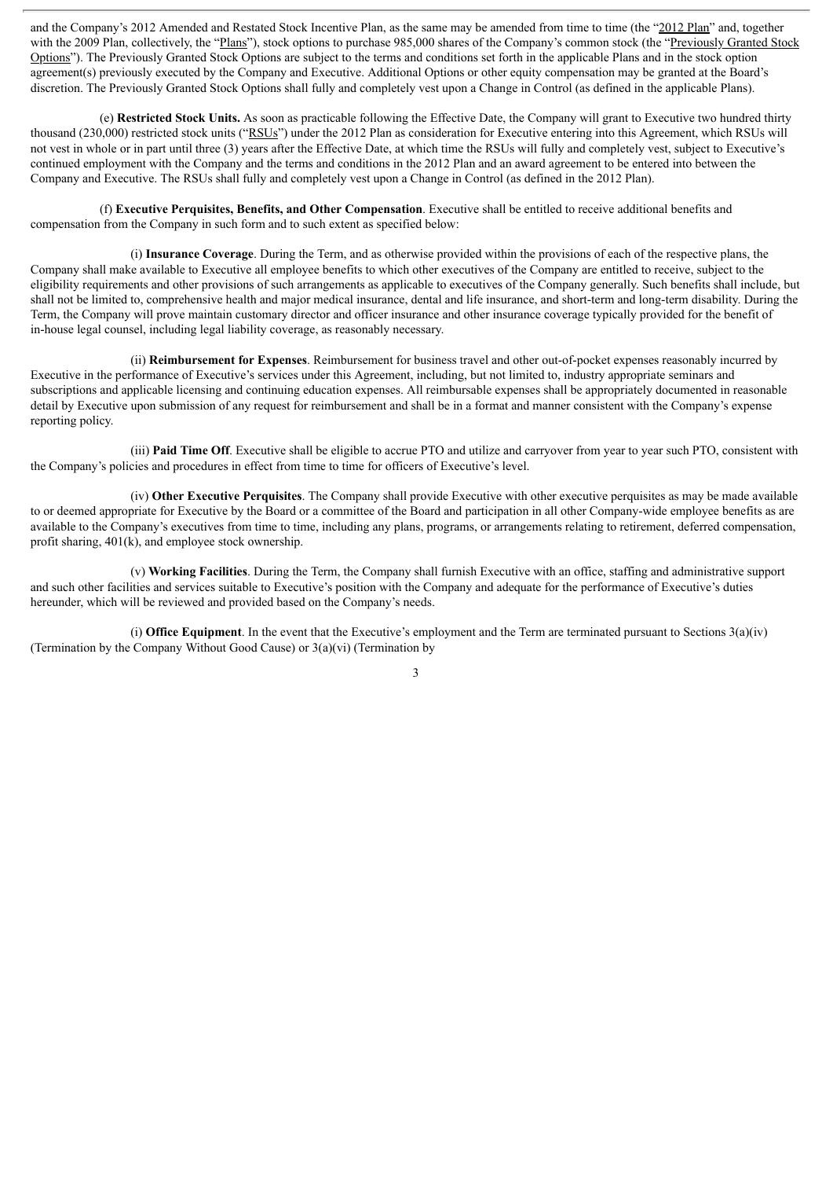and the Company's 2012 Amended and Restated Stock Incentive Plan, as the same may be amended from time to time (the "2012 Plan" and, together with the 2009 Plan, collectively, the "Plans"), stock options to purchase 985,000 shares of the Company's common stock (the "Previously Granted Stock Options"). The Previously Granted Stock Options are subject to the terms and conditions set forth in the applicable Plans and in the stock option agreement(s) previously executed by the Company and Executive. Additional Options or other equity compensation may be granted at the Board's discretion. The Previously Granted Stock Options shall fully and completely vest upon a Change in Control (as defined in the applicable Plans).

(e) **Restricted Stock Units.** As soon as practicable following the Effective Date, the Company will grant to Executive two hundred thirty thousand (230,000) restricted stock units ("RSUs") under the 2012 Plan as consideration for Executive entering into this Agreement, which RSUs will not vest in whole or in part until three (3) years after the Effective Date, at which time the RSUs will fully and completely vest, subject to Executive's continued employment with the Company and the terms and conditions in the 2012 Plan and an award agreement to be entered into between the Company and Executive. The RSUs shall fully and completely vest upon a Change in Control (as defined in the 2012 Plan).

(f) **Executive Perquisites, Benefits, and Other Compensation**. Executive shall be entitled to receive additional benefits and compensation from the Company in such form and to such extent as specified below:

(i) **Insurance Coverage**. During the Term, and as otherwise provided within the provisions of each of the respective plans, the Company shall make available to Executive all employee benefits to which other executives of the Company are entitled to receive, subject to the eligibility requirements and other provisions of such arrangements as applicable to executives of the Company generally. Such benefits shall include, but shall not be limited to, comprehensive health and major medical insurance, dental and life insurance, and short-term and long-term disability. During the Term, the Company will prove maintain customary director and officer insurance and other insurance coverage typically provided for the benefit of in-house legal counsel, including legal liability coverage, as reasonably necessary.

(ii) **Reimbursement for Expenses**. Reimbursement for business travel and other out-of-pocket expenses reasonably incurred by Executive in the performance of Executive's services under this Agreement, including, but not limited to, industry appropriate seminars and subscriptions and applicable licensing and continuing education expenses. All reimbursable expenses shall be appropriately documented in reasonable detail by Executive upon submission of any request for reimbursement and shall be in a format and manner consistent with the Company's expense reporting policy.

(iii) **Paid Time Off**. Executive shall be eligible to accrue PTO and utilize and carryover from year to year such PTO, consistent with the Company's policies and procedures in effect from time to time for officers of Executive's level.

(iv) **Other Executive Perquisites**. The Company shall provide Executive with other executive perquisites as may be made available to or deemed appropriate for Executive by the Board or a committee of the Board and participation in all other Company-wide employee benefits as are available to the Company's executives from time to time, including any plans, programs, or arrangements relating to retirement, deferred compensation, profit sharing, 401(k), and employee stock ownership.

(v) **Working Facilities**. During the Term, the Company shall furnish Executive with an office, staffing and administrative support and such other facilities and services suitable to Executive's position with the Company and adequate for the performance of Executive's duties hereunder, which will be reviewed and provided based on the Company's needs.

(i) **Office Equipment**. In the event that the Executive's employment and the Term are terminated pursuant to Sections 3(a)(iv) (Termination by the Company Without Good Cause) or 3(a)(vi) (Termination by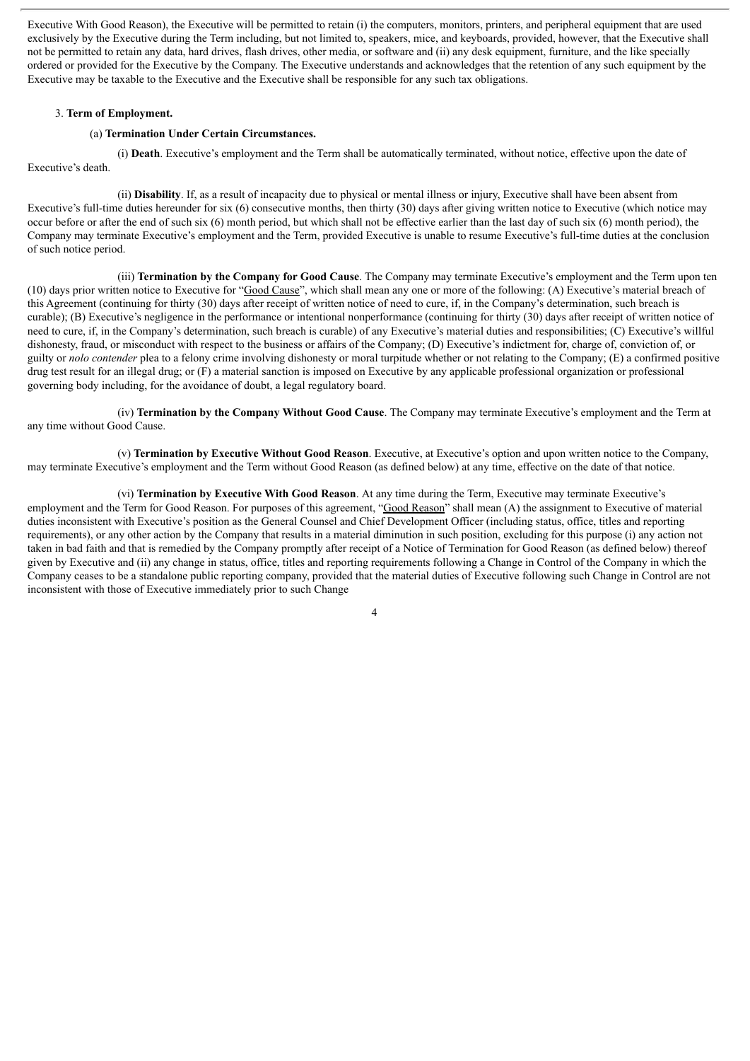Executive With Good Reason), the Executive will be permitted to retain (i) the computers, monitors, printers, and peripheral equipment that are used exclusively by the Executive during the Term including, but not limited to, speakers, mice, and keyboards, provided, however, that the Executive shall not be permitted to retain any data, hard drives, flash drives, other media, or software and (ii) any desk equipment, furniture, and the like specially ordered or provided for the Executive by the Company. The Executive understands and acknowledges that the retention of any such equipment by the Executive may be taxable to the Executive and the Executive shall be responsible for any such tax obligations.

3. **Term of Employment.**

(a) **Termination Under Certain Circumstances.**

(i) **Death**. Executive's employment and the Term shall be automatically terminated, without notice, effective upon the date of Executive's death.

(ii) **Disability**. If, as a result of incapacity due to physical or mental illness or injury, Executive shall have been absent from Executive's full-time duties hereunder for six (6) consecutive months, then thirty (30) days after giving written notice to Executive (which notice may occur before or after the end of such six (6) month period, but which shall not be effective earlier than the last day of such six (6) month period), the Company may terminate Executive's employment and the Term, provided Executive is unable to resume Executive's full-time duties at the conclusion of such notice period.

(iii) **Termination by the Company for Good Cause**. The Company may terminate Executive's employment and the Term upon ten (10) days prior written notice to Executive for "Good Cause", which shall mean any one or more of the following: (A) Executive's material breach of this Agreement (continuing for thirty (30) days after receipt of written notice of need to cure, if, in the Company's determination, such breach is curable); (B) Executive's negligence in the performance or intentional nonperformance (continuing for thirty (30) days after receipt of written notice of need to cure, if, in the Company's determination, such breach is curable) of any Executive's material duties and responsibilities; (C) Executive's willful dishonesty, fraud, or misconduct with respect to the business or affairs of the Company; (D) Executive's indictment for, charge of, conviction of, or guilty or *nolo contender* plea to a felony crime involving dishonesty or moral turpitude whether or not relating to the Company; (E) a confirmed positive drug test result for an illegal drug; or (F) a material sanction is imposed on Executive by any applicable professional organization or professional governing body including, for the avoidance of doubt, a legal regulatory board.

(iv) **Termination by the Company Without Good Cause**. The Company may terminate Executive's employment and the Term at any time without Good Cause.

(v) **Termination by Executive Without Good Reason**. Executive, at Executive's option and upon written notice to the Company, may terminate Executive's employment and the Term without Good Reason (as defined below) at any time, effective on the date of that notice.

(vi) **Termination by Executive With Good Reason**. At any time during the Term, Executive may terminate Executive's employment and the Term for Good Reason. For purposes of this agreement, "Good Reason" shall mean (A) the assignment to Executive of material duties inconsistent with Executive's position as the General Counsel and Chief Development Officer (including status, office, titles and reporting requirements), or any other action by the Company that results in a material diminution in such position, excluding for this purpose (i) any action not taken in bad faith and that is remedied by the Company promptly after receipt of a Notice of Termination for Good Reason (as defined below) thereof given by Executive and (ii) any change in status, office, titles and reporting requirements following a Change in Control of the Company in which the Company ceases to be a standalone public reporting company, provided that the material duties of Executive following such Change in Control are not inconsistent with those of Executive immediately prior to such Change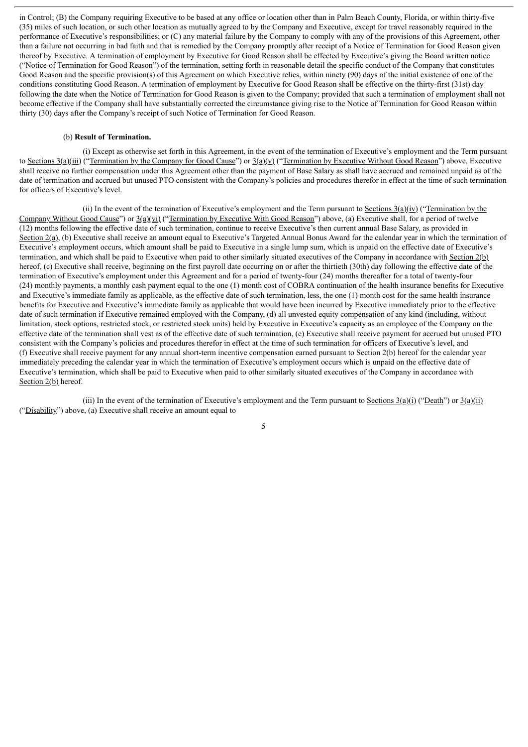in Control; (B) the Company requiring Executive to be based at any office or location other than in Palm Beach County, Florida, or within thirty-five (35) miles of such location, or such other location as mutually agreed to by the Company and Executive, except for travel reasonably required in the performance of Executive's responsibilities; or (C) any material failure by the Company to comply with any of the provisions of this Agreement, other than a failure not occurring in bad faith and that is remedied by the Company promptly after receipt of a Notice of Termination for Good Reason given thereof by Executive. A termination of employment by Executive for Good Reason shall be effected by Executive's giving the Board written notice ("Notice of Termination for Good Reason") of the termination, setting forth in reasonable detail the specific conduct of the Company that constitutes Good Reason and the specific provision(s) of this Agreement on which Executive relies, within ninety (90) days of the initial existence of one of the conditions constituting Good Reason. A termination of employment by Executive for Good Reason shall be effective on the thirty-first (31st) day following the date when the Notice of Termination for Good Reason is given to the Company; provided that such a termination of employment shall not become effective if the Company shall have substantially corrected the circumstance giving rise to the Notice of Termination for Good Reason within thirty (30) days after the Company's receipt of such Notice of Termination for Good Reason.

(b) **Result of Termination.**

(i) Except as otherwise set forth in this Agreement, in the event of the termination of Executive's employment and the Term pursuant to Sections 3(a)(iii) ("Termination by the Company for Good Cause") or 3(a)(v) ("Termination by Executive Without Good Reason") above, Executive shall receive no further compensation under this Agreement other than the payment of Base Salary as shall have accrued and remained unpaid as of the date of termination and accrued but unused PTO consistent with the Company's policies and procedures therefor in effect at the time of such termination for officers of Executive's level.

(ii) In the event of the termination of Executive's employment and the Term pursuant to Sections 3(a)(iv) ("Termination by the Company Without Good Cause") or 3(a)(vi) ("Termination by Executive With Good Reason") above, (a) Executive shall, for a period of twelve (12) months following the effective date of such termination, continue to receive Executive's then current annual Base Salary, as provided in Section 2(a), (b) Executive shall receive an amount equal to Executive's Targeted Annual Bonus Award for the calendar year in which the termination of Executive's employment occurs, which amount shall be paid to Executive in a single lump sum, which is unpaid on the effective date of Executive's termination, and which shall be paid to Executive when paid to other similarly situated executives of the Company in accordance with Section 2(b) hereof, (c) Executive shall receive, beginning on the first payroll date occurring on or after the thirtieth (30th) day following the effective date of the termination of Executive's employment under this Agreement and for a period of twenty-four (24) months thereafter for a total of twenty-four (24) monthly payments, a monthly cash payment equal to the one (1) month cost of COBRA continuation of the health insurance benefits for Executive and Executive's immediate family as applicable, as the effective date of such termination, less, the one (1) month cost for the same health insurance benefits for Executive and Executive's immediate family as applicable that would have been incurred by Executive immediately prior to the effective date of such termination if Executive remained employed with the Company, (d) all unvested equity compensation of any kind (including, without limitation, stock options, restricted stock, or restricted stock units) held by Executive in Executive's capacity as an employee of the Company on the effective date of the termination shall vest as of the effective date of such termination, (e) Executive shall receive payment for accrued but unused PTO consistent with the Company's policies and procedures therefor in effect at the time of such termination for officers of Executive's level, and (f) Executive shall receive payment for any annual short-term incentive compensation earned pursuant to Section 2(b) hereof for the calendar year immediately preceding the calendar year in which the termination of Executive's employment occurs which is unpaid on the effective date of Executive's termination, which shall be paid to Executive when paid to other similarly situated executives of the Company in accordance with Section 2(b) hereof.

(iii) In the event of the termination of Executive's employment and the Term pursuant to Sections 3(a)(i) ("Death") or 3(a)(ii) ("Disability") above, (a) Executive shall receive an amount equal to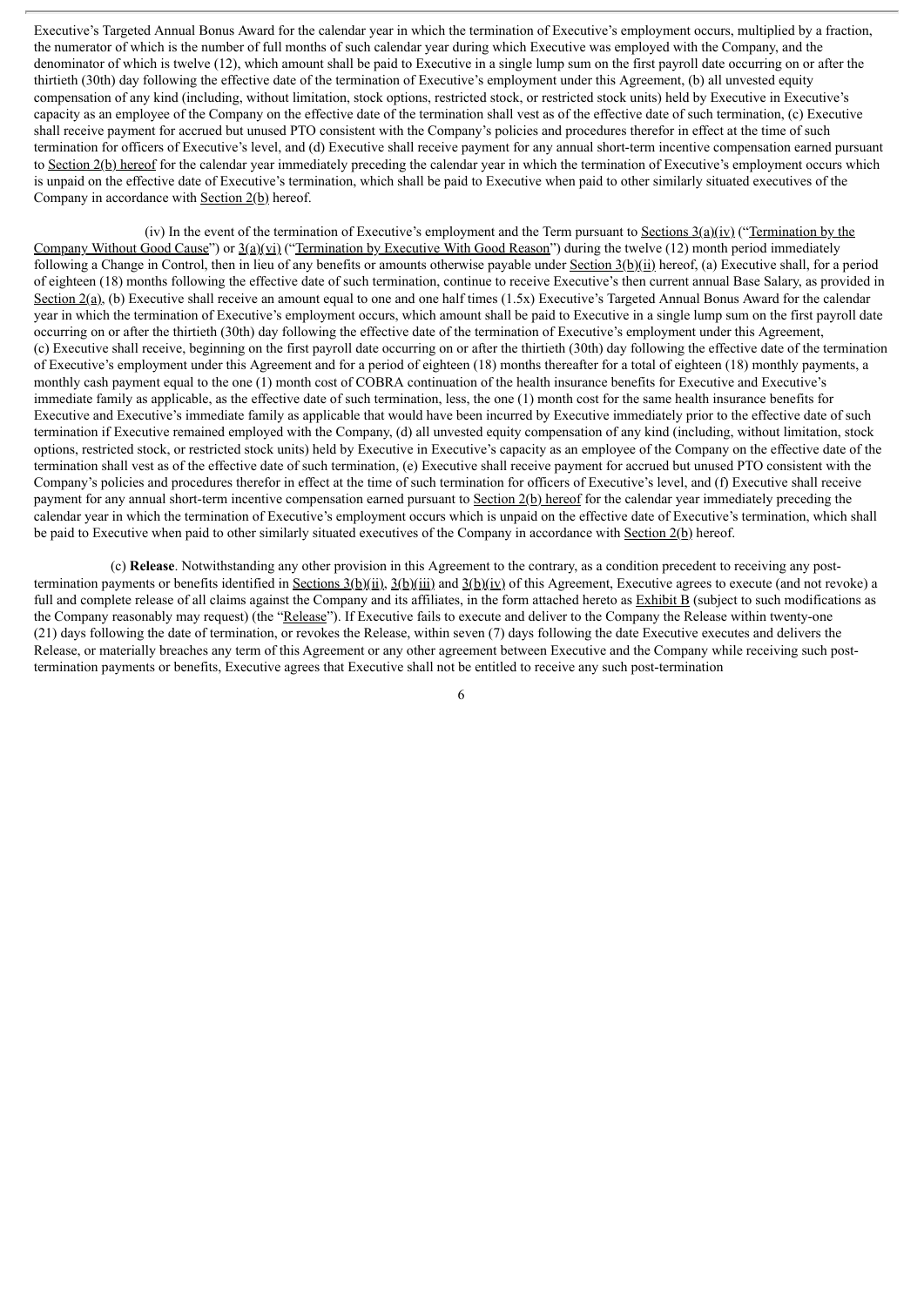Executive's Targeted Annual Bonus Award for the calendar year in which the termination of Executive's employment occurs, multiplied by a fraction, the numerator of which is the number of full months of such calendar year during which Executive was employed with the Company, and the denominator of which is twelve (12), which amount shall be paid to Executive in a single lump sum on the first payroll date occurring on or after the thirtieth (30th) day following the effective date of the termination of Executive's employment under this Agreement, (b) all unvested equity compensation of any kind (including, without limitation, stock options, restricted stock, or restricted stock units) held by Executive in Executive's capacity as an employee of the Company on the effective date of the termination shall vest as of the effective date of such termination, (c) Executive shall receive payment for accrued but unused PTO consistent with the Company's policies and procedures therefor in effect at the time of such termination for officers of Executive's level, and (d) Executive shall receive payment for any annual short-term incentive compensation earned pursuant to Section 2(b) hereof for the calendar year immediately preceding the calendar year in which the termination of Executive's employment occurs which is unpaid on the effective date of Executive's termination, which shall be paid to Executive when paid to other similarly situated executives of the Company in accordance with Section 2(b) hereof.

(iv) In the event of the termination of Executive's employment and the Term pursuant to Sections 3(a)(iv) ("Termination by the Company Without Good Cause") or 3(a)(vi) ("Termination by Executive With Good Reason") during the twelve (12) month period immediately following a Change in Control, then in lieu of any benefits or amounts otherwise payable under Section 3(b)(ii) hereof, (a) Executive shall, for a period of eighteen (18) months following the effective date of such termination, continue to receive Executive's then current annual Base Salary, as provided in Section 2(a), (b) Executive shall receive an amount equal to one and one half times (1.5x) Executive's Targeted Annual Bonus Award for the calendar year in which the termination of Executive's employment occurs, which amount shall be paid to Executive in a single lump sum on the first payroll date occurring on or after the thirtieth (30th) day following the effective date of the termination of Executive's employment under this Agreement, (c) Executive shall receive, beginning on the first payroll date occurring on or after the thirtieth (30th) day following the effective date of the termination of Executive's employment under this Agreement and for a period of eighteen (18) months thereafter for a total of eighteen (18) monthly payments, a monthly cash payment equal to the one (1) month cost of COBRA continuation of the health insurance benefits for Executive and Executive's immediate family as applicable, as the effective date of such termination, less, the one (1) month cost for the same health insurance benefits for Executive and Executive's immediate family as applicable that would have been incurred by Executive immediately prior to the effective date of such termination if Executive remained employed with the Company, (d) all unvested equity compensation of any kind (including, without limitation, stock options, restricted stock, or restricted stock units) held by Executive in Executive's capacity as an employee of the Company on the effective date of the termination shall vest as of the effective date of such termination, (e) Executive shall receive payment for accrued but unused PTO consistent with the Company's policies and procedures therefor in effect at the time of such termination for officers of Executive's level, and (f) Executive shall receive payment for any annual short-term incentive compensation earned pursuant to Section 2(b) hereof for the calendar year immediately preceding the calendar year in which the termination of Executive's employment occurs which is unpaid on the effective date of Executive's termination, which shall be paid to Executive when paid to other similarly situated executives of the Company in accordance with Section 2(b) hereof.

(c) **Release**. Notwithstanding any other provision in this Agreement to the contrary, as a condition precedent to receiving any post-termination payments or benefits identified in Sections 3(b)(ii), 3(b)(iii) and 3(b)(iv) of this Agreement, Executive agrees to execute (and not revoke) a full and complete release of all claims against the Company and its affiliates, in the form attached hereto as Exhibit B (subject to such modifications as the Company reasonably may request) (the "Release"). If Executive fails to execute and deliver to the Company the Release within twenty-one (21) days following the date of termination, or revokes the Release, within seven (7) days following the date Executive executes and delivers the Release, or materially breaches any term of this Agreement or any other agreement between Executive and the Company while receiving such post-termination payments or benefits, Executive agrees that Executive shall not be entitled to receive any such post-termination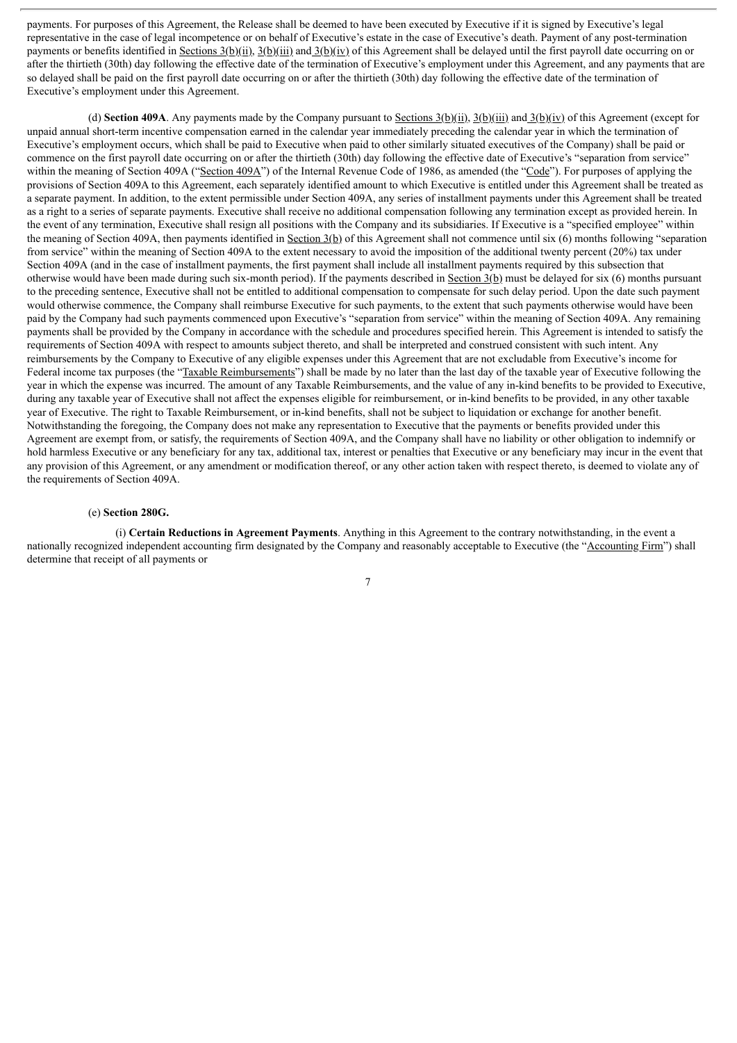payments. For purposes of this Agreement, the Release shall be deemed to have been executed by Executive if it is signed by Executive's legal representative in the case of legal incompetence or on behalf of Executive's estate in the case of Executive's death. Payment of any post-termination payments or benefits identified in Sections 3(b)(ii), 3(b)(iii) and 3(b)(iv) of this Agreement shall be delayed until the first payroll date occurring on or after the thirtieth (30th) day following the effective date of the termination of Executive's employment under this Agreement, and any payments that are so delayed shall be paid on the first payroll date occurring on or after the thirtieth (30th) day following the effective date of the termination of Executive's employment under this Agreement.

(d) **Section 409A**. Any payments made by the Company pursuant to Sections 3(b)(ii), 3(b)(iii) and 3(b)(iv) of this Agreement (except for unpaid annual short-term incentive compensation earned in the calendar year immediately preceding the calendar year in which the termination of Executive's employment occurs, which shall be paid to Executive when paid to other similarly situated executives of the Company) shall be paid or commence on the first payroll date occurring on or after the thirtieth (30th) day following the effective date of Executive's "separation from service" within the meaning of Section 409A ("Section 409A") of the Internal Revenue Code of 1986, as amended (the "Code"). For purposes of applying the provisions of Section 409A to this Agreement, each separately identified amount to which Executive is entitled under this Agreement shall be treated as a separate payment. In addition, to the extent permissible under Section 409A, any series of installment payments under this Agreement shall be treated as a right to a series of separate payments. Executive shall receive no additional compensation following any termination except as provided herein. In the event of any termination, Executive shall resign all positions with the Company and its subsidiaries. If Executive is a "specified employee" within the meaning of Section 409A, then payments identified in Section 3(b) of this Agreement shall not commence until six (6) months following "separation from service" within the meaning of Section 409A to the extent necessary to avoid the imposition of the additional twenty percent (20%) tax under Section 409A (and in the case of installment payments, the first payment shall include all installment payments required by this subsection that otherwise would have been made during such six-month period). If the payments described in Section 3(b) must be delayed for six (6) months pursuant to the preceding sentence, Executive shall not be entitled to additional compensation to compensate for such delay period. Upon the date such payment would otherwise commence, the Company shall reimburse Executive for such payments, to the extent that such payments otherwise would have been paid by the Company had such payments commenced upon Executive's "separation from service" within the meaning of Section 409A. Any remaining payments shall be provided by the Company in accordance with the schedule and procedures specified herein. This Agreement is intended to satisfy the requirements of Section 409A with respect to amounts subject thereto, and shall be interpreted and construed consistent with such intent. Any reimbursements by the Company to Executive of any eligible expenses under this Agreement that are not excludable from Executive's income for Federal income tax purposes (the "Taxable Reimbursements") shall be made by no later than the last day of the taxable year of Executive following the year in which the expense was incurred. The amount of any Taxable Reimbursements, and the value of any in-kind benefits to be provided to Executive, during any taxable year of Executive shall not affect the expenses eligible for reimbursement, or in-kind benefits to be provided, in any other taxable year of Executive. The right to Taxable Reimbursement, or in-kind benefits, shall not be subject to liquidation or exchange for another benefit. Notwithstanding the foregoing, the Company does not make any representation to Executive that the payments or benefits provided under this Agreement are exempt from, or satisfy, the requirements of Section 409A, and the Company shall have no liability or other obligation to indemnify or hold harmless Executive or any beneficiary for any tax, additional tax, interest or penalties that Executive or any beneficiary may incur in the event that any provision of this Agreement, or any amendment or modification thereof, or any other action taken with respect thereto, is deemed to violate any of the requirements of Section 409A.

(e) **Section 280G.**

(i) **Certain Reductions in Agreement Payments**. Anything in this Agreement to the contrary notwithstanding, in the event a nationally recognized independent accounting firm designated by the Company and reasonably acceptable to Executive (the "Accounting Firm") shall determine that receipt of all payments or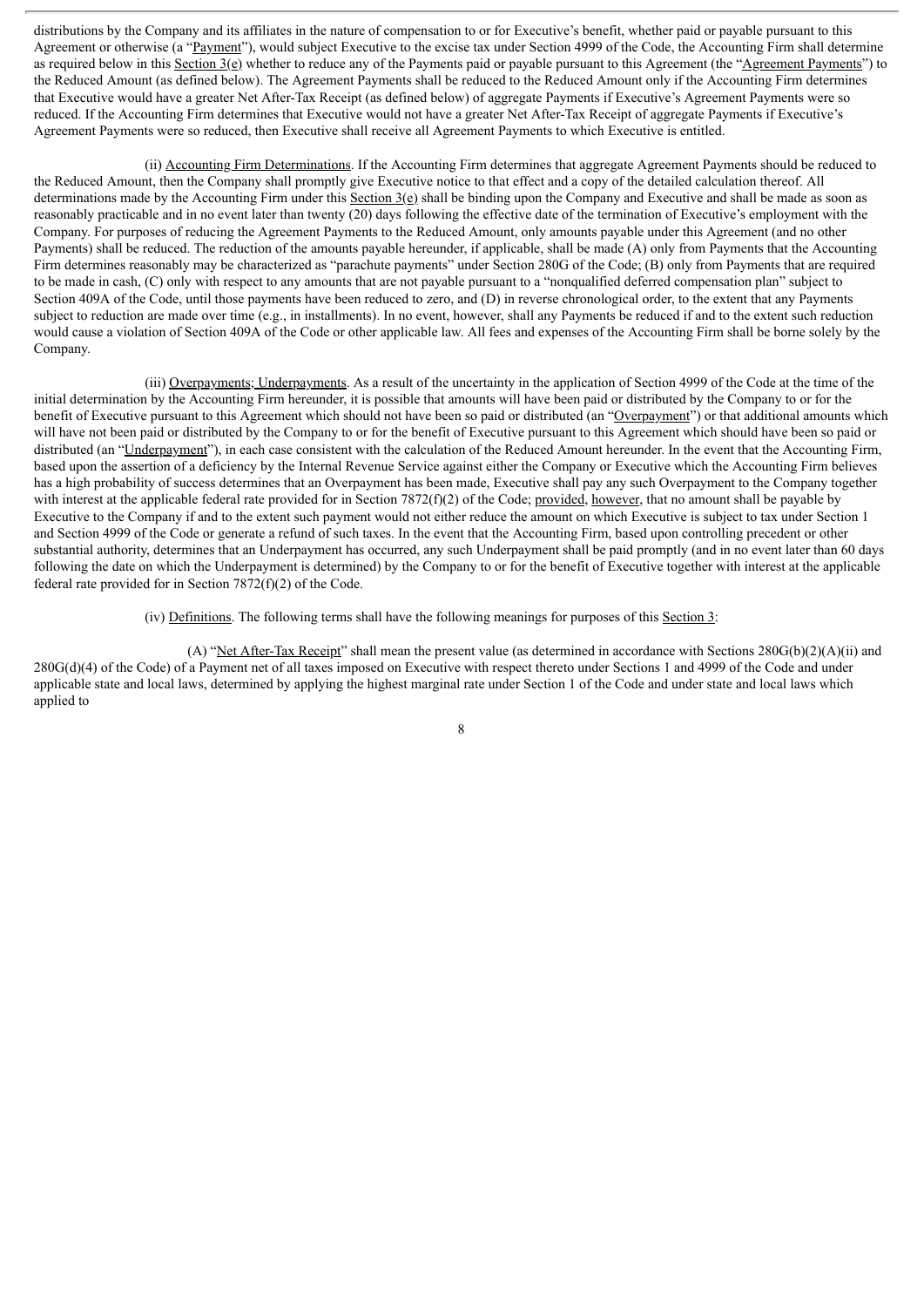distributions by the Company and its affiliates in the nature of compensation to or for Executive's benefit, whether paid or payable pursuant to this Agreement or otherwise (a "Payment"), would subject Executive to the excise tax under Section 4999 of the Code, the Accounting Firm shall determine as required below in this Section 3(e) whether to reduce any of the Payments paid or payable pursuant to this Agreement (the "Agreement Payments") to the Reduced Amount (as defined below). The Agreement Payments shall be reduced to the Reduced Amount only if the Accounting Firm determines that Executive would have a greater Net After-Tax Receipt (as defined below) of aggregate Payments if Executive's Agreement Payments were so reduced. If the Accounting Firm determines that Executive would not have a greater Net After-Tax Receipt of aggregate Payments if Executive's Agreement Payments were so reduced, then Executive shall receive all Agreement Payments to which Executive is entitled.

(ii) Accounting Firm Determinations. If the Accounting Firm determines that aggregate Agreement Payments should be reduced to the Reduced Amount, then the Company shall promptly give Executive notice to that effect and a copy of the detailed calculation thereof. All determinations made by the Accounting Firm under this Section 3(e) shall be binding upon the Company and Executive and shall be made as soon as reasonably practicable and in no event later than twenty (20) days following the effective date of the termination of Executive's employment with the Company. For purposes of reducing the Agreement Payments to the Reduced Amount, only amounts payable under this Agreement (and no other Payments) shall be reduced. The reduction of the amounts payable hereunder, if applicable, shall be made (A) only from Payments that the Accounting Firm determines reasonably may be characterized as "parachute payments" under Section 280G of the Code; (B) only from Payments that are required to be made in cash, (C) only with respect to any amounts that are not payable pursuant to a "nonqualified deferred compensation plan" subject to Section 409A of the Code, until those payments have been reduced to zero, and (D) in reverse chronological order, to the extent that any Payments subject to reduction are made over time (e.g., in installments). In no event, however, shall any Payments be reduced if and to the extent such reduction would cause a violation of Section 409A of the Code or other applicable law. All fees and expenses of the Accounting Firm shall be borne solely by the Company.

(iii) Overpayments; Underpayments. As a result of the uncertainty in the application of Section 4999 of the Code at the time of the initial determination by the Accounting Firm hereunder, it is possible that amounts will have been paid or distributed by the Company to or for the benefit of Executive pursuant to this Agreement which should not have been so paid or distributed (an "Overpayment") or that additional amounts which will have not been paid or distributed by the Company to or for the benefit of Executive pursuant to this Agreement which should have been so paid or distributed (an "Underpayment"), in each case consistent with the calculation of the Reduced Amount hereunder. In the event that the Accounting Firm, based upon the assertion of a deficiency by the Internal Revenue Service against either the Company or Executive which the Accounting Firm believes has a high probability of success determines that an Overpayment has been made, Executive shall pay any such Overpayment to the Company together with interest at the applicable federal rate provided for in Section 7872(f)(2) of the Code; provided, however, that no amount shall be payable by Executive to the Company if and to the extent such payment would not either reduce the amount on which Executive is subject to tax under Section 1 and Section 4999 of the Code or generate a refund of such taxes. In the event that the Accounting Firm, based upon controlling precedent or other substantial authority, determines that an Underpayment has occurred, any such Underpayment shall be paid promptly (and in no event later than 60 days following the date on which the Underpayment is determined) by the Company to or for the benefit of Executive together with interest at the applicable federal rate provided for in Section 7872(f)(2) of the Code.

(iv) Definitions. The following terms shall have the following meanings for purposes of this Section 3:

(A) "Net After-Tax Receipt" shall mean the present value (as determined in accordance with Sections 280G(b)(2)(A)(ii) and 280G(d)(4) of the Code) of a Payment net of all taxes imposed on Executive with respect thereto under Sections 1 and 4999 of the Code and under applicable state and local laws, determined by applying the highest marginal rate under Section 1 of the Code and under state and local laws which applied to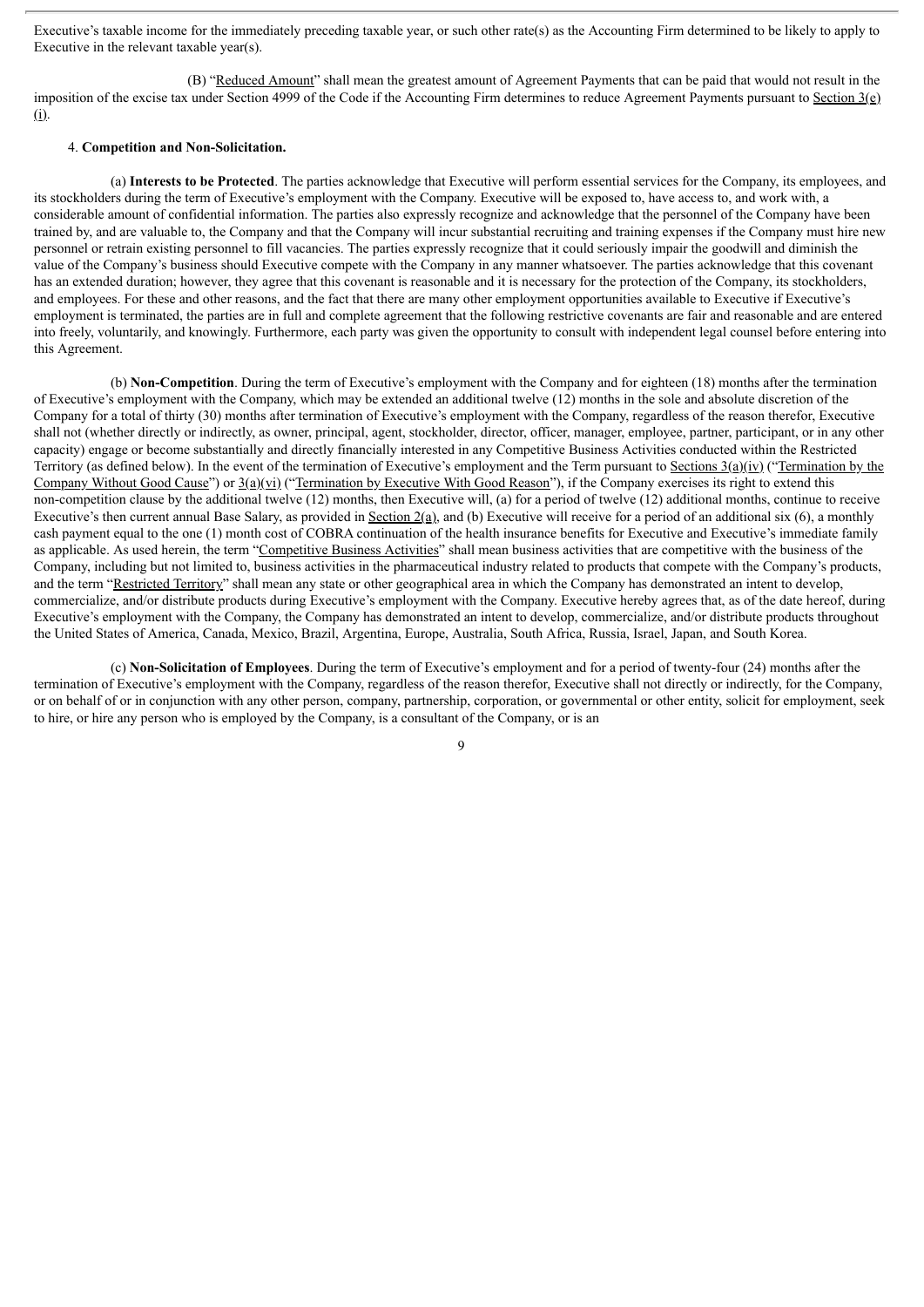Executive's taxable income for the immediately preceding taxable year, or such other rate(s) as the Accounting Firm determined to be likely to apply to Executive in the relevant taxable year(s).

(B) "Reduced Amount" shall mean the greatest amount of Agreement Payments that can be paid that would not result in the imposition of the excise tax under Section 4999 of the Code if the Accounting Firm determines to reduce Agreement Payments pursuant to Section 3(e)(i).

4. **Competition and Non-Solicitation.**

(a) **Interests to be Protected**. The parties acknowledge that Executive will perform essential services for the Company, its employees, and its stockholders during the term of Executive's employment with the Company. Executive will be exposed to, have access to, and work with, a considerable amount of confidential information. The parties also expressly recognize and acknowledge that the personnel of the Company have been trained by, and are valuable to, the Company and that the Company will incur substantial recruiting and training expenses if the Company must hire new personnel or retrain existing personnel to fill vacancies. The parties expressly recognize that it could seriously impair the goodwill and diminish the value of the Company's business should Executive compete with the Company in any manner whatsoever. The parties acknowledge that this covenant has an extended duration; however, they agree that this covenant is reasonable and it is necessary for the protection of the Company, its stockholders, and employees. For these and other reasons, and the fact that there are many other employment opportunities available to Executive if Executive's employment is terminated, the parties are in full and complete agreement that the following restrictive covenants are fair and reasonable and are entered into freely, voluntarily, and knowingly. Furthermore, each party was given the opportunity to consult with independent legal counsel before entering into this Agreement.

(b) **Non-Competition**. During the term of Executive's employment with the Company and for eighteen (18) months after the termination of Executive's employment with the Company, which may be extended an additional twelve (12) months in the sole and absolute discretion of the Company for a total of thirty (30) months after termination of Executive's employment with the Company, regardless of the reason therefor, Executive shall not (whether directly or indirectly, as owner, principal, agent, stockholder, director, officer, manager, employee, partner, participant, or in any other capacity) engage or become substantially and directly financially interested in any Competitive Business Activities conducted within the Restricted Territory (as defined below). In the event of the termination of Executive's employment and the Term pursuant to Sections 3(a)(iv) ("Termination by the Company Without Good Cause") or 3(a)(vi) ("Termination by Executive With Good Reason"), if the Company exercises its right to extend this non-competition clause by the additional twelve (12) months, then Executive will, (a) for a period of twelve (12) additional months, continue to receive Executive's then current annual Base Salary, as provided in Section 2(a), and (b) Executive will receive for a period of an additional six (6), a monthly cash payment equal to the one (1) month cost of COBRA continuation of the health insurance benefits for Executive and Executive's immediate family as applicable. As used herein, the term "Competitive Business Activities" shall mean business activities that are competitive with the business of the Company, including but not limited to, business activities in the pharmaceutical industry related to products that compete with the Company's products, and the term "Restricted Territory" shall mean any state or other geographical area in which the Company has demonstrated an intent to develop, commercialize, and/or distribute products during Executive's employment with the Company. Executive hereby agrees that, as of the date hereof, during Executive's employment with the Company, the Company has demonstrated an intent to develop, commercialize, and/or distribute products throughout the United States of America, Canada, Mexico, Brazil, Argentina, Europe, Australia, South Africa, Russia, Israel, Japan, and South Korea.

(c) **Non-Solicitation of Employees**. During the term of Executive's employment and for a period of twenty-four (24) months after the termination of Executive's employment with the Company, regardless of the reason therefor, Executive shall not directly or indirectly, for the Company, or on behalf of or in conjunction with any other person, company, partnership, corporation, or governmental or other entity, solicit for employment, seek to hire, or hire any person who is employed by the Company, is a consultant of the Company, or is an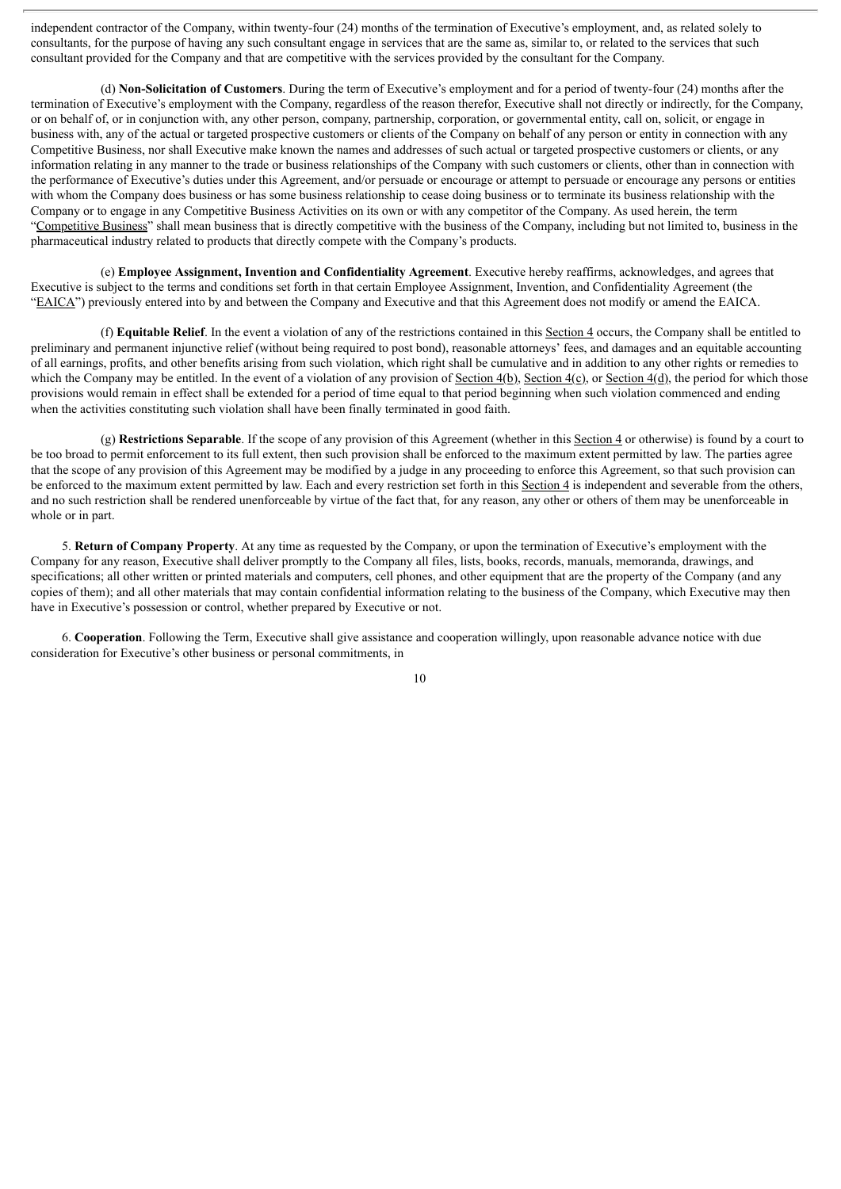independent contractor of the Company, within twenty-four (24) months of the termination of Executive's employment, and, as related solely to consultants, for the purpose of having any such consultant engage in services that are the same as, similar to, or related to the services that such consultant provided for the Company and that are competitive with the services provided by the consultant for the Company.

(d) **Non-Solicitation of Customers**. During the term of Executive's employment and for a period of twenty-four (24) months after the termination of Executive's employment with the Company, regardless of the reason therefor, Executive shall not directly or indirectly, for the Company, or on behalf of, or in conjunction with, any other person, company, partnership, corporation, or governmental entity, call on, solicit, or engage in business with, any of the actual or targeted prospective customers or clients of the Company on behalf of any person or entity in connection with any Competitive Business, nor shall Executive make known the names and addresses of such actual or targeted prospective customers or clients, or any information relating in any manner to the trade or business relationships of the Company with such customers or clients, other than in connection with the performance of Executive's duties under this Agreement, and/or persuade or encourage or attempt to persuade or encourage any persons or entities with whom the Company does business or has some business relationship to cease doing business or to terminate its business relationship with the Company or to engage in any Competitive Business Activities on its own or with any competitor of the Company. As used herein, the term "Competitive Business" shall mean business that is directly competitive with the business of the Company, including but not limited to, business in the pharmaceutical industry related to products that directly compete with the Company's products.

(e) **Employee Assignment, Invention and Confidentiality Agreement**. Executive hereby reaffirms, acknowledges, and agrees that Executive is subject to the terms and conditions set forth in that certain Employee Assignment, Invention, and Confidentiality Agreement (the "EAICA") previously entered into by and between the Company and Executive and that this Agreement does not modify or amend the EAICA.

(f) **Equitable Relief**. In the event a violation of any of the restrictions contained in this Section 4 occurs, the Company shall be entitled to preliminary and permanent injunctive relief (without being required to post bond), reasonable attorneys' fees, and damages and an equitable accounting of all earnings, profits, and other benefits arising from such violation, which right shall be cumulative and in addition to any other rights or remedies to which the Company may be entitled. In the event of a violation of any provision of Section 4(b), Section 4(c), or Section 4(d), the period for which those provisions would remain in effect shall be extended for a period of time equal to that period beginning when such violation commenced and ending when the activities constituting such violation shall have been finally terminated in good faith.

(g) **Restrictions Separable**. If the scope of any provision of this Agreement (whether in this Section 4 or otherwise) is found by a court to be too broad to permit enforcement to its full extent, then such provision shall be enforced to the maximum extent permitted by law. The parties agree that the scope of any provision of this Agreement may be modified by a judge in any proceeding to enforce this Agreement, so that such provision can be enforced to the maximum extent permitted by law. Each and every restriction set forth in this Section 4 is independent and severable from the others, and no such restriction shall be rendered unenforceable by virtue of the fact that, for any reason, any other or others of them may be unenforceable in whole or in part.

5. **Return of Company Property**. At any time as requested by the Company, or upon the termination of Executive's employment with the Company for any reason, Executive shall deliver promptly to the Company all files, lists, books, records, manuals, memoranda, drawings, and specifications; all other written or printed materials and computers, cell phones, and other equipment that are the property of the Company (and any copies of them); and all other materials that may contain confidential information relating to the business of the Company, which Executive may then have in Executive's possession or control, whether prepared by Executive or not.

6. **Cooperation**. Following the Term, Executive shall give assistance and cooperation willingly, upon reasonable advance notice with due consideration for Executive's other business or personal commitments, in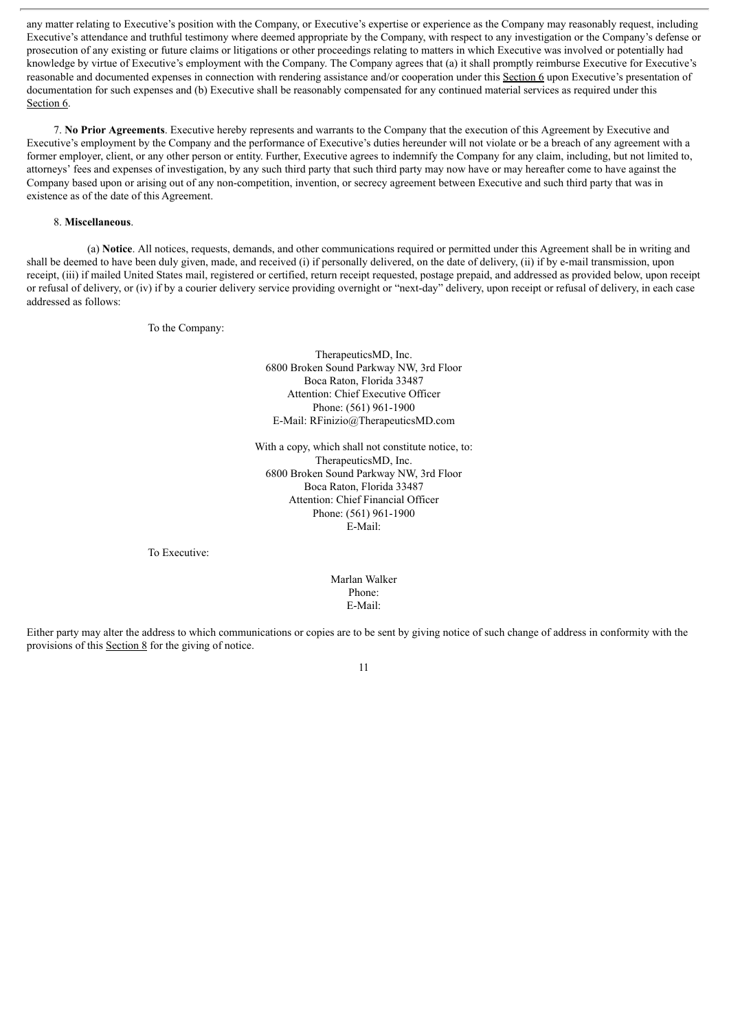any matter relating to Executive's position with the Company, or Executive's expertise or experience as the Company may reasonably request, including Executive's attendance and truthful testimony where deemed appropriate by the Company, with respect to any investigation or the Company's defense or prosecution of any existing or future claims or litigations or other proceedings relating to matters in which Executive was involved or potentially had knowledge by virtue of Executive's employment with the Company. The Company agrees that (a) it shall promptly reimburse Executive for Executive's reasonable and documented expenses in connection with rendering assistance and/or cooperation under this Section 6 upon Executive's presentation of documentation for such expenses and (b) Executive shall be reasonably compensated for any continued material services as required under this Section 6.

7. **No Prior Agreements**. Executive hereby represents and warrants to the Company that the execution of this Agreement by Executive and Executive's employment by the Company and the performance of Executive's duties hereunder will not violate or be a breach of any agreement with a former employer, client, or any other person or entity. Further, Executive agrees to indemnify the Company for any claim, including, but not limited to, attorneys' fees and expenses of investigation, by any such third party that such third party may now have or may hereafter come to have against the Company based upon or arising out of any non-competition, invention, or secrecy agreement between Executive and such third party that was in existence as of the date of this Agreement.

8. **Miscellaneous**.

(a) **Notice**. All notices, requests, demands, and other communications required or permitted under this Agreement shall be in writing and shall be deemed to have been duly given, made, and received (i) if personally delivered, on the date of delivery, (ii) if by e-mail transmission, upon receipt, (iii) if mailed United States mail, registered or certified, return receipt requested, postage prepaid, and addressed as provided below, upon receipt or refusal of delivery, or (iv) if by a courier delivery service providing overnight or "next-day" delivery, upon receipt or refusal of delivery, in each case addressed as follows:

To the Company:

TherapeuticsMD, Inc.
6800 Broken Sound Parkway NW, 3rd Floor
Boca Raton, Florida 33487
Attention: Chief Executive Officer
Phone: (561) 961-1900
E-Mail: RFinizio@TherapeuticsMD.com

With a copy, which shall not constitute notice, to:
TherapeuticsMD, Inc.
6800 Broken Sound Parkway NW, 3rd Floor
Boca Raton, Florida 33487
Attention: Chief Financial Officer
Phone: (561) 961-1900
E-Mail:

To Executive:

Marlan Walker
Phone:
E-Mail:

Either party may alter the address to which communications or copies are to be sent by giving notice of such change of address in conformity with the provisions of this Section 8 for the giving of notice.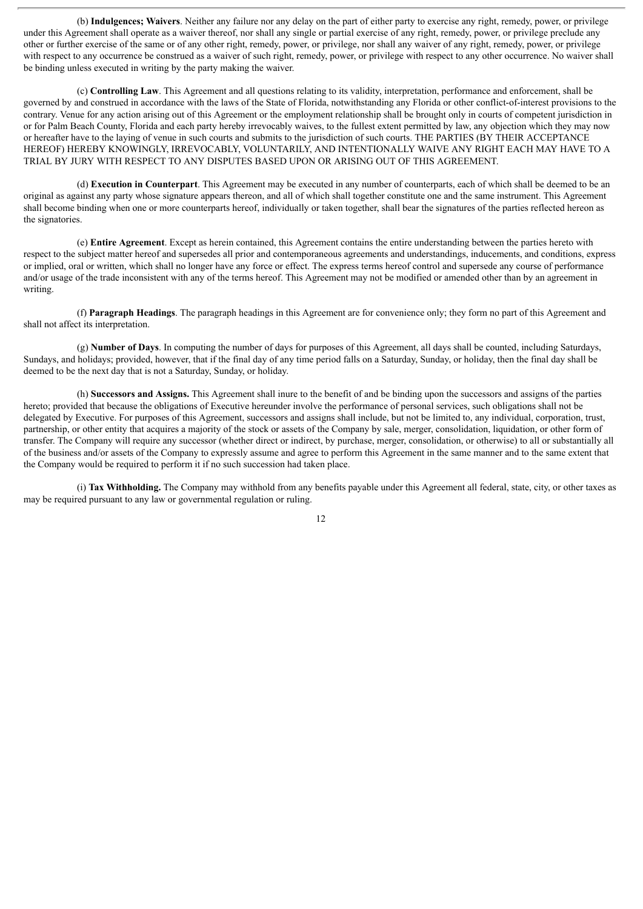(b) **Indulgences; Waivers**. Neither any failure nor any delay on the part of either party to exercise any right, remedy, power, or privilege under this Agreement shall operate as a waiver thereof, nor shall any single or partial exercise of any right, remedy, power, or privilege preclude any other or further exercise of the same or of any other right, remedy, power, or privilege, nor shall any waiver of any right, remedy, power, or privilege with respect to any occurrence be construed as a waiver of such right, remedy, power, or privilege with respect to any other occurrence. No waiver shall be binding unless executed in writing by the party making the waiver.

(c) **Controlling Law**. This Agreement and all questions relating to its validity, interpretation, performance and enforcement, shall be governed by and construed in accordance with the laws of the State of Florida, notwithstanding any Florida or other conflict-of-interest provisions to the contrary. Venue for any action arising out of this Agreement or the employment relationship shall be brought only in courts of competent jurisdiction in or for Palm Beach County, Florida and each party hereby irrevocably waives, to the fullest extent permitted by law, any objection which they may now or hereafter have to the laying of venue in such courts and submits to the jurisdiction of such courts. THE PARTIES (BY THEIR ACCEPTANCE HEREOF) HEREBY KNOWINGLY, IRREVOCABLY, VOLUNTARILY, AND INTENTIONALLY WAIVE ANY RIGHT EACH MAY HAVE TO A TRIAL BY JURY WITH RESPECT TO ANY DISPUTES BASED UPON OR ARISING OUT OF THIS AGREEMENT.

(d) **Execution in Counterpart**. This Agreement may be executed in any number of counterparts, each of which shall be deemed to be an original as against any party whose signature appears thereon, and all of which shall together constitute one and the same instrument. This Agreement shall become binding when one or more counterparts hereof, individually or taken together, shall bear the signatures of the parties reflected hereon as the signatories.

(e) **Entire Agreement**. Except as herein contained, this Agreement contains the entire understanding between the parties hereto with respect to the subject matter hereof and supersedes all prior and contemporaneous agreements and understandings, inducements, and conditions, express or implied, oral or written, which shall no longer have any force or effect. The express terms hereof control and supersede any course of performance and/or usage of the trade inconsistent with any of the terms hereof. This Agreement may not be modified or amended other than by an agreement in writing.

(f) **Paragraph Headings**. The paragraph headings in this Agreement are for convenience only; they form no part of this Agreement and shall not affect its interpretation.

(g) **Number of Days**. In computing the number of days for purposes of this Agreement, all days shall be counted, including Saturdays, Sundays, and holidays; provided, however, that if the final day of any time period falls on a Saturday, Sunday, or holiday, then the final day shall be deemed to be the next day that is not a Saturday, Sunday, or holiday.

(h) **Successors and Assigns.** This Agreement shall inure to the benefit of and be binding upon the successors and assigns of the parties hereto; provided that because the obligations of Executive hereunder involve the performance of personal services, such obligations shall not be delegated by Executive. For purposes of this Agreement, successors and assigns shall include, but not be limited to, any individual, corporation, trust, partnership, or other entity that acquires a majority of the stock or assets of the Company by sale, merger, consolidation, liquidation, or other form of transfer. The Company will require any successor (whether direct or indirect, by purchase, merger, consolidation, or otherwise) to all or substantially all of the business and/or assets of the Company to expressly assume and agree to perform this Agreement in the same manner and to the same extent that the Company would be required to perform it if no such succession had taken place.

(i) **Tax Withholding.** The Company may withhold from any benefits payable under this Agreement all federal, state, city, or other taxes as may be required pursuant to any law or governmental regulation or ruling.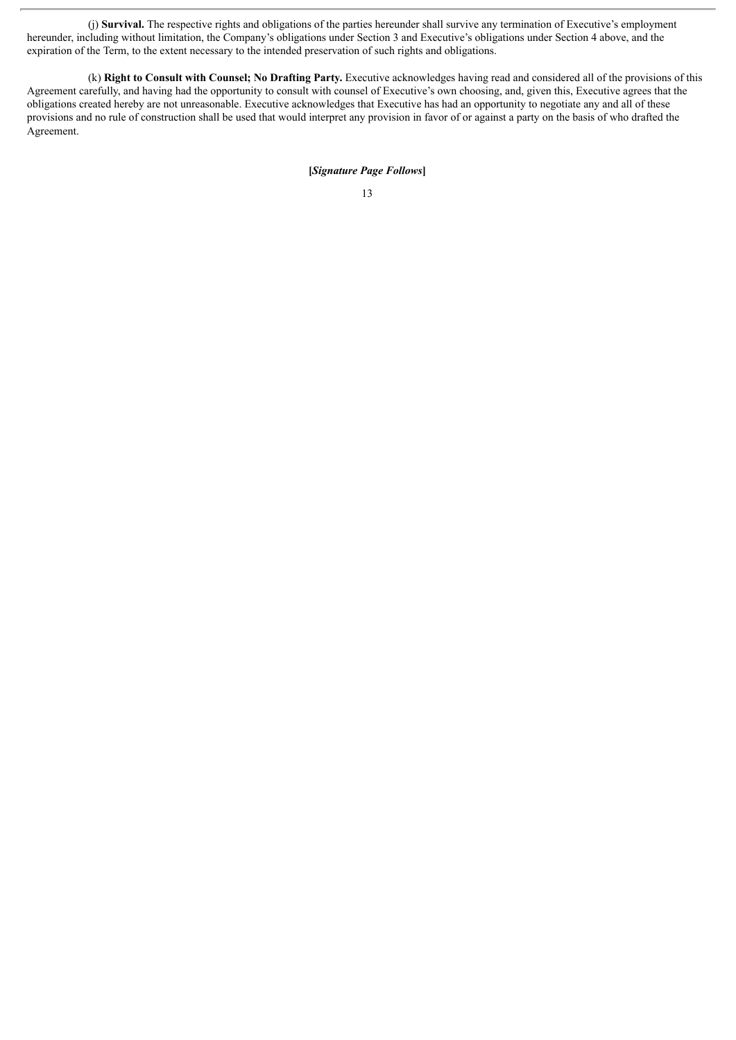(j) **Survival.** The respective rights and obligations of the parties hereunder shall survive any termination of Executive's employment hereunder, including without limitation, the Company's obligations under Section 3 and Executive's obligations under Section 4 above, and the expiration of the Term, to the extent necessary to the intended preservation of such rights and obligations.

(k) **Right to Consult with Counsel; No Drafting Party.** Executive acknowledges having read and considered all of the provisions of this Agreement carefully, and having had the opportunity to consult with counsel of Executive's own choosing, and, given this, Executive agrees that the obligations created hereby are not unreasonable. Executive acknowledges that Executive has had an opportunity to negotiate any and all of these provisions and no rule of construction shall be used that would interpret any provision in favor of or against a party on the basis of who drafted the Agreement.

**[*Signature Page Follows*]**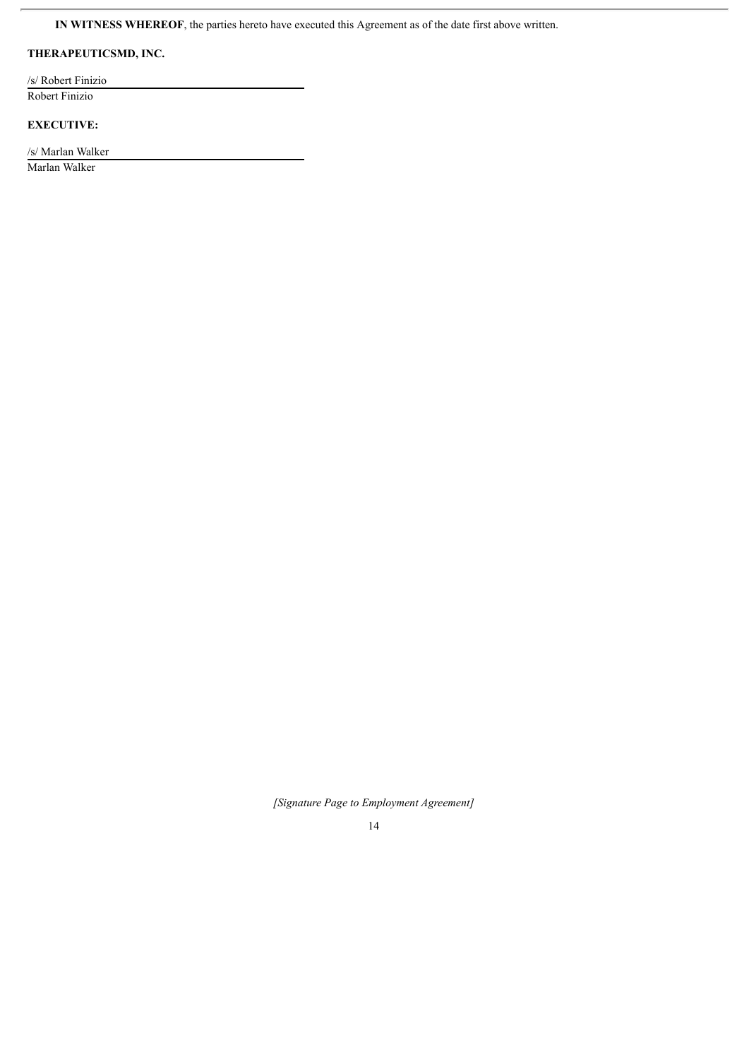**IN WITNESS WHEREOF**, the parties hereto have executed this Agreement as of the date first above written.

**THERAPEUTICSMD, INC.**

/s/ Robert Finizio

Robert Finizio

**EXECUTIVE:**

/s/ Marlan Walker

Marlan Walker

*[Signature Page to Employment Agreement]*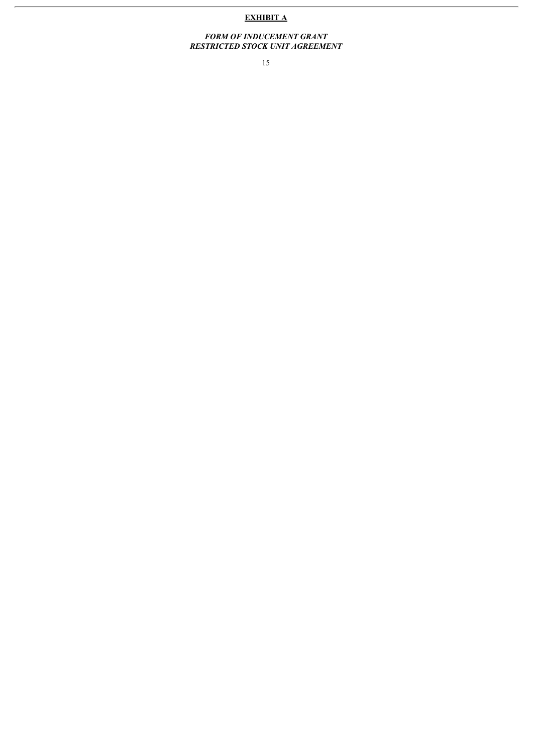**<u>EXHIBIT A</u>**

***FORM OF INDUCEMENT GRANT***
***RESTRICTED STOCK UNIT AGREEMENT***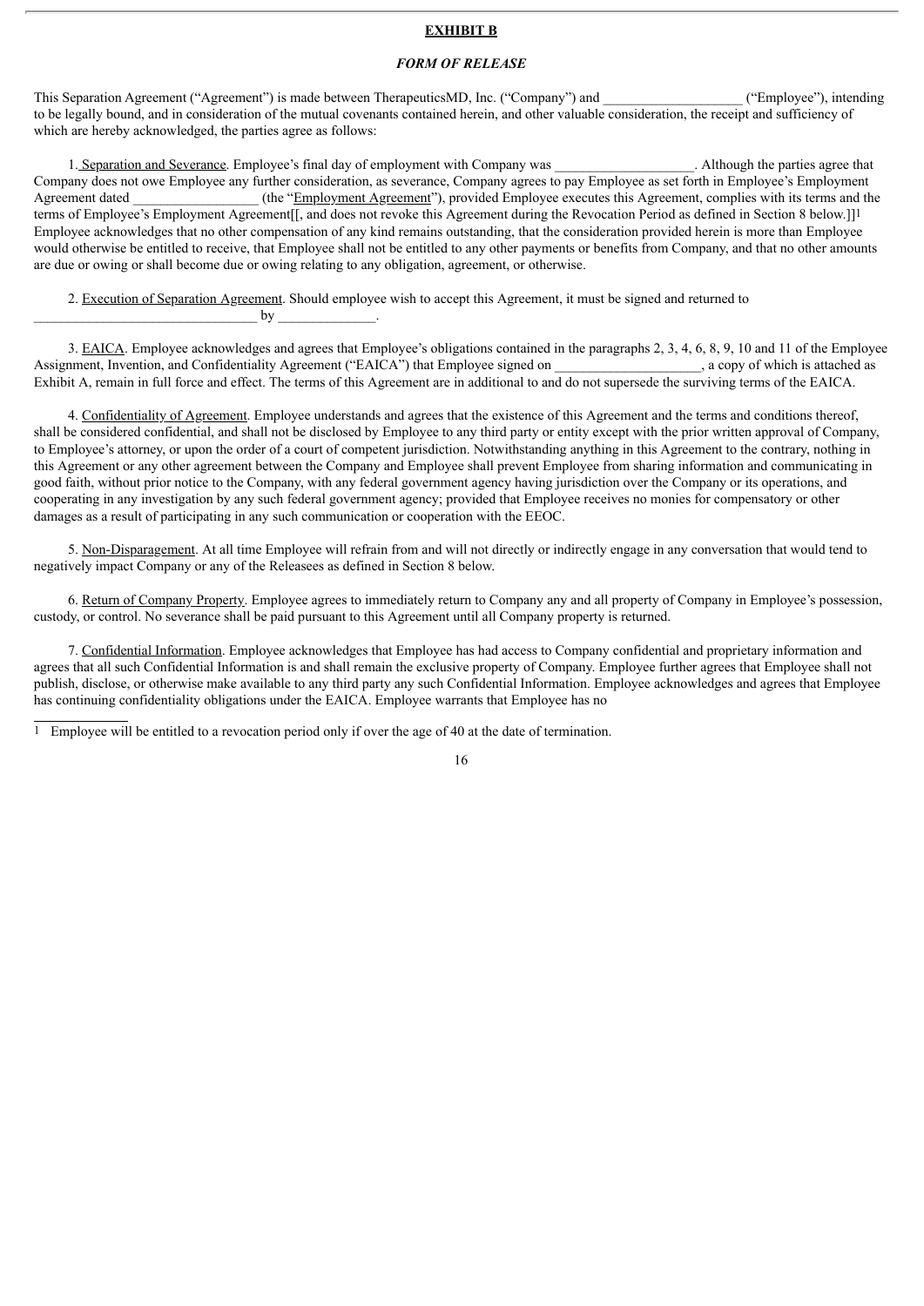**EXHIBIT B**

***FORM OF RELEASE***

This Separation Agreement ("Agreement") is made between TherapeuticsMD, Inc. ("Company") and ____________________ ("Employee"), intending to be legally bound, and in consideration of the mutual covenants contained herein, and other valuable consideration, the receipt and sufficiency of which are hereby acknowledged, the parties agree as follows:

1. Separation and Severance. Employee's final day of employment with Company was ____________________. Although the parties agree that Company does not owe Employee any further consideration, as severance, Company agrees to pay Employee as set forth in Employee's Employment Agreement dated __________________ (the "Employment Agreement"), provided Employee executes this Agreement, complies with its terms and the terms of Employee's Employment Agreement[[, and does not revoke this Agreement during the Revocation Period as defined in Section 8 below.]][1] Employee acknowledges that no other compensation of any kind remains outstanding, that the consideration provided herein is more than Employee would otherwise be entitled to receive, that Employee shall not be entitled to any other payments or benefits from Company, and that no other amounts are due or owing or shall become due or owing relating to any obligation, agreement, or otherwise.

2. Execution of Separation Agreement. Should employee wish to accept this Agreement, it must be signed and returned to ________________________________ by ______________.

3. EAICA. Employee acknowledges and agrees that Employee's obligations contained in the paragraphs 2, 3, 4, 6, 8, 9, 10 and 11 of the Employee Assignment, Invention, and Confidentiality Agreement ("EAICA") that Employee signed on _____________________, a copy of which is attached as Exhibit A, remain in full force and effect. The terms of this Agreement are in additional to and do not supersede the surviving terms of the EAICA.

4. Confidentiality of Agreement. Employee understands and agrees that the existence of this Agreement and the terms and conditions thereof, shall be considered confidential, and shall not be disclosed by Employee to any third party or entity except with the prior written approval of Company, to Employee's attorney, or upon the order of a court of competent jurisdiction. Notwithstanding anything in this Agreement to the contrary, nothing in this Agreement or any other agreement between the Company and Employee shall prevent Employee from sharing information and communicating in good faith, without prior notice to the Company, with any federal government agency having jurisdiction over the Company or its operations, and cooperating in any investigation by any such federal government agency; provided that Employee receives no monies for compensatory or other damages as a result of participating in any such communication or cooperation with the EEOC.

5. Non-Disparagement. At all time Employee will refrain from and will not directly or indirectly engage in any conversation that would tend to negatively impact Company or any of the Releasees as defined in Section 8 below.

6. Return of Company Property. Employee agrees to immediately return to Company any and all property of Company in Employee's possession, custody, or control. No severance shall be paid pursuant to this Agreement until all Company property is returned.

7. Confidential Information. Employee acknowledges that Employee has had access to Company confidential and proprietary information and agrees that all such Confidential Information is and shall remain the exclusive property of Company. Employee further agrees that Employee shall not publish, disclose, or otherwise make available to any third party any such Confidential Information. Employee acknowledges and agrees that Employee has continuing confidentiality obligations under the EAICA. Employee warrants that Employee has no

---

[1] Employee will be entitled to a revocation period only if over the age of 40 at the date of termination.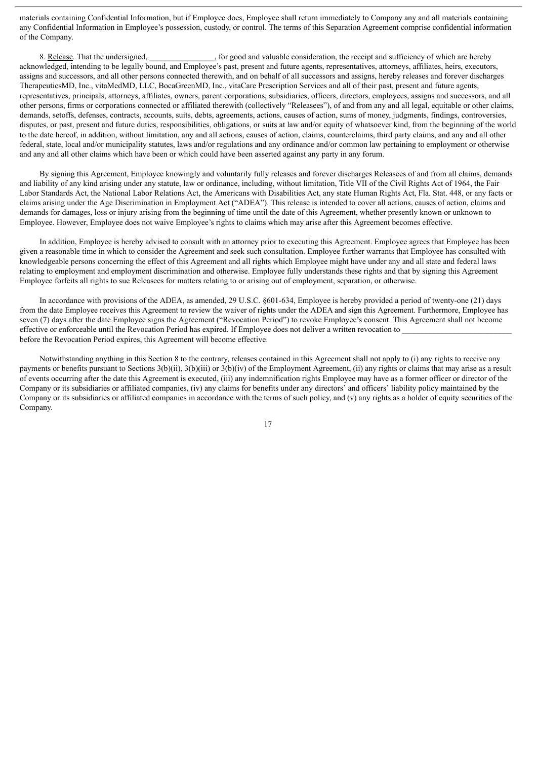materials containing Confidential Information, but if Employee does, Employee shall return immediately to Company any and all materials containing any Confidential Information in Employee's possession, custody, or control. The terms of this Separation Agreement comprise confidential information of the Company.

8. Release. That the undersigned, ________________, for good and valuable consideration, the receipt and sufficiency of which are hereby acknowledged, intending to be legally bound, and Employee's past, present and future agents, representatives, attorneys, affiliates, heirs, executors, assigns and successors, and all other persons connected therewith, and on behalf of all successors and assigns, hereby releases and forever discharges TherapeuticsMD, Inc., vitaMedMD, LLC, BocaGreenMD, Inc., vitaCare Prescription Services and all of their past, present and future agents, representatives, principals, attorneys, affiliates, owners, parent corporations, subsidiaries, officers, directors, employees, assigns and successors, and all other persons, firms or corporations connected or affiliated therewith (collectively "Releasees"), of and from any and all legal, equitable or other claims, demands, setoffs, defenses, contracts, accounts, suits, debts, agreements, actions, causes of action, sums of money, judgments, findings, controversies, disputes, or past, present and future duties, responsibilities, obligations, or suits at law and/or equity of whatsoever kind, from the beginning of the world to the date hereof, in addition, without limitation, any and all actions, causes of action, claims, counterclaims, third party claims, and any and all other federal, state, local and/or municipality statutes, laws and/or regulations and any ordinance and/or common law pertaining to employment or otherwise and any and all other claims which have been or which could have been asserted against any party in any forum.

By signing this Agreement, Employee knowingly and voluntarily fully releases and forever discharges Releasees of and from all claims, demands and liability of any kind arising under any statute, law or ordinance, including, without limitation, Title VII of the Civil Rights Act of 1964, the Fair Labor Standards Act, the National Labor Relations Act, the Americans with Disabilities Act, any state Human Rights Act, Fla. Stat. 448, or any facts or claims arising under the Age Discrimination in Employment Act ("ADEA"). This release is intended to cover all actions, causes of action, claims and demands for damages, loss or injury arising from the beginning of time until the date of this Agreement, whether presently known or unknown to Employee. However, Employee does not waive Employee's rights to claims which may arise after this Agreement becomes effective.

In addition, Employee is hereby advised to consult with an attorney prior to executing this Agreement. Employee agrees that Employee has been given a reasonable time in which to consider the Agreement and seek such consultation. Employee further warrants that Employee has consulted with knowledgeable persons concerning the effect of this Agreement and all rights which Employee might have under any and all state and federal laws relating to employment and employment discrimination and otherwise. Employee fully understands these rights and that by signing this Agreement Employee forfeits all rights to sue Releasees for matters relating to or arising out of employment, separation, or otherwise.

In accordance with provisions of the ADEA, as amended, 29 U.S.C. §601-634, Employee is hereby provided a period of twenty-one (21) days from the date Employee receives this Agreement to review the waiver of rights under the ADEA and sign this Agreement. Furthermore, Employee has seven (7) days after the date Employee signs the Agreement ("Revocation Period") to revoke Employee's consent. This Agreement shall not become effective or enforceable until the Revocation Period has expired. If Employee does not deliver a written revocation to ___________________________ before the Revocation Period expires, this Agreement will become effective.

Notwithstanding anything in this Section 8 to the contrary, releases contained in this Agreement shall not apply to (i) any rights to receive any payments or benefits pursuant to Sections 3(b)(ii), 3(b)(iii) or 3(b)(iv) of the Employment Agreement, (ii) any rights or claims that may arise as a result of events occurring after the date this Agreement is executed, (iii) any indemnification rights Employee may have as a former officer or director of the Company or its subsidiaries or affiliated companies, (iv) any claims for benefits under any directors' and officers' liability policy maintained by the Company or its subsidiaries or affiliated companies in accordance with the terms of such policy, and (v) any rights as a holder of equity securities of the Company.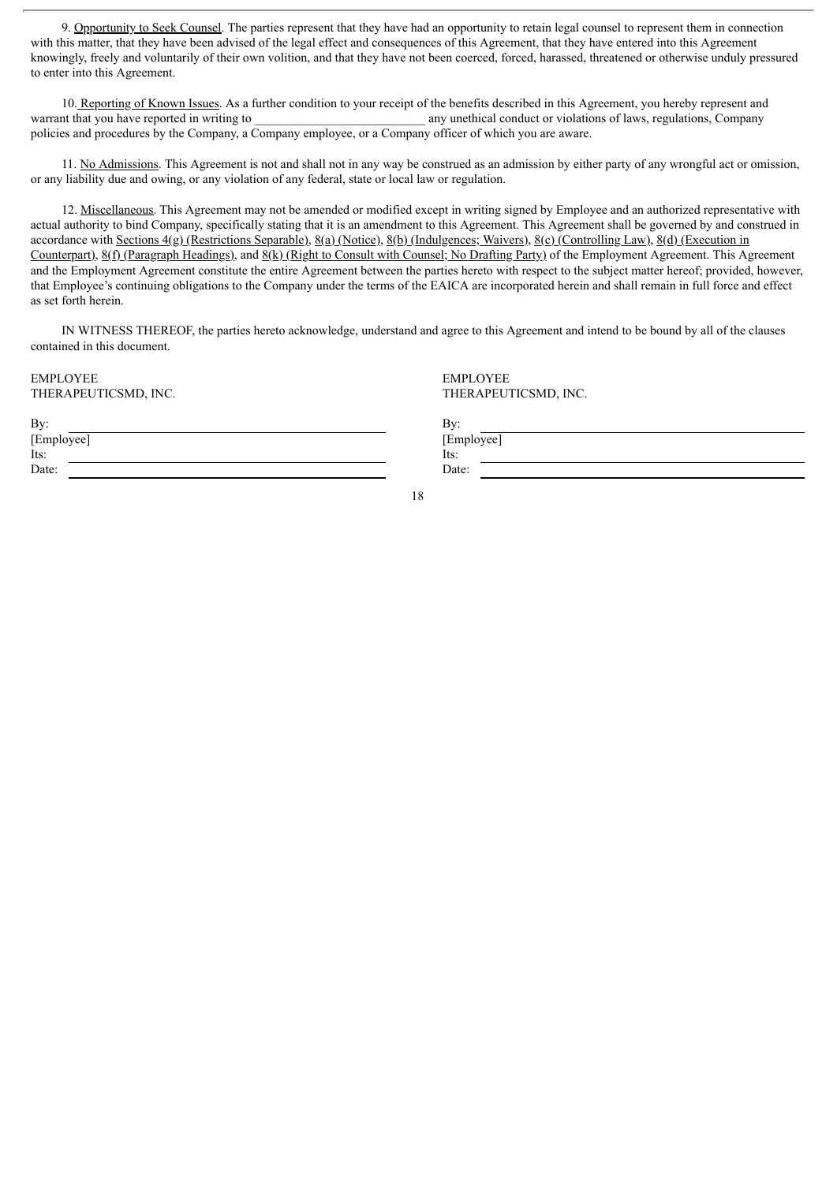9. Opportunity to Seek Counsel. The parties represent that they have had an opportunity to retain legal counsel to represent them in connection with this matter, that they have been advised of the legal effect and consequences of this Agreement, that they have entered into this Agreement knowingly, freely and voluntarily of their own volition, and that they have not been coerced, forced, harassed, threatened or otherwise unduly pressured to enter into this Agreement.

10. Reporting of Known Issues. As a further condition to your receipt of the benefits described in this Agreement, you hereby represent and warrant that you have reported in writing to \_\_\_\_\_\_\_\_\_\_\_\_\_\_\_\_\_\_\_\_\_\_\_\_\_\_\_ any unethical conduct or violations of laws, regulations, Company policies and procedures by the Company, a Company employee, or a Company officer of which you are aware.

11. No Admissions. This Agreement is not and shall not in any way be construed as an admission by either party of any wrongful act or omission, or any liability due and owing, or any violation of any federal, state or local law or regulation.

12. Miscellaneous. This Agreement may not be amended or modified except in writing signed by Employee and an authorized representative with actual authority to bind Company, specifically stating that it is an amendment to this Agreement. This Agreement shall be governed by and construed in accordance with Sections 4(g) (Restrictions Separable), 8(a) (Notice), 8(b) (Indulgences; Waivers), 8(c) (Controlling Law), 8(d) (Execution in Counterpart), 8(f) (Paragraph Headings), and 8(k) (Right to Consult with Counsel; No Drafting Party) of the Employment Agreement. This Agreement and the Employment Agreement constitute the entire Agreement between the parties hereto with respect to the subject matter hereof; provided, however, that Employee's continuing obligations to the Company under the terms of the EAICA are incorporated herein and shall remain in full force and effect as set forth herein.

IN WITNESS THEREOF, the parties hereto acknowledge, understand and agree to this Agreement and intend to be bound by all of the clauses contained in this document.

| EMPLOYEE<br>THERAPEUTICSMD, INC. | EMPLOYEE<br>THERAPEUTICSMD, INC. |
|---|---|
| By: \_\_\_\_\_\_\_\_\_\_\_\_\_\_\_\_ | By: \_\_\_\_\_\_\_\_\_\_\_\_\_\_\_\_ |
| [Employee] | [Employee] |
| Its: \_\_\_\_\_\_\_\_\_\_\_\_\_\_\_\_ | Its: \_\_\_\_\_\_\_\_\_\_\_\_\_\_\_\_ |
| Date: \_\_\_\_\_\_\_\_\_\_\_\_\_\_\_\_ | Date: \_\_\_\_\_\_\_\_\_\_\_\_\_\_\_\_ |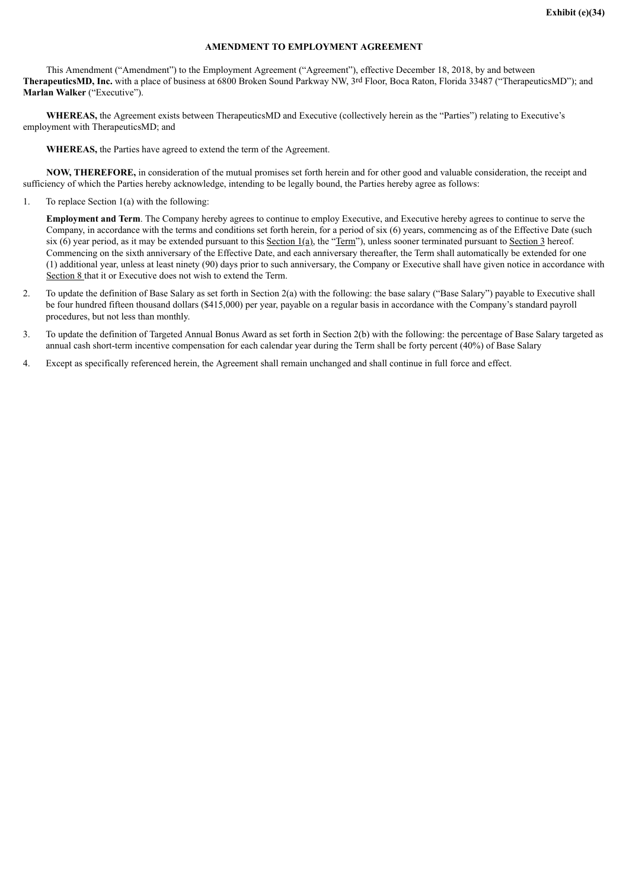Exhibit (e)(34)

**AMENDMENT TO EMPLOYMENT AGREEMENT**

This Amendment ("Amendment") to the Employment Agreement ("Agreement"), effective December 18, 2018, by and between **TherapeuticsMD, Inc.** with a place of business at 6800 Broken Sound Parkway NW, 3rd Floor, Boca Raton, Florida 33487 ("TherapeuticsMD"); and **Marlan Walker** ("Executive").

**WHEREAS,** the Agreement exists between TherapeuticsMD and Executive (collectively herein as the "Parties") relating to Executive's employment with TherapeuticsMD; and

**WHEREAS,** the Parties have agreed to extend the term of the Agreement.

**NOW, THEREFORE,** in consideration of the mutual promises set forth herein and for other good and valuable consideration, the receipt and sufficiency of which the Parties hereby acknowledge, intending to be legally bound, the Parties hereby agree as follows:

1. To replace Section 1(a) with the following:

   **Employment and Term**. The Company hereby agrees to continue to employ Executive, and Executive hereby agrees to continue to serve the Company, in accordance with the terms and conditions set forth herein, for a period of six (6) years, commencing as of the Effective Date (such six (6) year period, as it may be extended pursuant to this Section 1(a), the "Term"), unless sooner terminated pursuant to Section 3 hereof. Commencing on the sixth anniversary of the Effective Date, and each anniversary thereafter, the Term shall automatically be extended for one (1) additional year, unless at least ninety (90) days prior to such anniversary, the Company or Executive shall have given notice in accordance with Section 8 that it or Executive does not wish to extend the Term.

2. To update the definition of Base Salary as set forth in Section 2(a) with the following: the base salary ("Base Salary") payable to Executive shall be four hundred fifteen thousand dollars ($415,000) per year, payable on a regular basis in accordance with the Company's standard payroll procedures, but not less than monthly.

3. To update the definition of Targeted Annual Bonus Award as set forth in Section 2(b) with the following: the percentage of Base Salary targeted as annual cash short-term incentive compensation for each calendar year during the Term shall be forty percent (40%) of Base Salary

4. Except as specifically referenced herein, the Agreement shall remain unchanged and shall continue in full force and effect.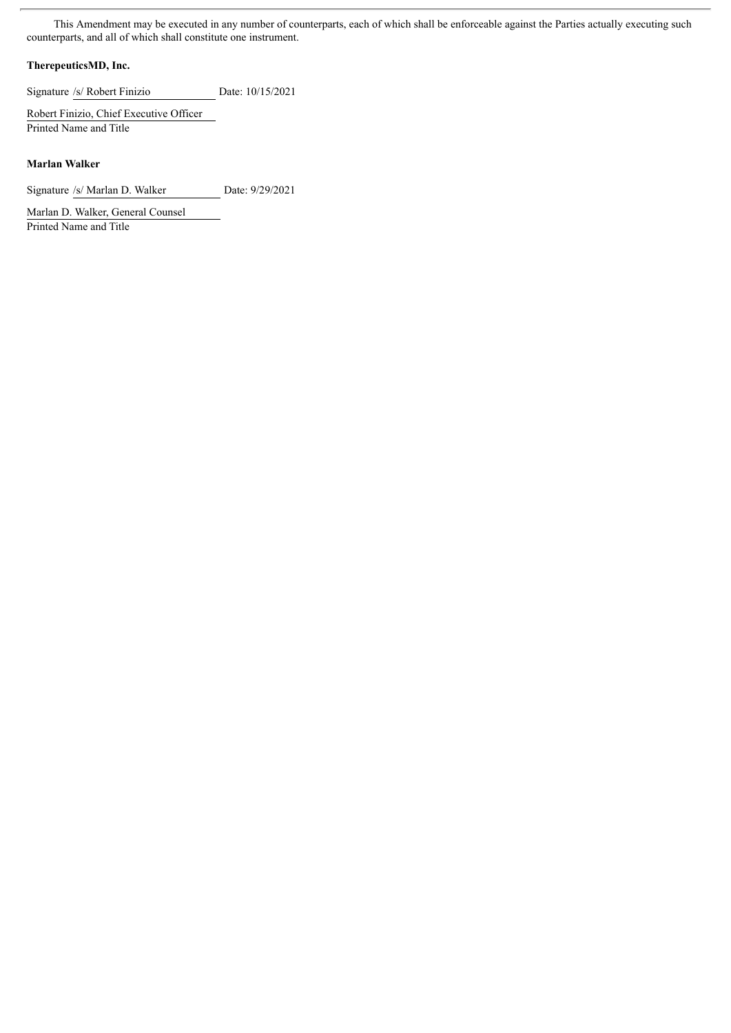This Amendment may be executed in any number of counterparts, each of which shall be enforceable against the Parties actually executing such counterparts, and all of which shall constitute one instrument.

**TherepeuticsMD, Inc.**

Signature /s/ Robert Finizio Date: 10/15/2021

Robert Finizio, Chief Executive Officer
Printed Name and Title

**Marlan Walker**

Signature /s/ Marlan D. Walker Date: 9/29/2021

Marlan D. Walker, General Counsel
Printed Name and Title